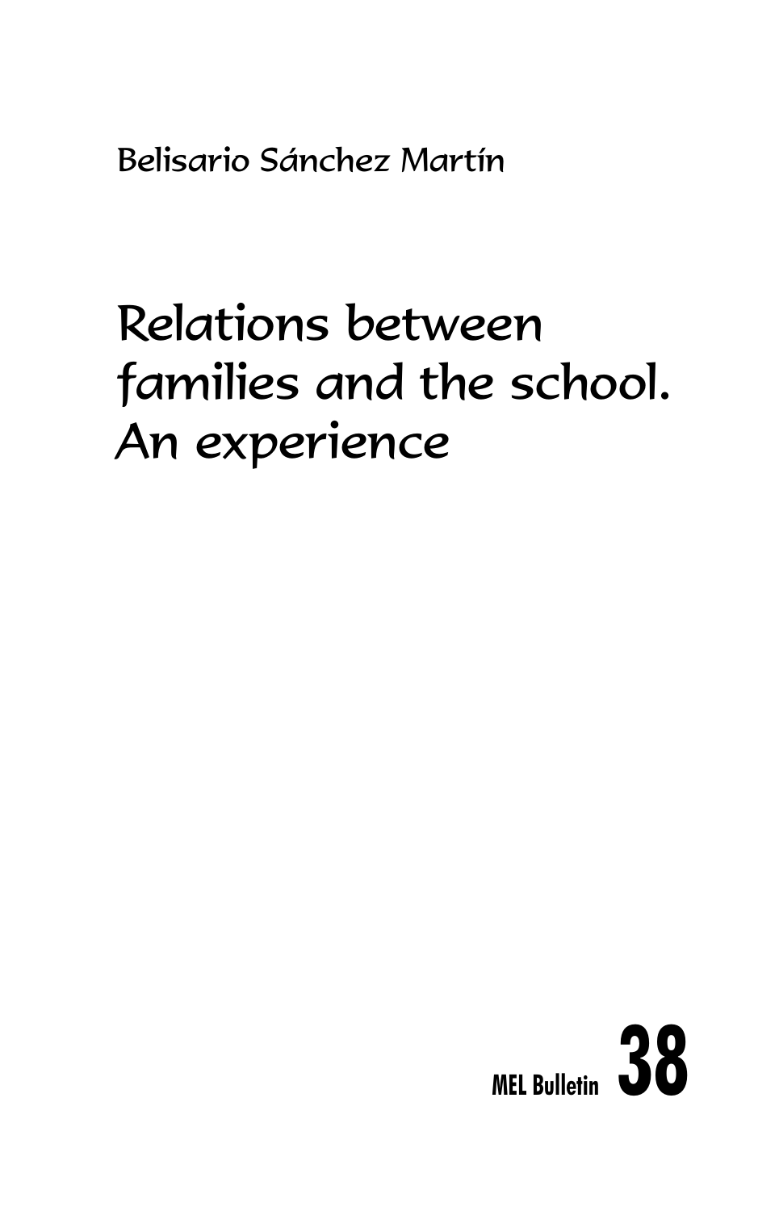Belisario Sánchez Martín

# Relations between families and the school. An experience

MEL Bulletin **38**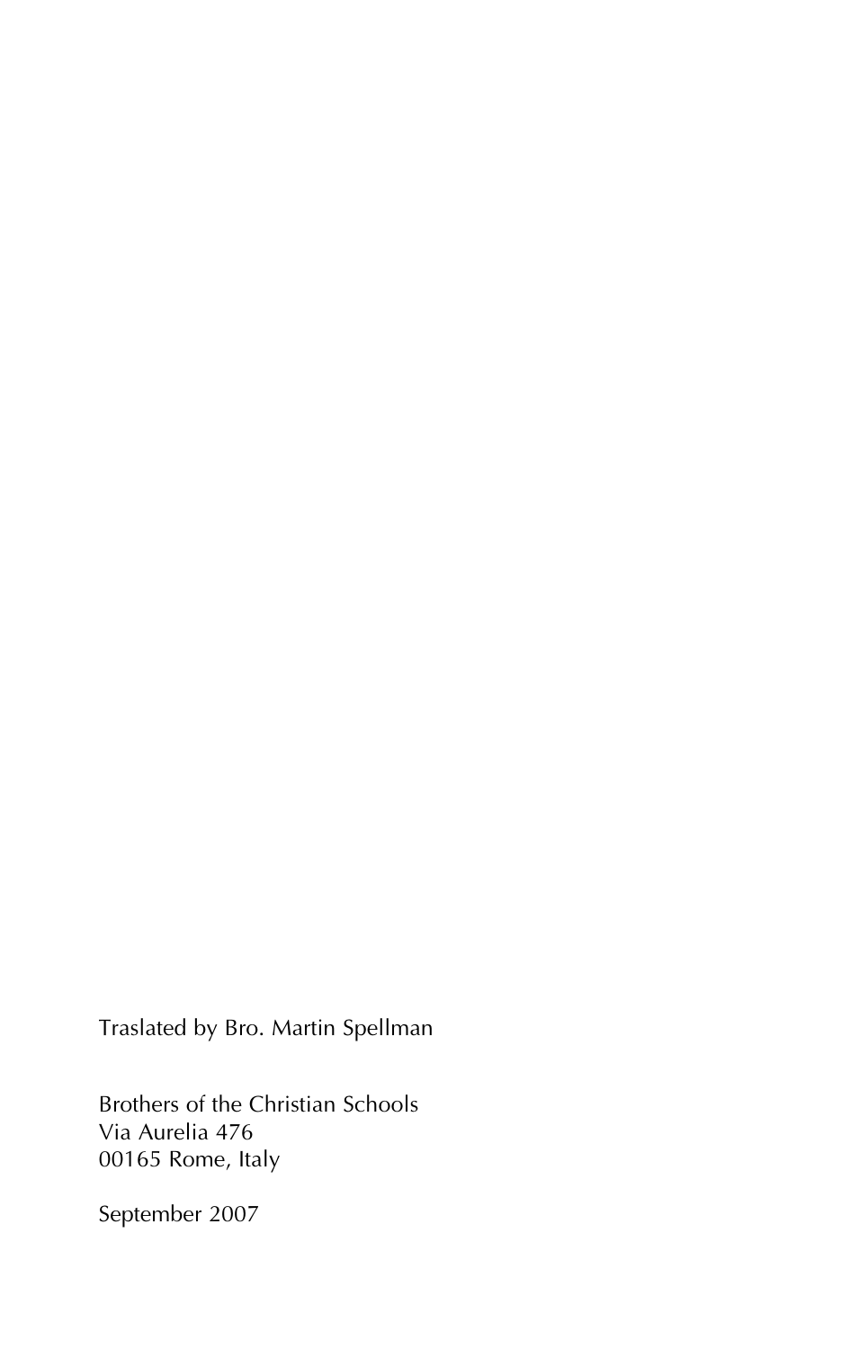Traslated by Bro. Martin Spellman

Brothers of the Christian Schools
Via Aurelia 476
00165 Rome, Italy

September 2007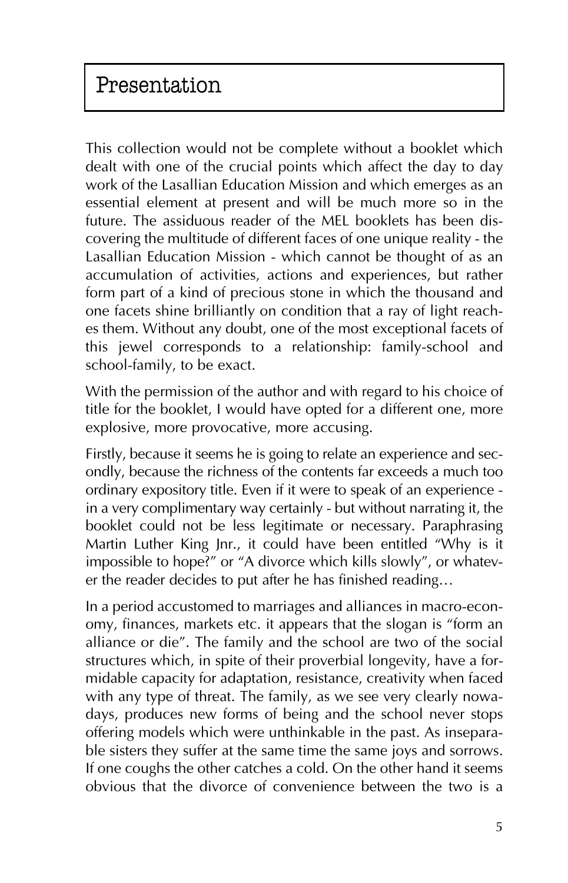# Presentation

This collection would not be complete without a booklet which dealt with one of the crucial points which affect the day to day work of the Lasallian Education Mission and which emerges as an essential element at present and will be much more so in the future. The assiduous reader of the MEL booklets has been discovering the multitude of different faces of one unique reality - the Lasallian Education Mission - which cannot be thought of as an accumulation of activities, actions and experiences, but rather form part of a kind of precious stone in which the thousand and one facets shine brilliantly on condition that a ray of light reaches them. Without any doubt, one of the most exceptional facets of this jewel corresponds to a relationship: family-school and school-family, to be exact.

With the permission of the author and with regard to his choice of title for the booklet, I would have opted for a different one, more explosive, more provocative, more accusing.

Firstly, because it seems he is going to relate an experience and secondly, because the richness of the contents far exceeds a much too ordinary expository title. Even if it were to speak of an experience - in a very complimentary way certainly - but without narrating it, the booklet could not be less legitimate or necessary. Paraphrasing Martin Luther King Jnr., it could have been entitled "Why is it impossible to hope?" or "A divorce which kills slowly", or whatever the reader decides to put after he has finished reading…

In a period accustomed to marriages and alliances in macro-economy, finances, markets etc. it appears that the slogan is "form an alliance or die". The family and the school are two of the social structures which, in spite of their proverbial longevity, have a formidable capacity for adaptation, resistance, creativity when faced with any type of threat. The family, as we see very clearly nowadays, produces new forms of being and the school never stops offering models which were unthinkable in the past. As inseparable sisters they suffer at the same time the same joys and sorrows. If one coughs the other catches a cold. On the other hand it seems obvious that the divorce of convenience between the two is a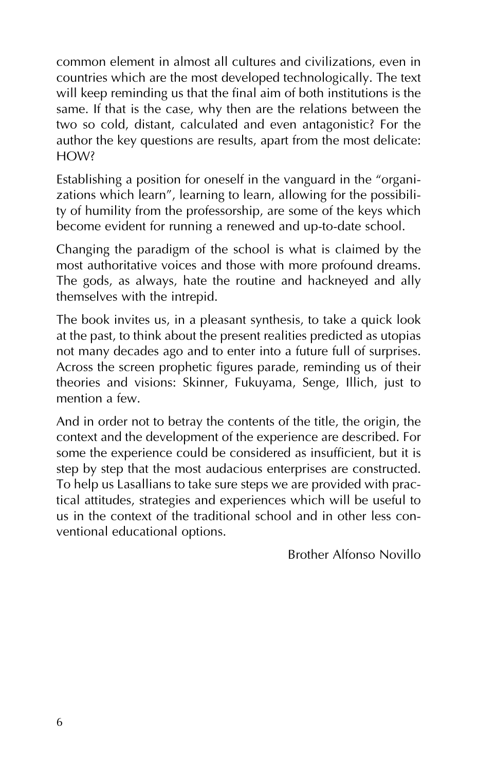common element in almost all cultures and civilizations, even in countries which are the most developed technologically. The text will keep reminding us that the final aim of both institutions is the same. If that is the case, why then are the relations between the two so cold, distant, calculated and even antagonistic? For the author the key questions are results, apart from the most delicate: HOW?

Establishing a position for oneself in the vanguard in the "organizations which learn", learning to learn, allowing for the possibility of humility from the professorship, are some of the keys which become evident for running a renewed and up-to-date school.

Changing the paradigm of the school is what is claimed by the most authoritative voices and those with more profound dreams. The gods, as always, hate the routine and hackneyed and ally themselves with the intrepid.

The book invites us, in a pleasant synthesis, to take a quick look at the past, to think about the present realities predicted as utopias not many decades ago and to enter into a future full of surprises. Across the screen prophetic figures parade, reminding us of their theories and visions: Skinner, Fukuyama, Senge, Illich, just to mention a few.

And in order not to betray the contents of the title, the origin, the context and the development of the experience are described. For some the experience could be considered as insufficient, but it is step by step that the most audacious enterprises are constructed. To help us Lasallians to take sure steps we are provided with practical attitudes, strategies and experiences which will be useful to us in the context of the traditional school and in other less conventional educational options.

Brother Alfonso Novillo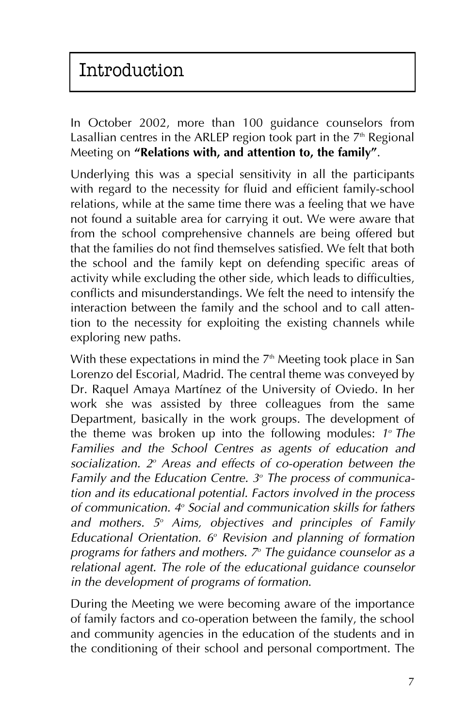# Introduction

In October 2002, more than 100 guidance counselors from Lasallian centres in the ARLEP region took part in the 7th Regional Meeting on **"Relations with, and attention to, the family"**.

Underlying this was a special sensitivity in all the participants with regard to the necessity for fluid and efficient family-school relations, while at the same time there was a feeling that we have not found a suitable area for carrying it out. We were aware that from the school comprehensive channels are being offered but that the families do not find themselves satisfied. We felt that both the school and the family kept on defending specific areas of activity while excluding the other side, which leads to difficulties, conflicts and misunderstandings. We felt the need to intensify the interaction between the family and the school and to call attention to the necessity for exploiting the existing channels while exploring new paths.

With these expectations in mind the 7th Meeting took place in San Lorenzo del Escorial, Madrid. The central theme was conveyed by Dr. Raquel Amaya Martínez of the University of Oviedo. In her work she was assisted by three colleagues from the same Department, basically in the work groups. The development of the theme was broken up into the following modules: *1º The Families and the School Centres as agents of education and socialization. 2º Areas and effects of co-operation between the Family and the Education Centre. 3º The process of communication and its educational potential. Factors involved in the process of communication. 4º Social and communication skills for fathers and mothers. 5º Aims, objectives and principles of Family Educational Orientation. 6º Revision and planning of formation programs for fathers and mothers. 7º The guidance counselor as a relational agent. The role of the educational guidance counselor in the development of programs of formation.*

During the Meeting we were becoming aware of the importance of family factors and co-operation between the family, the school and community agencies in the education of the students and in the conditioning of their school and personal comportment. The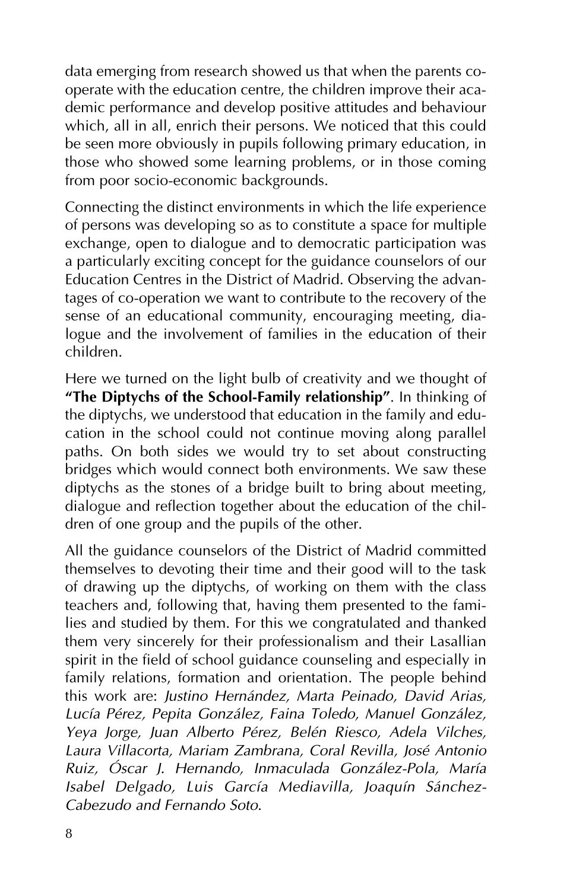data emerging from research showed us that when the parents co-operate with the education centre, the children improve their academic performance and develop positive attitudes and behaviour which, all in all, enrich their persons. We noticed that this could be seen more obviously in pupils following primary education, in those who showed some learning problems, or in those coming from poor socio-economic backgrounds.

Connecting the distinct environments in which the life experience of persons was developing so as to constitute a space for multiple exchange, open to dialogue and to democratic participation was a particularly exciting concept for the guidance counselors of our Education Centres in the District of Madrid. Observing the advantages of co-operation we want to contribute to the recovery of the sense of an educational community, encouraging meeting, dialogue and the involvement of families in the education of their children.

Here we turned on the light bulb of creativity and we thought of **"The Diptychs of the School-Family relationship"**. In thinking of the diptychs, we understood that education in the family and education in the school could not continue moving along parallel paths. On both sides we would try to set about constructing bridges which would connect both environments. We saw these diptychs as the stones of a bridge built to bring about meeting, dialogue and reflection together about the education of the children of one group and the pupils of the other.

All the guidance counselors of the District of Madrid committed themselves to devoting their time and their good will to the task of drawing up the diptychs, of working on them with the class teachers and, following that, having them presented to the families and studied by them. For this we congratulated and thanked them very sincerely for their professionalism and their Lasallian spirit in the field of school guidance counseling and especially in family relations, formation and orientation. The people behind this work are: *Justino Hernández, Marta Peinado, David Arias, Lucía Pérez, Pepita González, Faina Toledo, Manuel González, Yeya Jorge, Juan Alberto Pérez, Belén Riesco, Adela Vilches, Laura Villacorta, Mariam Zambrana, Coral Revilla, José Antonio Ruiz, Óscar J. Hernando, Inmaculada González-Pola, María Isabel Delgado, Luis García Mediavilla, Joaquín Sánchez-Cabezudo and Fernando Soto.*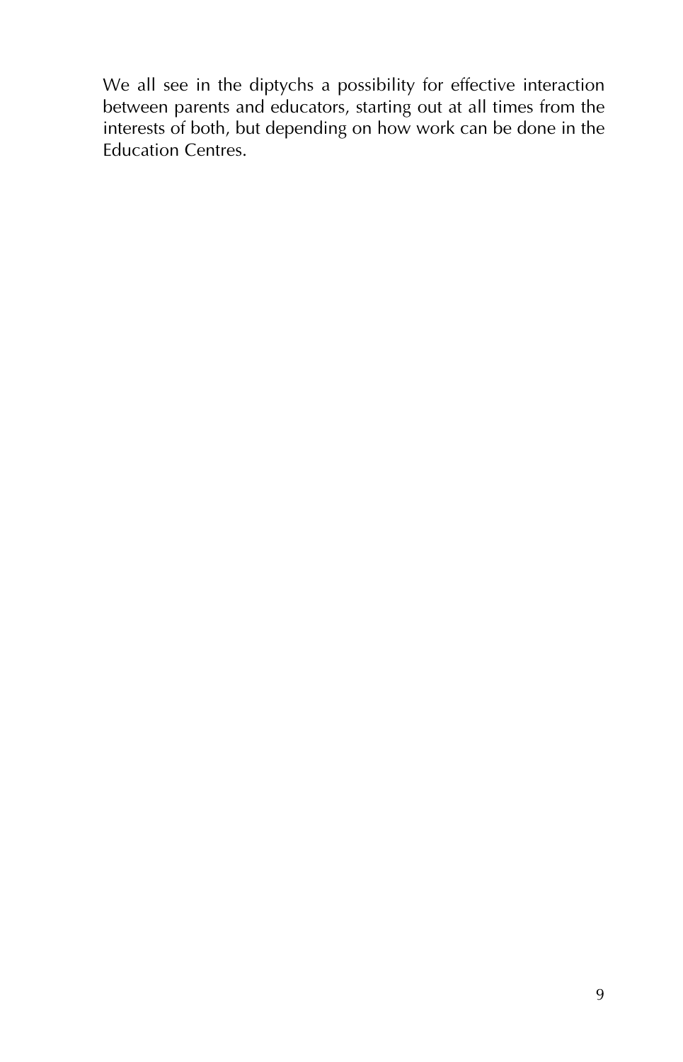We all see in the diptychs a possibility for effective interaction between parents and educators, starting out at all times from the interests of both, but depending on how work can be done in the Education Centres.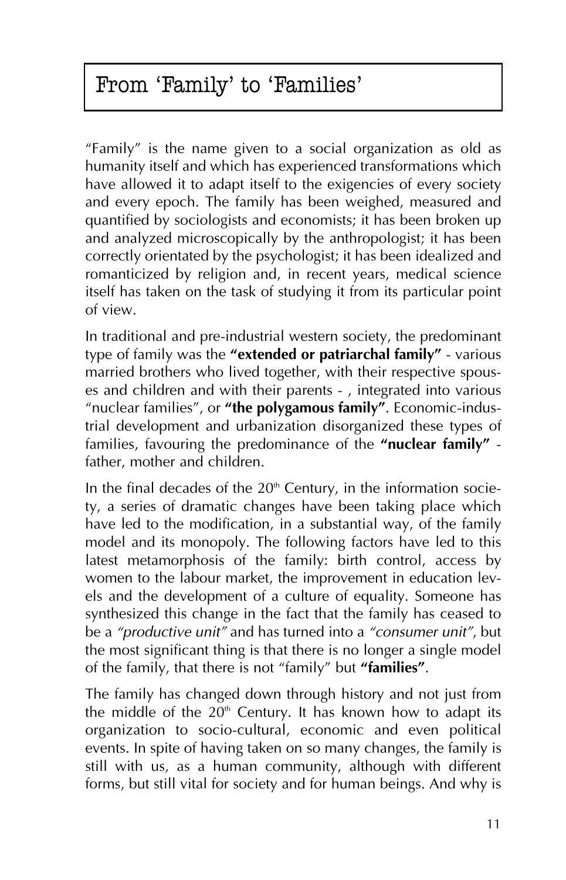# From 'Family' to 'Families'

"Family" is the name given to a social organization as old as humanity itself and which has experienced transformations which have allowed it to adapt itself to the exigencies of every society and every epoch. The family has been weighed, measured and quantified by sociologists and economists; it has been broken up and analyzed microscopically by the anthropologist; it has been correctly orientated by the psychologist; it has been idealized and romanticized by religion and, in recent years, medical science itself has taken on the task of studying it from its particular point of view.

In traditional and pre-industrial western society, the predominant type of family was the **"extended or patriarchal family"** - various married brothers who lived together, with their respective spouses and children and with their parents - , integrated into various "nuclear families", or **"the polygamous family"**. Economic-industrial development and urbanization disorganized these types of families, favouring the predominance of the **"nuclear family"** - father, mother and children.

In the final decades of the 20th Century, in the information society, a series of dramatic changes have been taking place which have led to the modification, in a substantial way, of the family model and its monopoly. The following factors have led to this latest metamorphosis of the family: birth control, access by women to the labour market, the improvement in education levels and the development of a culture of equality. Someone has synthesized this change in the fact that the family has ceased to be a *"productive unit"* and has turned into a *"consumer unit"*, but the most significant thing is that there is no longer a single model of the family, that there is not "family" but **"families"**.

The family has changed down through history and not just from the middle of the 20th Century. It has known how to adapt its organization to socio-cultural, economic and even political events. In spite of having taken on so many changes, the family is still with us, as a human community, although with different forms, but still vital for society and for human beings. And why is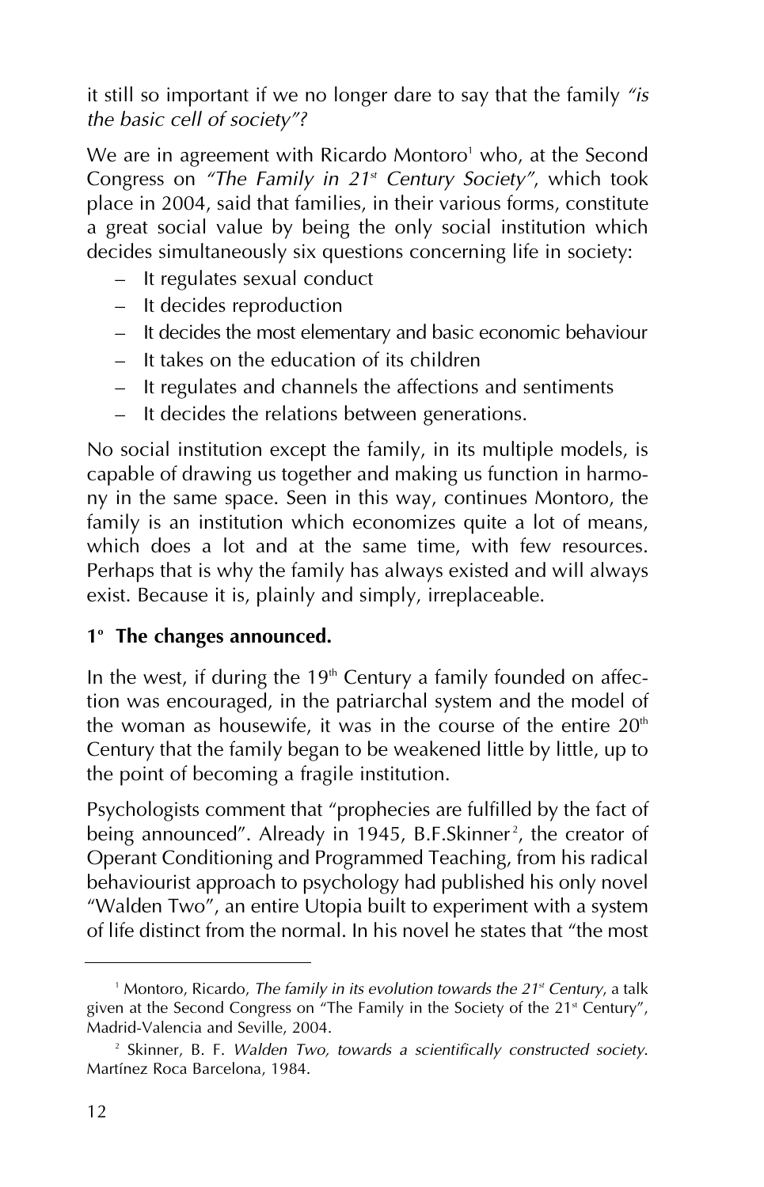it still so important if we no longer dare to say that the family *"is the basic cell of society"?*

We are in agreement with Ricardo Montoro[1] who, at the Second Congress on *"The Family in 21st Century Society"*, which took place in 2004, said that families, in their various forms, constitute a great social value by being the only social institution which decides simultaneously six questions concerning life in society:

– It regulates sexual conduct
– It decides reproduction
– It decides the most elementary and basic economic behaviour
– It takes on the education of its children
– It regulates and channels the affections and sentiments
– It decides the relations between generations.

No social institution except the family, in its multiple models, is capable of drawing us together and making us function in harmony in the same space. Seen in this way, continues Montoro, the family is an institution which economizes quite a lot of means, which does a lot and at the same time, with few resources. Perhaps that is why the family has always existed and will always exist. Because it is, plainly and simply, irreplaceable.

**1º The changes announced.**

In the west, if during the 19th Century a family founded on affection was encouraged, in the patriarchal system and the model of the woman as housewife, it was in the course of the entire 20th Century that the family began to be weakened little by little, up to the point of becoming a fragile institution.

Psychologists comment that "prophecies are fulfilled by the fact of being announced". Already in 1945, B.F.Skinner[2], the creator of Operant Conditioning and Programmed Teaching, from his radical behaviourist approach to psychology had published his only novel "Walden Two", an entire Utopia built to experiment with a system of life distinct from the normal. In his novel he states that "the most

---

[1] Montoro, Ricardo, *The family in its evolution towards the 21st Century*, a talk given at the Second Congress on "The Family in the Society of the 21st Century", Madrid-Valencia and Seville, 2004.

[2] Skinner, B. F. *Walden Two, towards a scientifically constructed society*. Martínez Roca Barcelona, 1984.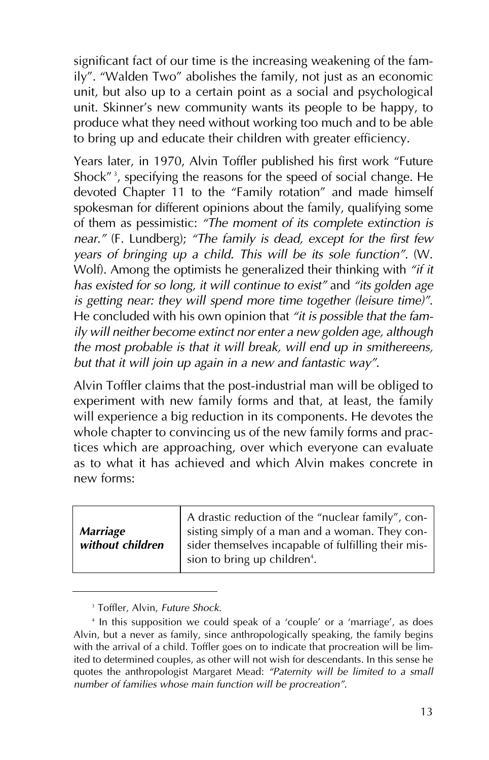significant fact of our time is the increasing weakening of the family". "Walden Two" abolishes the family, not just as an economic unit, but also up to a certain point as a social and psychological unit. Skinner's new community wants its people to be happy, to produce what they need without working too much and to be able to bring up and educate their children with greater efficiency.

Years later, in 1970, Alvin Toffler published his first work "Future Shock"[3], specifying the reasons for the speed of social change. He devoted Chapter 11 to the "Family rotation" and made himself spokesman for different opinions about the family, qualifying some of them as pessimistic: *"The moment of its complete extinction is near."* (F. Lundberg); *"The family is dead, except for the first few years of bringing up a child. This will be its sole function".* (W. Wolf). Among the optimists he generalized their thinking with *"if it has existed for so long, it will continue to exist"* and *"its golden age is getting near: they will spend more time together (leisure time)".* He concluded with his own opinion that *"it is possible that the family will neither become extinct nor enter a new golden age, although the most probable is that it will break, will end up in smithereens, but that it will join up again in a new and fantastic way".*

Alvin Toffler claims that the post-industrial man will be obliged to experiment with new family forms and that, at least, the family will experience a big reduction in its components. He devotes the whole chapter to convincing us of the new family forms and practices which are approaching, over which everyone can evaluate as to what it has achieved and which Alvin makes concrete in new forms:

| | |
|---|---|
| ***Marriage without children*** | A drastic reduction of the "nuclear family", consisting simply of a man and a woman. They consider themselves incapable of fulfilling their mission to bring up children[4]. |

---

[3] Toffler, Alvin, *Future Shock*.

[4] In this supposition we could speak of a 'couple' or a 'marriage', as does Alvin, but a never as family, since anthropologically speaking, the family begins with the arrival of a child. Toffler goes on to indicate that procreation will be limited to determined couples, as other will not wish for descendants. In this sense he quotes the anthropologist Margaret Mead: *"Paternity will be limited to a small number of families whose main function will be procreation".*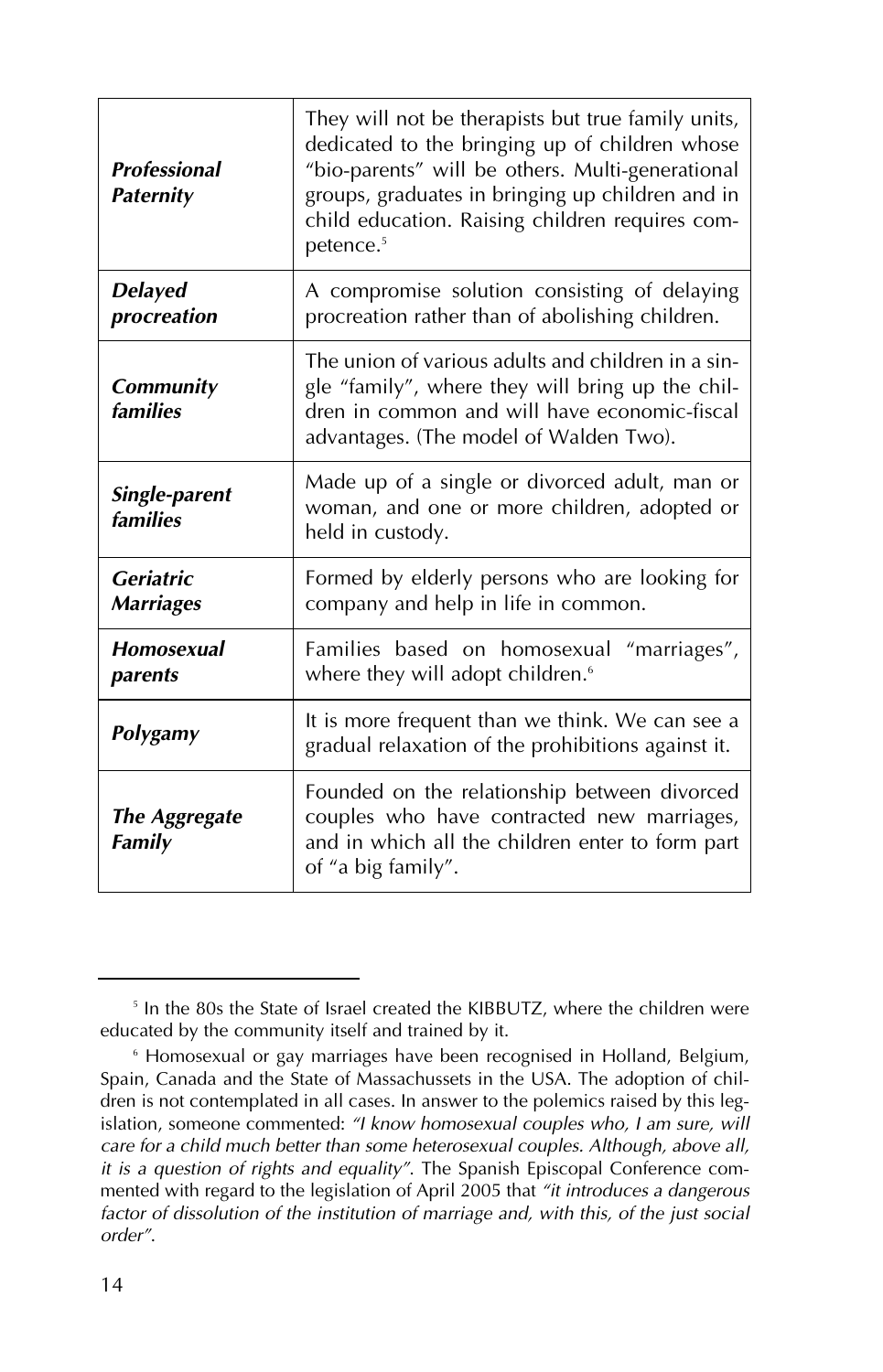| | |
|---|---|
| ***Professional Paternity*** | They will not be therapists but true family units, dedicated to the bringing up of children whose "bio-parents" will be others. Multi-generational groups, graduates in bringing up children and in child education. Raising children requires competence.[5] |
| ***Delayed procreation*** | A compromise solution consisting of delaying procreation rather than of abolishing children. |
| ***Community families*** | The union of various adults and children in a single "family", where they will bring up the children in common and will have economic-fiscal advantages. (The model of Walden Two). |
| ***Single-parent families*** | Made up of a single or divorced adult, man or woman, and one or more children, adopted or held in custody. |
| ***Geriatric Marriages*** | Formed by elderly persons who are looking for company and help in life in common. |
| ***Homosexual parents*** | Families based on homosexual "marriages", where they will adopt children.[6] |
| ***Polygamy*** | It is more frequent than we think. We can see a gradual relaxation of the prohibitions against it. |
| ***The Aggregate Family*** | Founded on the relationship between divorced couples who have contracted new marriages, and in which all the children enter to form part of "a big family". |

---

[5] In the 80s the State of Israel created the KIBBUTZ, where the children were educated by the community itself and trained by it.

[6] Homosexual or gay marriages have been recognised in Holland, Belgium, Spain, Canada and the State of Massachussets in the USA. The adoption of children is not contemplated in all cases. In answer to the polemics raised by this legislation, someone commented: *"I know homosexual couples who, I am sure, will care for a child much better than some heterosexual couples. Although, above all, it is a question of rights and equality"*. The Spanish Episcopal Conference commented with regard to the legislation of April 2005 that *"it introduces a dangerous factor of dissolution of the institution of marriage and, with this, of the just social order"*.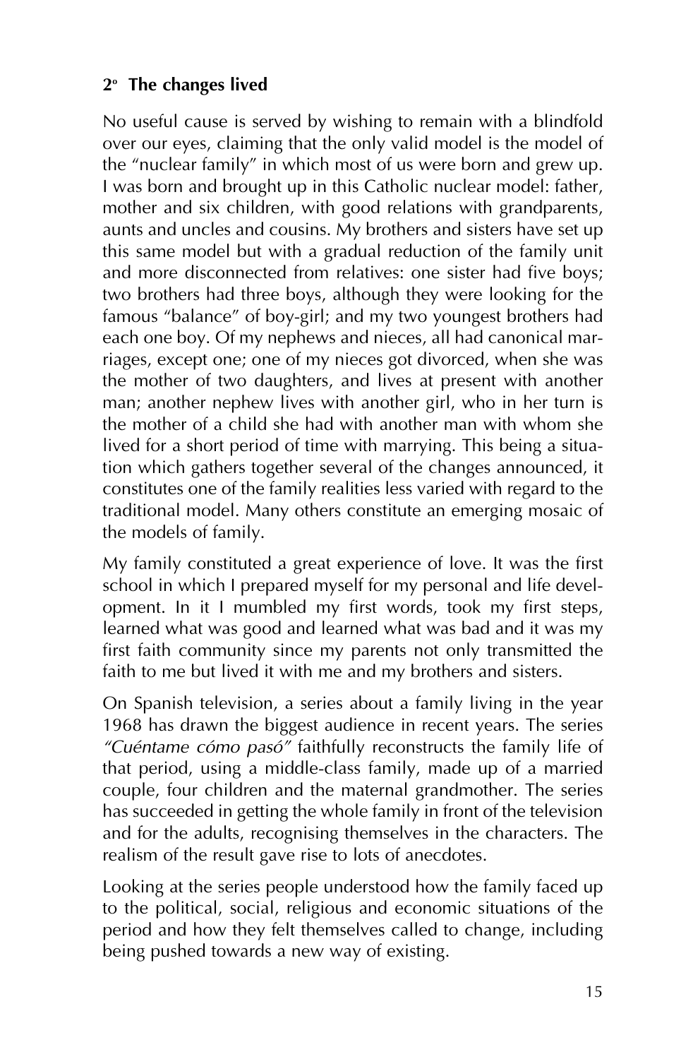### 2º The changes lived

No useful cause is served by wishing to remain with a blindfold over our eyes, claiming that the only valid model is the model of the "nuclear family" in which most of us were born and grew up. I was born and brought up in this Catholic nuclear model: father, mother and six children, with good relations with grandparents, aunts and uncles and cousins. My brothers and sisters have set up this same model but with a gradual reduction of the family unit and more disconnected from relatives: one sister had five boys; two brothers had three boys, although they were looking for the famous "balance" of boy-girl; and my two youngest brothers had each one boy. Of my nephews and nieces, all had canonical marriages, except one; one of my nieces got divorced, when she was the mother of two daughters, and lives at present with another man; another nephew lives with another girl, who in her turn is the mother of a child she had with another man with whom she lived for a short period of time with marrying. This being a situation which gathers together several of the changes announced, it constitutes one of the family realities less varied with regard to the traditional model. Many others constitute an emerging mosaic of the models of family.

My family constituted a great experience of love. It was the first school in which I prepared myself for my personal and life development. In it I mumbled my first words, took my first steps, learned what was good and learned what was bad and it was my first faith community since my parents not only transmitted the faith to me but lived it with me and my brothers and sisters.

On Spanish television, a series about a family living in the year 1968 has drawn the biggest audience in recent years. The series *"Cuéntame cómo pasó"* faithfully reconstructs the family life of that period, using a middle-class family, made up of a married couple, four children and the maternal grandmother. The series has succeeded in getting the whole family in front of the television and for the adults, recognising themselves in the characters. The realism of the result gave rise to lots of anecdotes.

Looking at the series people understood how the family faced up to the political, social, religious and economic situations of the period and how they felt themselves called to change, including being pushed towards a new way of existing.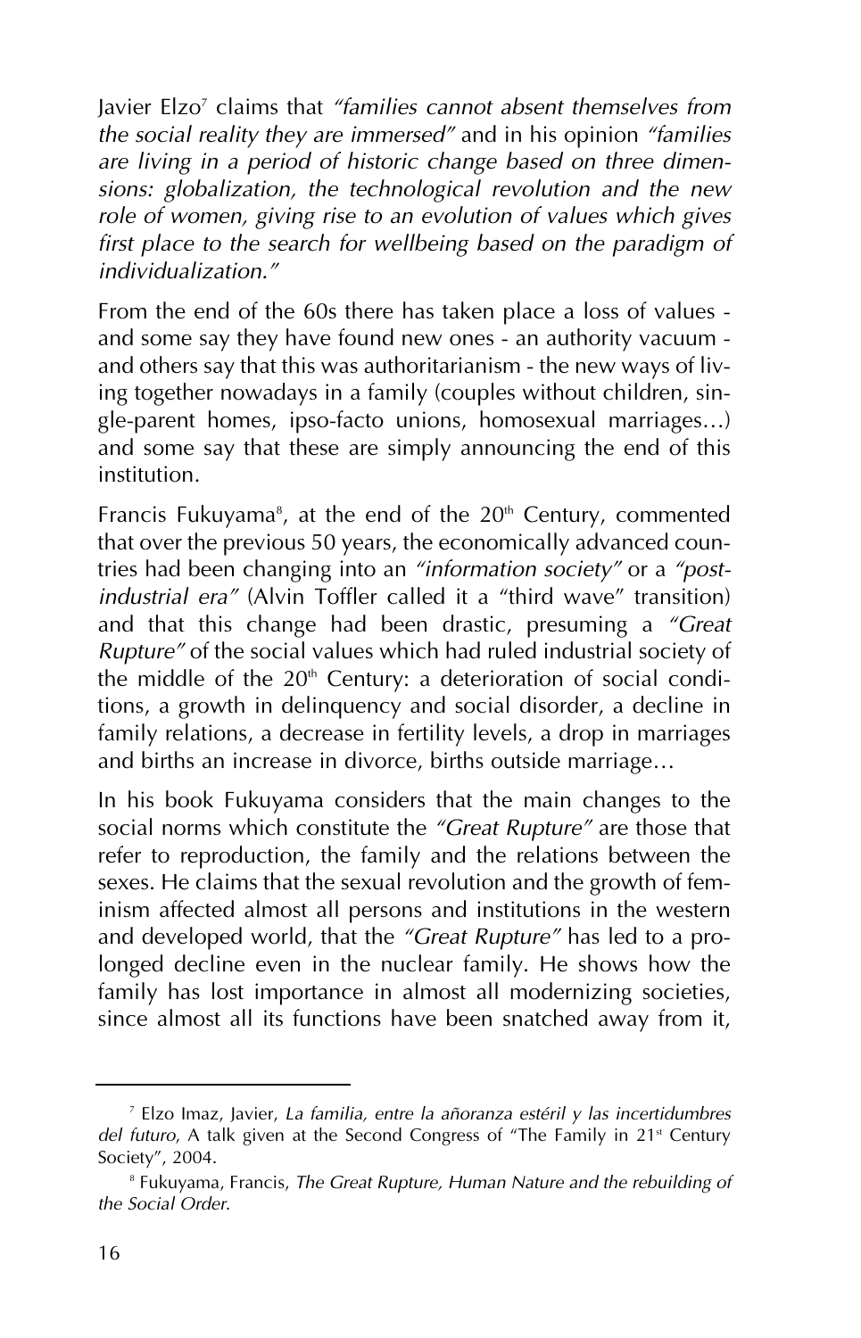Javier Elzo[7] claims that *"families cannot absent themselves from the social reality they are immersed"* and in his opinion *"families are living in a period of historic change based on three dimensions: globalization, the technological revolution and the new role of women, giving rise to an evolution of values which gives first place to the search for wellbeing based on the paradigm of individualization."*

From the end of the 60s there has taken place a loss of values - and some say they have found new ones - an authority vacuum - and others say that this was authoritarianism - the new ways of living together nowadays in a family (couples without children, single-parent homes, ipso-facto unions, homosexual marriages…) and some say that these are simply announcing the end of this institution.

Francis Fukuyama[8], at the end of the 20th Century, commented that over the previous 50 years, the economically advanced countries had been changing into an *"information society"* or a *"post-industrial era"* (Alvin Toffler called it a "third wave" transition) and that this change had been drastic, presuming a *"Great Rupture"* of the social values which had ruled industrial society of the middle of the 20th Century: a deterioration of social conditions, a growth in delinquency and social disorder, a decline in family relations, a decrease in fertility levels, a drop in marriages and births an increase in divorce, births outside marriage…

In his book Fukuyama considers that the main changes to the social norms which constitute the *"Great Rupture"* are those that refer to reproduction, the family and the relations between the sexes. He claims that the sexual revolution and the growth of feminism affected almost all persons and institutions in the western and developed world, that the *"Great Rupture"* has led to a prolonged decline even in the nuclear family. He shows how the family has lost importance in almost all modernizing societies, since almost all its functions have been snatched away from it,

---

[7] Elzo Imaz, Javier, *La familia, entre la añoranza estéril y las incertidumbres del futuro*, A talk given at the Second Congress of "The Family in 21st Century Society", 2004.

[8] Fukuyama, Francis, *The Great Rupture, Human Nature and the rebuilding of the Social Order*.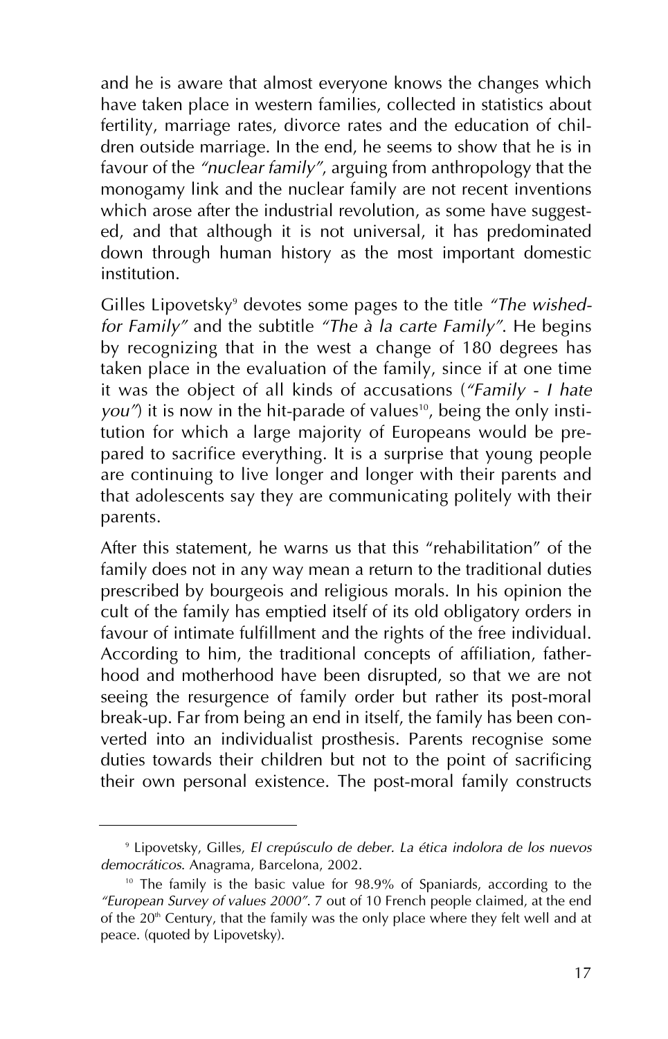and he is aware that almost everyone knows the changes which have taken place in western families, collected in statistics about fertility, marriage rates, divorce rates and the education of children outside marriage. In the end, he seems to show that he is in favour of the *"nuclear family"*, arguing from anthropology that the monogamy link and the nuclear family are not recent inventions which arose after the industrial revolution, as some have suggested, and that although it is not universal, it has predominated down through human history as the most important domestic institution.

Gilles Lipovetsky[9] devotes some pages to the title *"The wished-for Family"* and the subtitle *"The à la carte Family"*. He begins by recognizing that in the west a change of 180 degrees has taken place in the evaluation of the family, since if at one time it was the object of all kinds of accusations (*"Family - I hate you"*) it is now in the hit-parade of values[10], being the only institution for which a large majority of Europeans would be prepared to sacrifice everything. It is a surprise that young people are continuing to live longer and longer with their parents and that adolescents say they are communicating politely with their parents.

After this statement, he warns us that this "rehabilitation" of the family does not in any way mean a return to the traditional duties prescribed by bourgeois and religious morals. In his opinion the cult of the family has emptied itself of its old obligatory orders in favour of intimate fulfillment and the rights of the free individual. According to him, the traditional concepts of affiliation, fatherhood and motherhood have been disrupted, so that we are not seeing the resurgence of family order but rather its post-moral break-up. Far from being an end in itself, the family has been converted into an individualist prosthesis. Parents recognise some duties towards their children but not to the point of sacrificing their own personal existence. The post-moral family constructs

---

[9] Lipovetsky, Gilles, *El crepúsculo de deber. La ética indolora de los nuevos democráticos*. Anagrama, Barcelona, 2002.

[10] The family is the basic value for 98.9% of Spaniards, according to the *"European Survey of values 2000"*. 7 out of 10 French people claimed, at the end of the 20th Century, that the family was the only place where they felt well and at peace. (quoted by Lipovetsky).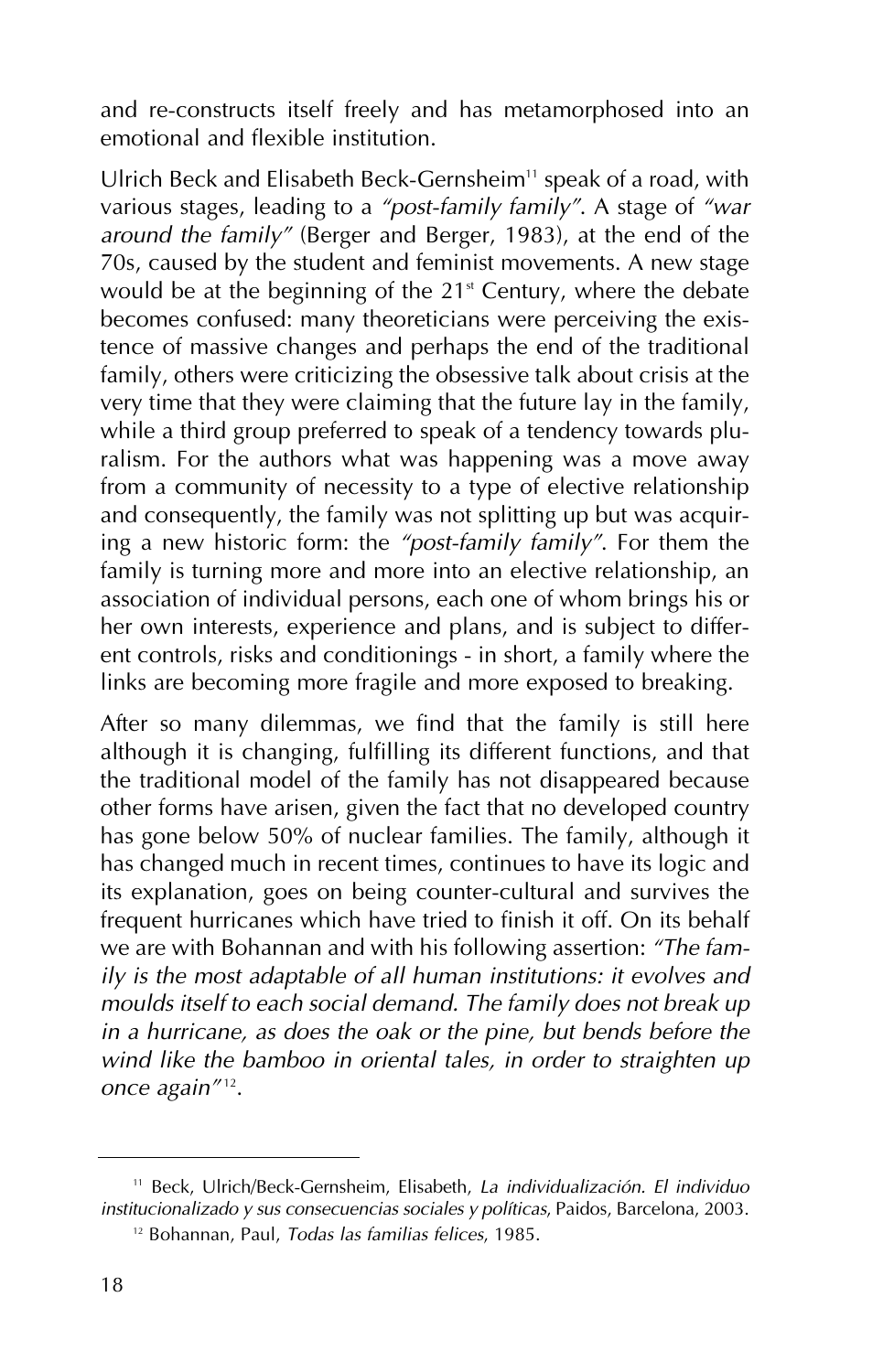and re-constructs itself freely and has metamorphosed into an emotional and flexible institution.

Ulrich Beck and Elisabeth Beck-Gernsheim[11] speak of a road, with various stages, leading to a *"post-family family"*. A stage of *"war around the family"* (Berger and Berger, 1983), at the end of the 70s, caused by the student and feminist movements. A new stage would be at the beginning of the 21st Century, where the debate becomes confused: many theoreticians were perceiving the existence of massive changes and perhaps the end of the traditional family, others were criticizing the obsessive talk about crisis at the very time that they were claiming that the future lay in the family, while a third group preferred to speak of a tendency towards pluralism. For the authors what was happening was a move away from a community of necessity to a type of elective relationship and consequently, the family was not splitting up but was acquiring a new historic form: the *"post-family family"*. For them the family is turning more and more into an elective relationship, an association of individual persons, each one of whom brings his or her own interests, experience and plans, and is subject to different controls, risks and conditionings - in short, a family where the links are becoming more fragile and more exposed to breaking.

After so many dilemmas, we find that the family is still here although it is changing, fulfilling its different functions, and that the traditional model of the family has not disappeared because other forms have arisen, given the fact that no developed country has gone below 50% of nuclear families. The family, although it has changed much in recent times, continues to have its logic and its explanation, goes on being counter-cultural and survives the frequent hurricanes which have tried to finish it off. On its behalf we are with Bohannan and with his following assertion: *"The family is the most adaptable of all human institutions: it evolves and moulds itself to each social demand. The family does not break up in a hurricane, as does the oak or the pine, but bends before the wind like the bamboo in oriental tales, in order to straighten up once again"*[12].

---

[11] Beck, Ulrich/Beck-Gernsheim, Elisabeth, *La individualización. El individuo institucionalizado y sus consecuencias sociales y políticas*, Paidos, Barcelona, 2003.

[12] Bohannan, Paul, *Todas las familias felices*, 1985.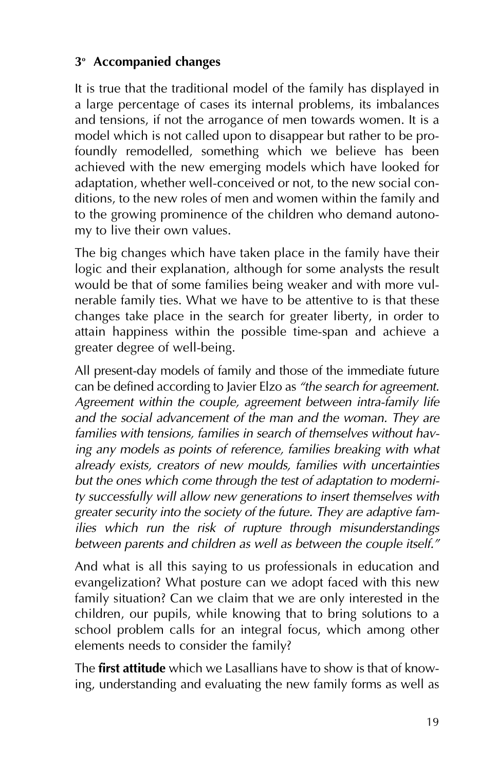### 3º Accompanied changes

It is true that the traditional model of the family has displayed in a large percentage of cases its internal problems, its imbalances and tensions, if not the arrogance of men towards women. It is a model which is not called upon to disappear but rather to be profoundly remodelled, something which we believe has been achieved with the new emerging models which have looked for adaptation, whether well-conceived or not, to the new social conditions, to the new roles of men and women within the family and to the growing prominence of the children who demand autonomy to live their own values.

The big changes which have taken place in the family have their logic and their explanation, although for some analysts the result would be that of some families being weaker and with more vulnerable family ties. What we have to be attentive to is that these changes take place in the search for greater liberty, in order to attain happiness within the possible time-span and achieve a greater degree of well-being.

All present-day models of family and those of the immediate future can be defined according to Javier Elzo as *"the search for agreement. Agreement within the couple, agreement between intra-family life and the social advancement of the man and the woman. They are families with tensions, families in search of themselves without having any models as points of reference, families breaking with what already exists, creators of new moulds, families with uncertainties but the ones which come through the test of adaptation to modernity successfully will allow new generations to insert themselves with greater security into the society of the future. They are adaptive families which run the risk of rupture through misunderstandings between parents and children as well as between the couple itself."*

And what is all this saying to us professionals in education and evangelization? What posture can we adopt faced with this new family situation? Can we claim that we are only interested in the children, our pupils, while knowing that to bring solutions to a school problem calls for an integral focus, which among other elements needs to consider the family?

The **first attitude** which we Lasallians have to show is that of knowing, understanding and evaluating the new family forms as well as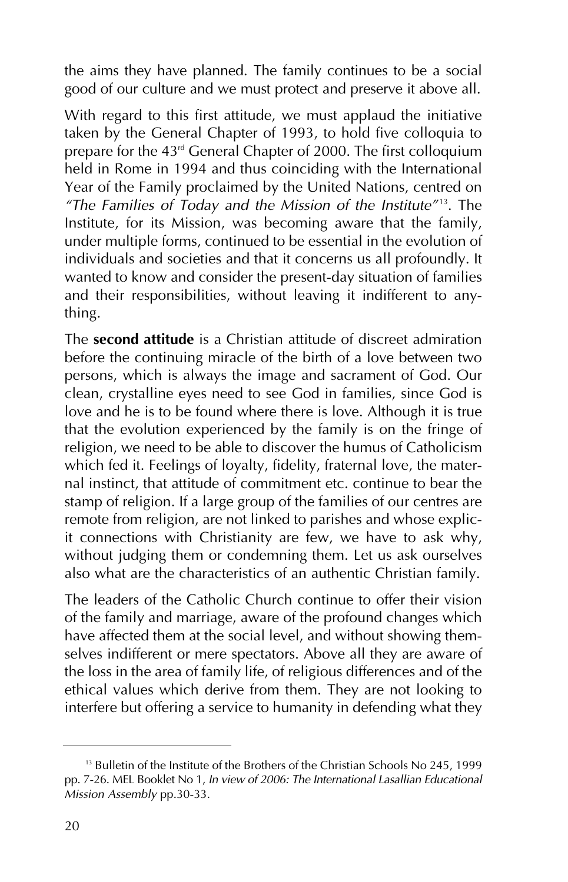the aims they have planned. The family continues to be a social good of our culture and we must protect and preserve it above all.

With regard to this first attitude, we must applaud the initiative taken by the General Chapter of 1993, to hold five colloquia to prepare for the 43rd General Chapter of 2000. The first colloquium held in Rome in 1994 and thus coinciding with the International Year of the Family proclaimed by the United Nations, centred on *"The Families of Today and the Mission of the Institute"*[13]. The Institute, for its Mission, was becoming aware that the family, under multiple forms, continued to be essential in the evolution of individuals and societies and that it concerns us all profoundly. It wanted to know and consider the present-day situation of families and their responsibilities, without leaving it indifferent to anything.

The **second attitude** is a Christian attitude of discreet admiration before the continuing miracle of the birth of a love between two persons, which is always the image and sacrament of God. Our clean, crystalline eyes need to see God in families, since God is love and he is to be found where there is love. Although it is true that the evolution experienced by the family is on the fringe of religion, we need to be able to discover the humus of Catholicism which fed it. Feelings of loyalty, fidelity, fraternal love, the maternal instinct, that attitude of commitment etc. continue to bear the stamp of religion. If a large group of the families of our centres are remote from religion, are not linked to parishes and whose explicit connections with Christianity are few, we have to ask why, without judging them or condemning them. Let us ask ourselves also what are the characteristics of an authentic Christian family.

The leaders of the Catholic Church continue to offer their vision of the family and marriage, aware of the profound changes which have affected them at the social level, and without showing themselves indifferent or mere spectators. Above all they are aware of the loss in the area of family life, of religious differences and of the ethical values which derive from them. They are not looking to interfere but offering a service to humanity in defending what they

---

[13] Bulletin of the Institute of the Brothers of the Christian Schools No 245, 1999 pp. 7-26. MEL Booklet No 1, *In view of 2006: The International Lasallian Educational Mission Assembly* pp.30-33.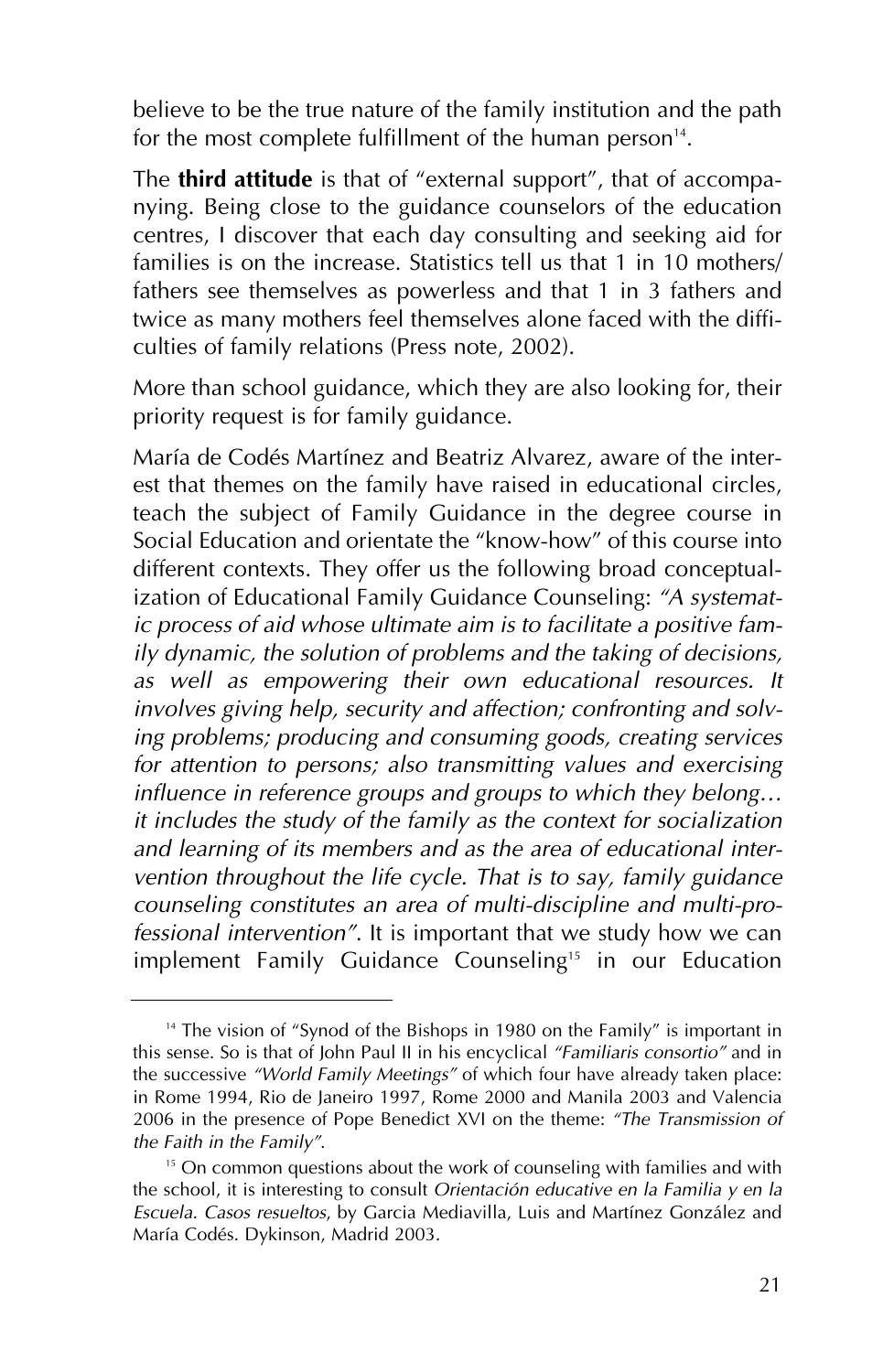believe to be the true nature of the family institution and the path for the most complete fulfillment of the human person[14].

The **third attitude** is that of "external support", that of accompanying. Being close to the guidance counselors of the education centres, I discover that each day consulting and seeking aid for families is on the increase. Statistics tell us that 1 in 10 mothers/ fathers see themselves as powerless and that 1 in 3 fathers and twice as many mothers feel themselves alone faced with the difficulties of family relations (Press note, 2002).

More than school guidance, which they are also looking for, their priority request is for family guidance.

María de Codés Martínez and Beatriz Alvarez, aware of the interest that themes on the family have raised in educational circles, teach the subject of Family Guidance in the degree course in Social Education and orientate the "know-how" of this course into different contexts. They offer us the following broad conceptualization of Educational Family Guidance Counseling: *"A systematic process of aid whose ultimate aim is to facilitate a positive family dynamic, the solution of problems and the taking of decisions, as well as empowering their own educational resources. It involves giving help, security and affection; confronting and solving problems; producing and consuming goods, creating services for attention to persons; also transmitting values and exercising influence in reference groups and groups to which they belong… it includes the study of the family as the context for socialization and learning of its members and as the area of educational intervention throughout the life cycle. That is to say, family guidance counseling constitutes an area of multi-discipline and multi-professional intervention"*. It is important that we study how we can implement Family Guidance Counseling[15] in our Education

---

[14] The vision of "Synod of the Bishops in 1980 on the Family" is important in this sense. So is that of John Paul II in his encyclical *"Familiaris consortio"* and in the successive *"World Family Meetings"* of which four have already taken place: in Rome 1994, Rio de Janeiro 1997, Rome 2000 and Manila 2003 and Valencia 2006 in the presence of Pope Benedict XVI on the theme: *"The Transmission of the Faith in the Family"*.

[15] On common questions about the work of counseling with families and with the school, it is interesting to consult *Orientación educative en la Familia y en la Escuela. Casos resueltos*, by Garcia Mediavilla, Luis and Martínez González and María Codés. Dykinson, Madrid 2003.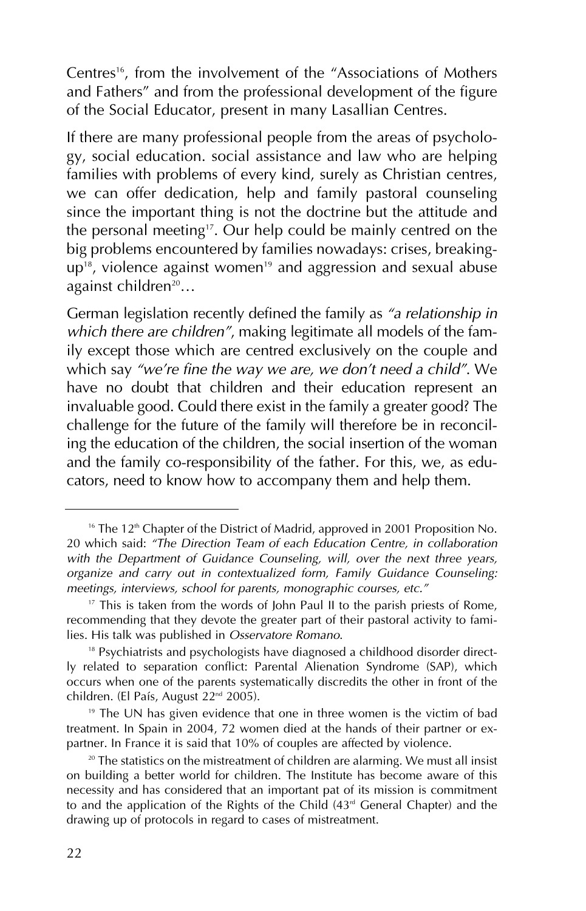Centres[16], from the involvement of the "Associations of Mothers and Fathers" and from the professional development of the figure of the Social Educator, present in many Lasallian Centres.

If there are many professional people from the areas of psychology, social education. social assistance and law who are helping families with problems of every kind, surely as Christian centres, we can offer dedication, help and family pastoral counseling since the important thing is not the doctrine but the attitude and the personal meeting[17]. Our help could be mainly centred on the big problems encountered by families nowadays: crises, breaking-up[18], violence against women[19] and aggression and sexual abuse against children[20]…

German legislation recently defined the family as *"a relationship in which there are children"*, making legitimate all models of the family except those which are centred exclusively on the couple and which say *"we're fine the way we are, we don't need a child"*. We have no doubt that children and their education represent an invaluable good. Could there exist in the family a greater good? The challenge for the future of the family will therefore be in reconciling the education of the children, the social insertion of the woman and the family co-responsibility of the father. For this, we, as educators, need to know how to accompany them and help them.

---

[16] The 12th Chapter of the District of Madrid, approved in 2001 Proposition No. 20 which said: *"The Direction Team of each Education Centre, in collaboration with the Department of Guidance Counseling, will, over the next three years, organize and carry out in contextualized form, Family Guidance Counseling: meetings, interviews, school for parents, monographic courses, etc."*

[17] This is taken from the words of John Paul II to the parish priests of Rome, recommending that they devote the greater part of their pastoral activity to families. His talk was published in *Osservatore Romano*.

[18] Psychiatrists and psychologists have diagnosed a childhood disorder directly related to separation conflict: Parental Alienation Syndrome (SAP), which occurs when one of the parents systematically discredits the other in front of the children. (El País, August 22nd 2005).

[19] The UN has given evidence that one in three women is the victim of bad treatment. In Spain in 2004, 72 women died at the hands of their partner or ex-partner. In France it is said that 10% of couples are affected by violence.

[20] The statistics on the mistreatment of children are alarming. We must all insist on building a better world for children. The Institute has become aware of this necessity and has considered that an important pat of its mission is commitment to and the application of the Rights of the Child (43rd General Chapter) and the drawing up of protocols in regard to cases of mistreatment.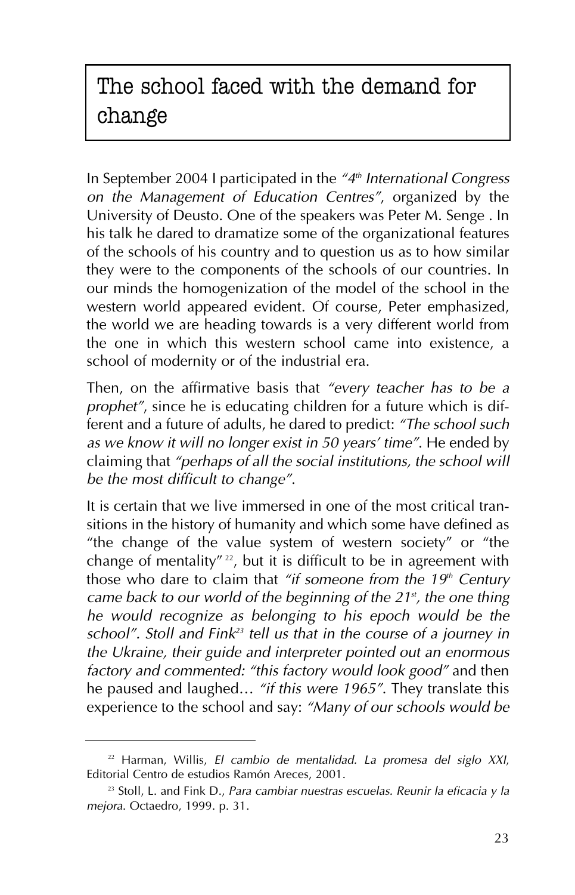# The school faced with the demand for change

In September 2004 I participated in the *"4th International Congress on the Management of Education Centres"*, organized by the University of Deusto. One of the speakers was Peter M. Senge . In his talk he dared to dramatize some of the organizational features of the schools of his country and to question us as to how similar they were to the components of the schools of our countries. In our minds the homogenization of the model of the school in the western world appeared evident. Of course, Peter emphasized, the world we are heading towards is a very different world from the one in which this western school came into existence, a school of modernity or of the industrial era.

Then, on the affirmative basis that *"every teacher has to be a prophet"*, since he is educating children for a future which is different and a future of adults, he dared to predict: *"The school such as we know it will no longer exist in 50 years' time"*. He ended by claiming that *"perhaps of all the social institutions, the school will be the most difficult to change"*.

It is certain that we live immersed in one of the most critical transitions in the history of humanity and which some have defined as "the change of the value system of western society" or "the change of mentality" [22], but it is difficult to be in agreement with those who dare to claim that *"if someone from the 19th Century came back to our world of the beginning of the 21st, the one thing he would recognize as belonging to his epoch would be the school". Stoll and Fink[23] tell us that in the course of a journey in the Ukraine, their guide and interpreter pointed out an enormous factory and commented: "this factory would look good"* and then he paused and laughed… *"if this were 1965"*. They translate this experience to the school and say: *"Many of our schools would be*

---

[22] Harman, Willis, *El cambio de mentalidad. La promesa del siglo XXI*, Editorial Centro de estudios Ramón Areces, 2001.

[23] Stoll, L. and Fink D., *Para cambiar nuestras escuelas. Reunir la eficacia y la mejora*. Octaedro, 1999. p. 31.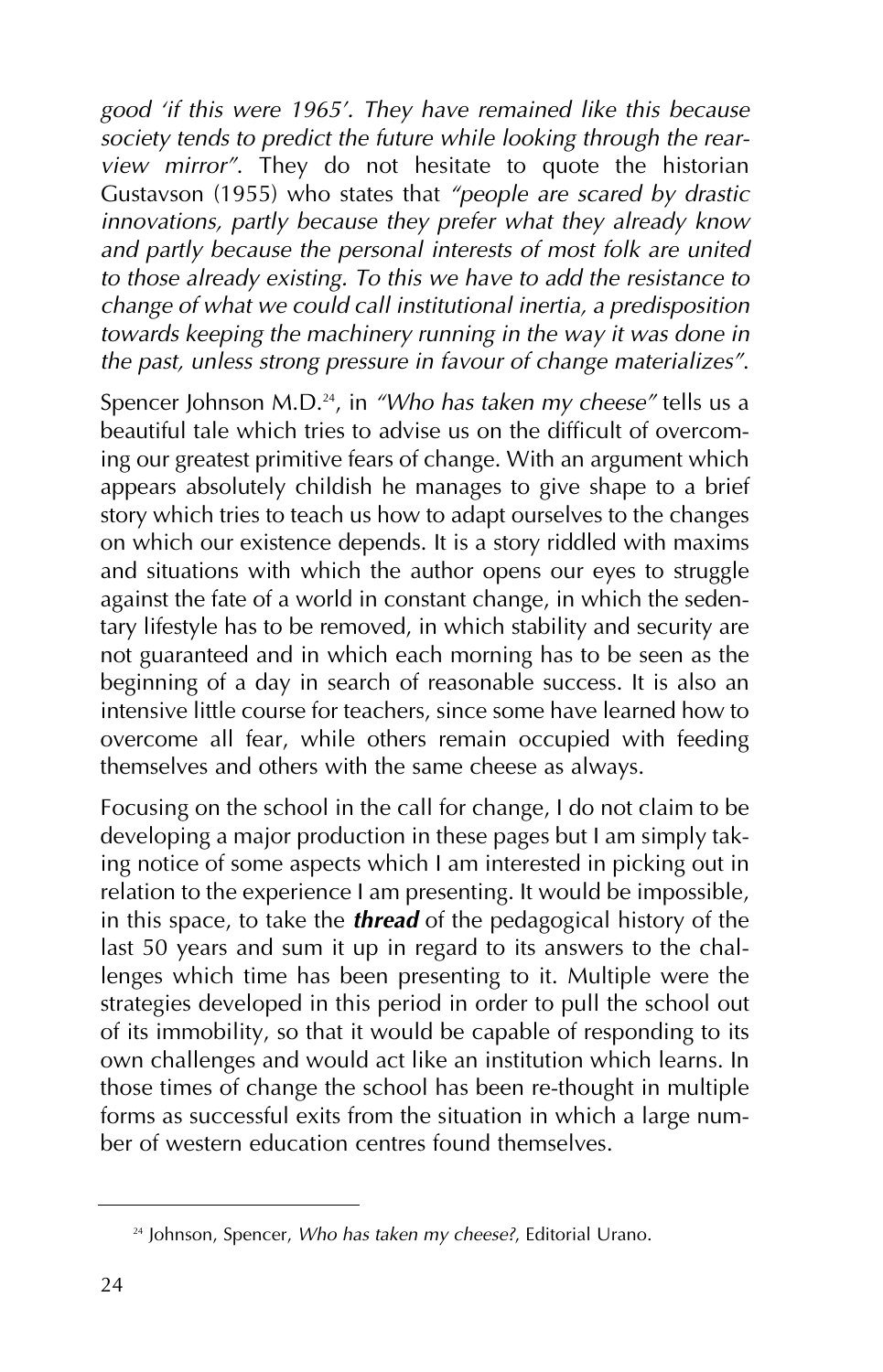*good 'if this were 1965'. They have remained like this because society tends to predict the future while looking through the rear-view mirror".* They do not hesitate to quote the historian Gustavson (1955) who states that *"people are scared by drastic innovations, partly because they prefer what they already know and partly because the personal interests of most folk are united to those already existing. To this we have to add the resistance to change of what we could call institutional inertia, a predisposition towards keeping the machinery running in the way it was done in the past, unless strong pressure in favour of change materializes".*

Spencer Johnson M.D.[24], in *"Who has taken my cheese"* tells us a beautiful tale which tries to advise us on the difficult of overcoming our greatest primitive fears of change. With an argument which appears absolutely childish he manages to give shape to a brief story which tries to teach us how to adapt ourselves to the changes on which our existence depends. It is a story riddled with maxims and situations with which the author opens our eyes to struggle against the fate of a world in constant change, in which the sedentary lifestyle has to be removed, in which stability and security are not guaranteed and in which each morning has to be seen as the beginning of a day in search of reasonable success. It is also an intensive little course for teachers, since some have learned how to overcome all fear, while others remain occupied with feeding themselves and others with the same cheese as always.

Focusing on the school in the call for change, I do not claim to be developing a major production in these pages but I am simply taking notice of some aspects which I am interested in picking out in relation to the experience I am presenting. It would be impossible, in this space, to take the ***thread*** of the pedagogical history of the last 50 years and sum it up in regard to its answers to the challenges which time has been presenting to it. Multiple were the strategies developed in this period in order to pull the school out of its immobility, so that it would be capable of responding to its own challenges and would act like an institution which learns. In those times of change the school has been re-thought in multiple forms as successful exits from the situation in which a large number of western education centres found themselves.

---

[24] Johnson, Spencer, *Who has taken my cheese?*, Editorial Urano.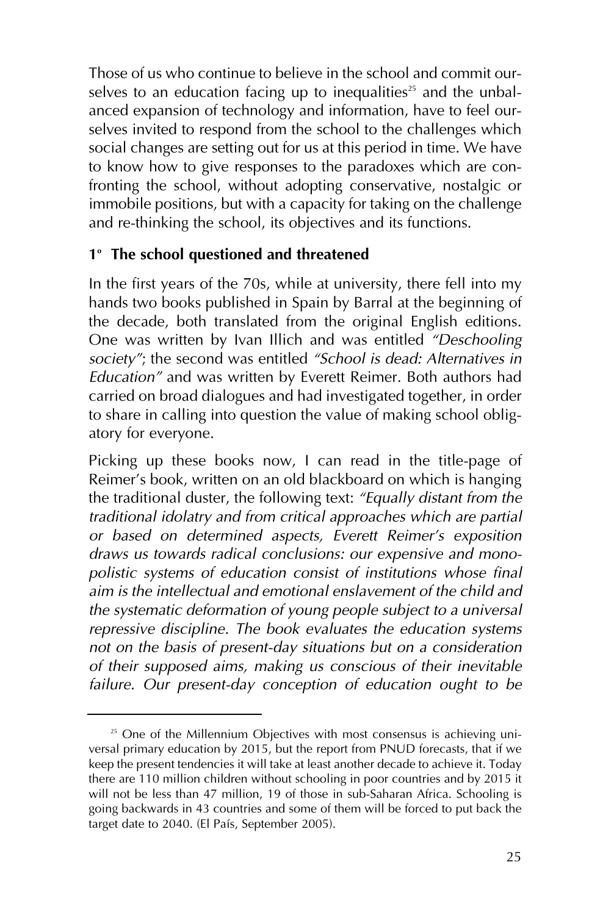Those of us who continue to believe in the school and commit ourselves to an education facing up to inequalities[25] and the unbalanced expansion of technology and information, have to feel ourselves invited to respond from the school to the challenges which social changes are setting out for us at this period in time. We have to know how to give responses to the paradoxes which are confronting the school, without adopting conservative, nostalgic or immobile positions, but with a capacity for taking on the challenge and re-thinking the school, its objectives and its functions.

### 1º The school questioned and threatened

In the first years of the 70s, while at university, there fell into my hands two books published in Spain by Barral at the beginning of the decade, both translated from the original English editions. One was written by Ivan Illich and was entitled *"Deschooling society"*; the second was entitled *"School is dead: Alternatives in Education"* and was written by Everett Reimer. Both authors had carried on broad dialogues and had investigated together, in order to share in calling into question the value of making school obligatory for everyone.

Picking up these books now, I can read in the title-page of Reimer's book, written on an old blackboard on which is hanging the traditional duster, the following text: *"Equally distant from the traditional idolatry and from critical approaches which are partial or based on determined aspects, Everett Reimer's exposition draws us towards radical conclusions: our expensive and monopolistic systems of education consist of institutions whose final aim is the intellectual and emotional enslavement of the child and the systematic deformation of young people subject to a universal repressive discipline. The book evaluates the education systems not on the basis of present-day situations but on a consideration of their supposed aims, making us conscious of their inevitable failure. Our present-day conception of education ought to be*

---

[25] One of the Millennium Objectives with most consensus is achieving universal primary education by 2015, but the report from PNUD forecasts, that if we keep the present tendencies it will take at least another decade to achieve it. Today there are 110 million children without schooling in poor countries and by 2015 it will not be less than 47 million, 19 of those in sub-Saharan Africa. Schooling is going backwards in 43 countries and some of them will be forced to put back the target date to 2040. (El País, September 2005).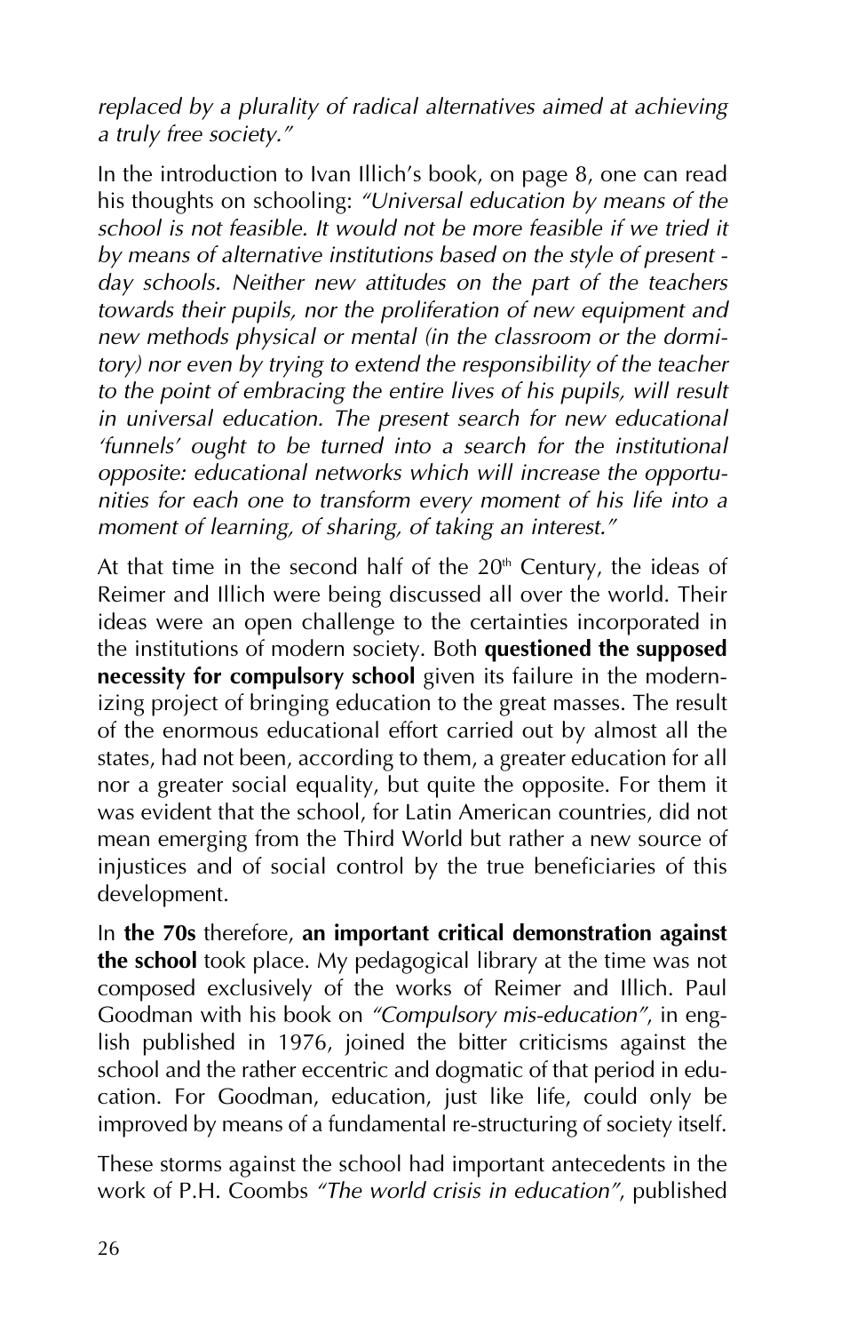*replaced by a plurality of radical alternatives aimed at achieving a truly free society."*

In the introduction to Ivan Illich's book, on page 8, one can read his thoughts on schooling: *"Universal education by means of the school is not feasible. It would not be more feasible if we tried it by means of alternative institutions based on the style of present - day schools. Neither new attitudes on the part of the teachers towards their pupils, nor the proliferation of new equipment and new methods physical or mental (in the classroom or the dormitory) nor even by trying to extend the responsibility of the teacher to the point of embracing the entire lives of his pupils, will result in universal education. The present search for new educational 'funnels' ought to be turned into a search for the institutional opposite: educational networks which will increase the opportunities for each one to transform every moment of his life into a moment of learning, of sharing, of taking an interest."*

At that time in the second half of the 20th Century, the ideas of Reimer and Illich were being discussed all over the world. Their ideas were an open challenge to the certainties incorporated in the institutions of modern society. Both **questioned the supposed necessity for compulsory school** given its failure in the modernizing project of bringing education to the great masses. The result of the enormous educational effort carried out by almost all the states, had not been, according to them, a greater education for all nor a greater social equality, but quite the opposite. For them it was evident that the school, for Latin American countries, did not mean emerging from the Third World but rather a new source of injustices and of social control by the true beneficiaries of this development.

In **the 70s** therefore, **an important critical demonstration against the school** took place. My pedagogical library at the time was not composed exclusively of the works of Reimer and Illich. Paul Goodman with his book on *"Compulsory mis-education"*, in english published in 1976, joined the bitter criticisms against the school and the rather eccentric and dogmatic of that period in education. For Goodman, education, just like life, could only be improved by means of a fundamental re-structuring of society itself.

These storms against the school had important antecedents in the work of P.H. Coombs *"The world crisis in education"*, published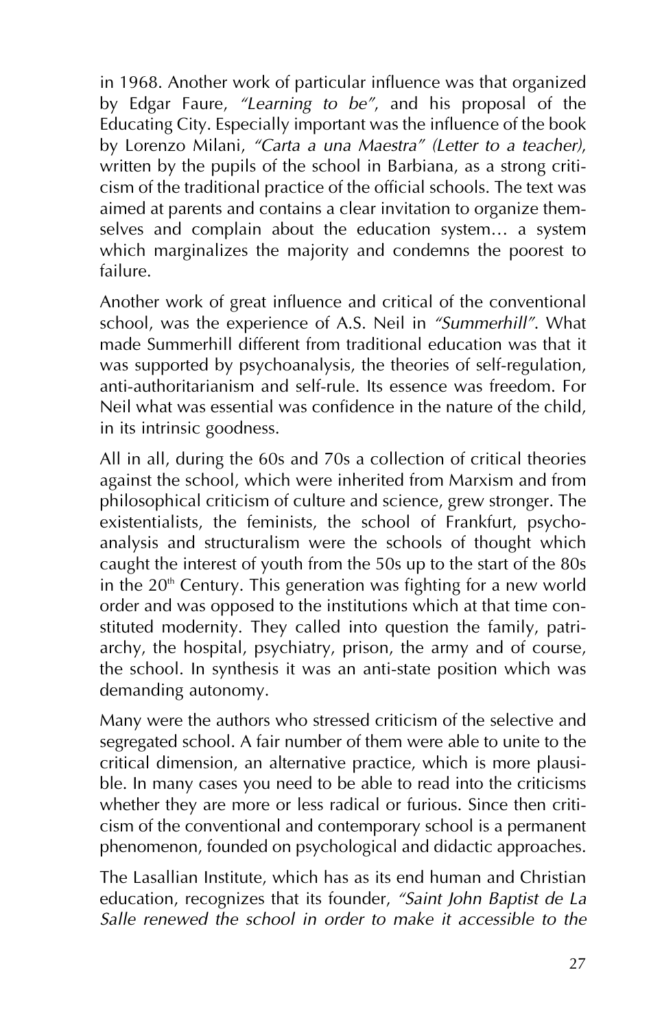in 1968. Another work of particular influence was that organized by Edgar Faure, *"Learning to be"*, and his proposal of the Educating City. Especially important was the influence of the book by Lorenzo Milani, *"Carta a una Maestra" (Letter to a teacher)*, written by the pupils of the school in Barbiana, as a strong criticism of the traditional practice of the official schools. The text was aimed at parents and contains a clear invitation to organize themselves and complain about the education system… a system which marginalizes the majority and condemns the poorest to failure.

Another work of great influence and critical of the conventional school, was the experience of A.S. Neil in *"Summerhill"*. What made Summerhill different from traditional education was that it was supported by psychoanalysis, the theories of self-regulation, anti-authoritarianism and self-rule. Its essence was freedom. For Neil what was essential was confidence in the nature of the child, in its intrinsic goodness.

All in all, during the 60s and 70s a collection of critical theories against the school, which were inherited from Marxism and from philosophical criticism of culture and science, grew stronger. The existentialists, the feminists, the school of Frankfurt, psychoanalysis and structuralism were the schools of thought which caught the interest of youth from the 50s up to the start of the 80s in the 20th Century. This generation was fighting for a new world order and was opposed to the institutions which at that time constituted modernity. They called into question the family, patriarchy, the hospital, psychiatry, prison, the army and of course, the school. In synthesis it was an anti-state position which was demanding autonomy.

Many were the authors who stressed criticism of the selective and segregated school. A fair number of them were able to unite to the critical dimension, an alternative practice, which is more plausible. In many cases you need to be able to read into the criticisms whether they are more or less radical or furious. Since then criticism of the conventional and contemporary school is a permanent phenomenon, founded on psychological and didactic approaches.

The Lasallian Institute, which has as its end human and Christian education, recognizes that its founder, *"Saint John Baptist de La Salle renewed the school in order to make it accessible to the*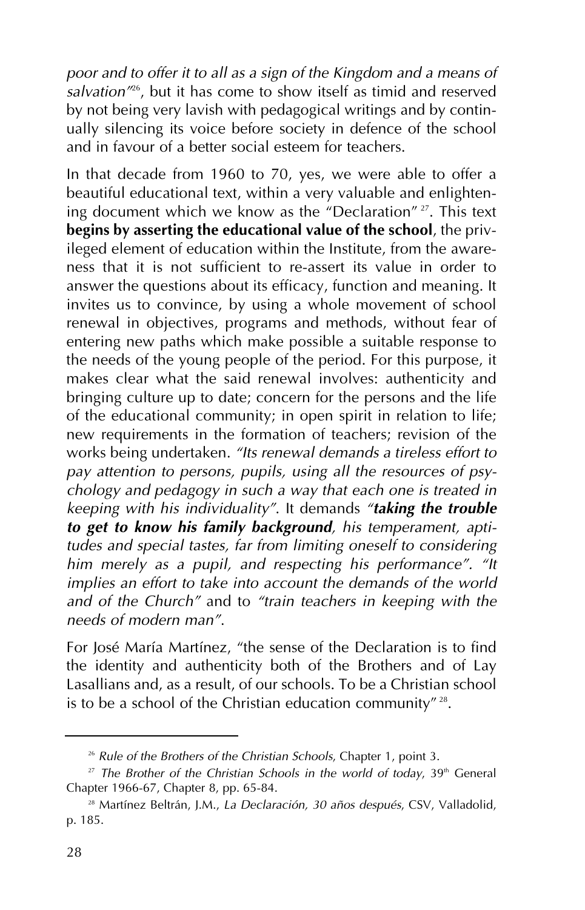*poor and to offer it to all as a sign of the Kingdom and a means of salvation"*[26], but it has come to show itself as timid and reserved by not being very lavish with pedagogical writings and by continually silencing its voice before society in defence of the school and in favour of a better social esteem for teachers.

In that decade from 1960 to 70, yes, we were able to offer a beautiful educational text, within a very valuable and enlightening document which we know as the "Declaration"[27]. This text **begins by asserting the educational value of the school**, the privileged element of education within the Institute, from the awareness that it is not sufficient to re-assert its value in order to answer the questions about its efficacy, function and meaning. It invites us to convince, by using a whole movement of school renewal in objectives, programs and methods, without fear of entering new paths which make possible a suitable response to the needs of the young people of the period. For this purpose, it makes clear what the said renewal involves: authenticity and bringing culture up to date; concern for the persons and the life of the educational community; in open spirit in relation to life; new requirements in the formation of teachers; revision of the works being undertaken. *"Its renewal demands a tireless effort to pay attention to persons, pupils, using all the resources of psychology and pedagogy in such a way that each one is treated in keeping with his individuality"*. It demands *"**taking the trouble to get to know his family background**, his temperament, aptitudes and special tastes, far from limiting oneself to considering him merely as a pupil, and respecting his performance". "It implies an effort to take into account the demands of the world and of the Church"* and to *"train teachers in keeping with the needs of modern man"*.

For José María Martínez, "the sense of the Declaration is to find the identity and authenticity both of the Brothers and of Lay Lasallians and, as a result, of our schools. To be a Christian school is to be a school of the Christian education community"[28].

---

[26] *Rule of the Brothers of the Christian Schools*, Chapter 1, point 3.

[27] *The Brother of the Christian Schools in the world of today*, 39th General Chapter 1966-67, Chapter 8, pp. 65-84.

[28] Martínez Beltrán, J.M., *La Declaración, 30 años después*, CSV, Valladolid, p. 185.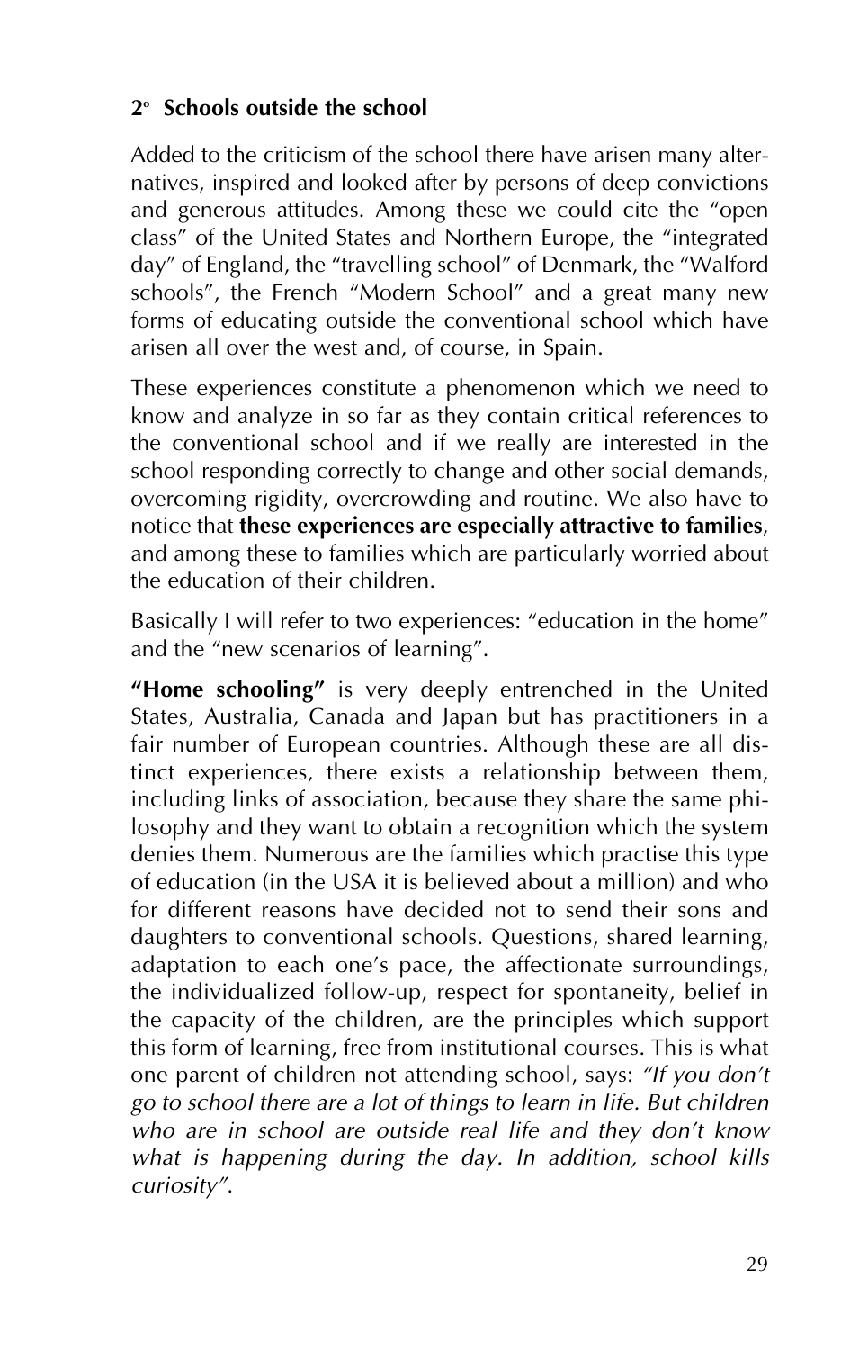## 2º Schools outside the school

Added to the criticism of the school there have arisen many alternatives, inspired and looked after by persons of deep convictions and generous attitudes. Among these we could cite the "open class" of the United States and Northern Europe, the "integrated day" of England, the "travelling school" of Denmark, the "Walford schools", the French "Modern School" and a great many new forms of educating outside the conventional school which have arisen all over the west and, of course, in Spain.

These experiences constitute a phenomenon which we need to know and analyze in so far as they contain critical references to the conventional school and if we really are interested in the school responding correctly to change and other social demands, overcoming rigidity, overcrowding and routine. We also have to notice that **these experiences are especially attractive to families**, and among these to families which are particularly worried about the education of their children.

Basically I will refer to two experiences: "education in the home" and the "new scenarios of learning".

**"Home schooling"** is very deeply entrenched in the United States, Australia, Canada and Japan but has practitioners in a fair number of European countries. Although these are all distinct experiences, there exists a relationship between them, including links of association, because they share the same philosophy and they want to obtain a recognition which the system denies them. Numerous are the families which practise this type of education (in the USA it is believed about a million) and who for different reasons have decided not to send their sons and daughters to conventional schools. Questions, shared learning, adaptation to each one's pace, the affectionate surroundings, the individualized follow-up, respect for spontaneity, belief in the capacity of the children, are the principles which support this form of learning, free from institutional courses. This is what one parent of children not attending school, says: *"If you don't go to school there are a lot of things to learn in life. But children who are in school are outside real life and they don't know what is happening during the day. In addition, school kills curiosity".*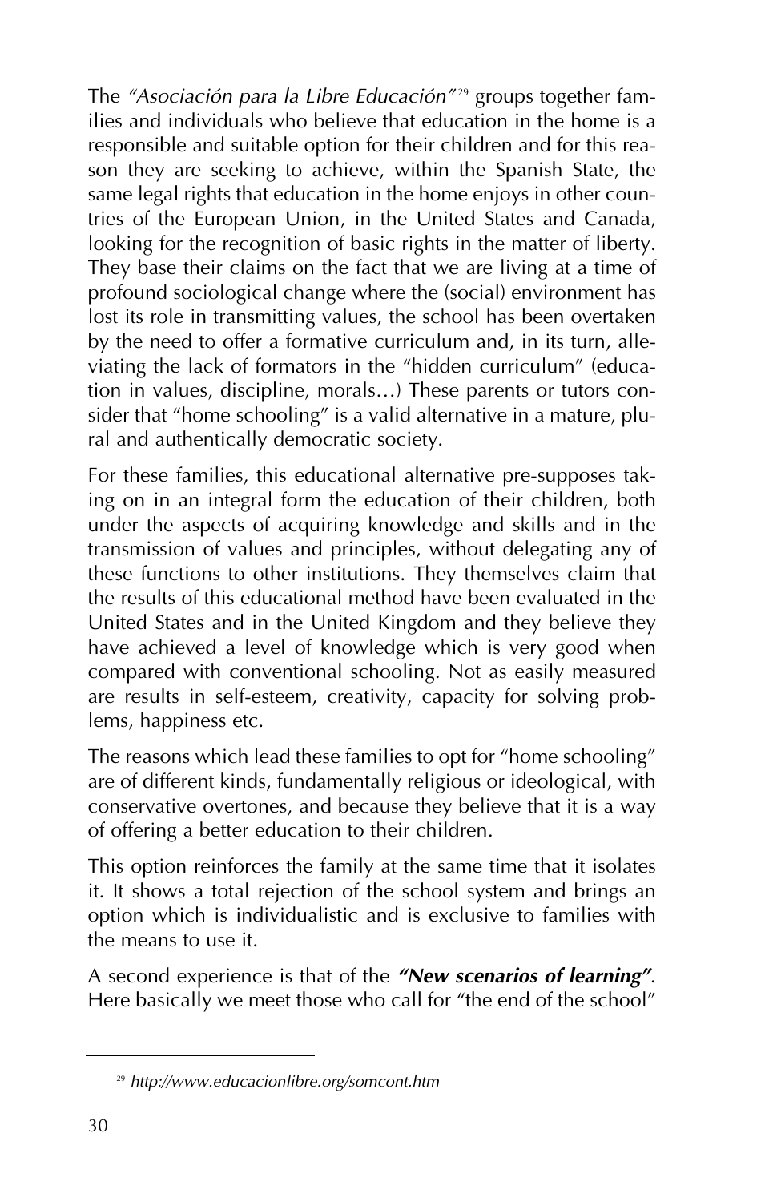The *"Asociación para la Libre Educación"*[29] groups together families and individuals who believe that education in the home is a responsible and suitable option for their children and for this reason they are seeking to achieve, within the Spanish State, the same legal rights that education in the home enjoys in other countries of the European Union, in the United States and Canada, looking for the recognition of basic rights in the matter of liberty. They base their claims on the fact that we are living at a time of profound sociological change where the (social) environment has lost its role in transmitting values, the school has been overtaken by the need to offer a formative curriculum and, in its turn, alleviating the lack of formators in the "hidden curriculum" (education in values, discipline, morals…) These parents or tutors consider that "home schooling" is a valid alternative in a mature, plural and authentically democratic society.

For these families, this educational alternative pre-supposes taking on in an integral form the education of their children, both under the aspects of acquiring knowledge and skills and in the transmission of values and principles, without delegating any of these functions to other institutions. They themselves claim that the results of this educational method have been evaluated in the United States and in the United Kingdom and they believe they have achieved a level of knowledge which is very good when compared with conventional schooling. Not as easily measured are results in self-esteem, creativity, capacity for solving problems, happiness etc.

The reasons which lead these families to opt for "home schooling" are of different kinds, fundamentally religious or ideological, with conservative overtones, and because they believe that it is a way of offering a better education to their children.

This option reinforces the family at the same time that it isolates it. It shows a total rejection of the school system and brings an option which is individualistic and is exclusive to families with the means to use it.

A second experience is that of the ***"New scenarios of learning"***. Here basically we meet those who call for "the end of the school"

[29] *http://www.educacionlibre.org/somcont.htm*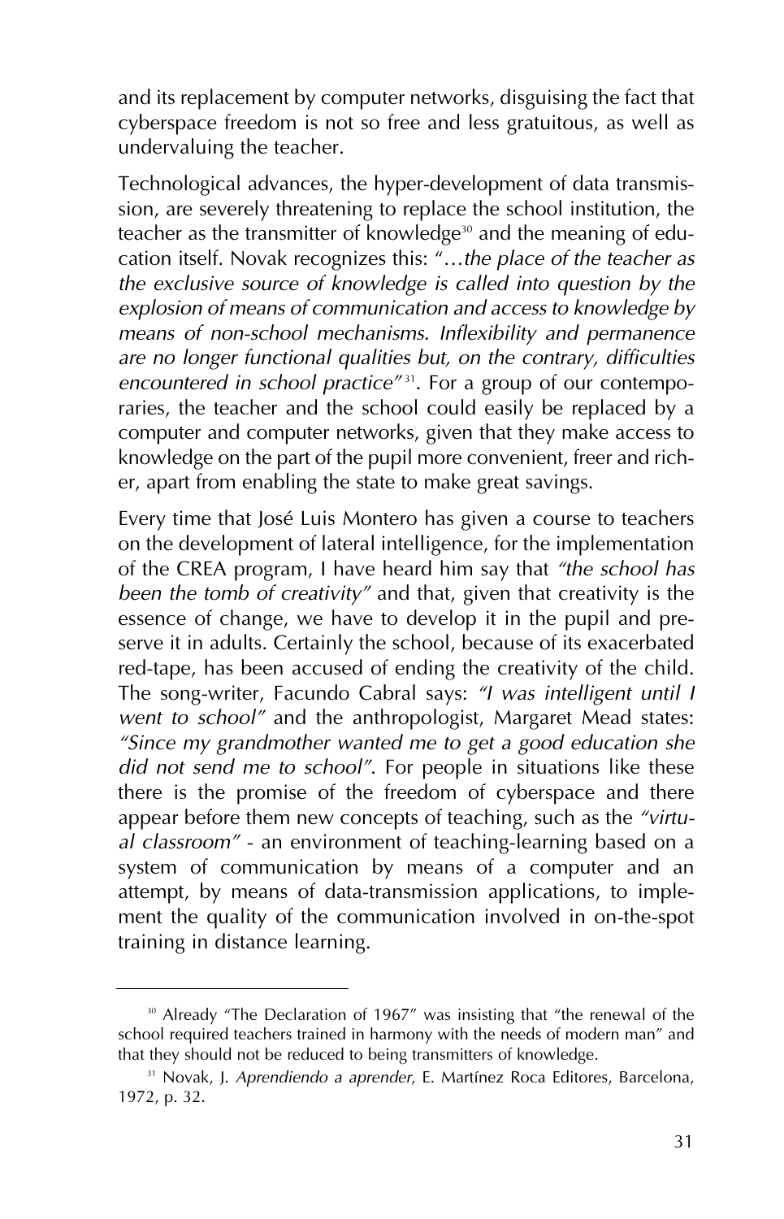and its replacement by computer networks, disguising the fact that cyberspace freedom is not so free and less gratuitous, as well as undervaluing the teacher.

Technological advances, the hyper-development of data transmission, are severely threatening to replace the school institution, the teacher as the transmitter of knowledge[30] and the meaning of education itself. Novak recognizes this: "*…the place of the teacher as the exclusive source of knowledge is called into question by the explosion of means of communication and access to knowledge by means of non-school mechanisms. Inflexibility and permanence are no longer functional qualities but, on the contrary, difficulties encountered in school practice*"[31]. For a group of our contemporaries, the teacher and the school could easily be replaced by a computer and computer networks, given that they make access to knowledge on the part of the pupil more convenient, freer and richer, apart from enabling the state to make great savings.

Every time that José Luis Montero has given a course to teachers on the development of lateral intelligence, for the implementation of the CREA program, I have heard him say that *"the school has been the tomb of creativity"* and that, given that creativity is the essence of change, we have to develop it in the pupil and preserve it in adults. Certainly the school, because of its exacerbated red-tape, has been accused of ending the creativity of the child. The song-writer, Facundo Cabral says: *"I was intelligent until I went to school"* and the anthropologist, Margaret Mead states: *"Since my grandmother wanted me to get a good education she did not send me to school"*. For people in situations like these there is the promise of the freedom of cyberspace and there appear before them new concepts of teaching, such as the *"virtual classroom"* - an environment of teaching-learning based on a system of communication by means of a computer and an attempt, by means of data-transmission applications, to implement the quality of the communication involved in on-the-spot training in distance learning.

---

[30] Already "The Declaration of 1967" was insisting that "the renewal of the school required teachers trained in harmony with the needs of modern man" and that they should not be reduced to being transmitters of knowledge.

[31] Novak, J. *Aprendiendo a aprender*, E. Martínez Roca Editores, Barcelona, 1972, p. 32.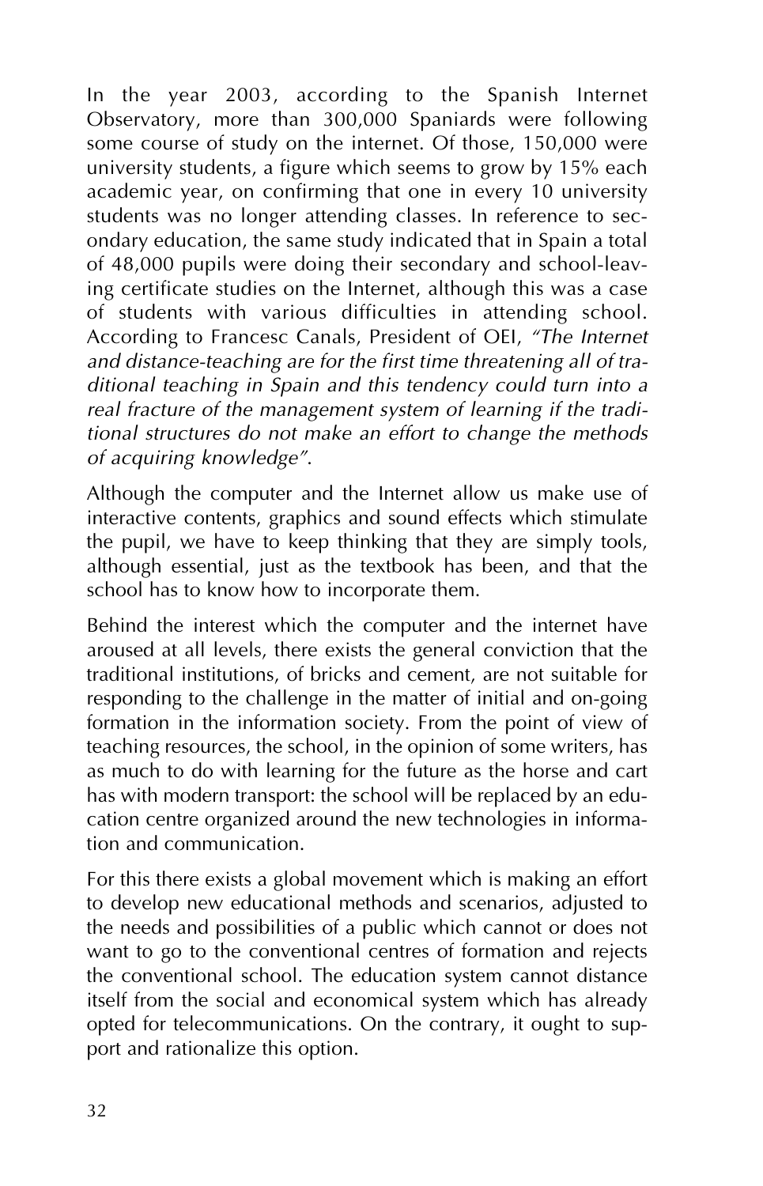In the year 2003, according to the Spanish Internet Observatory, more than 300,000 Spaniards were following some course of study on the internet. Of those, 150,000 were university students, a figure which seems to grow by 15% each academic year, on confirming that one in every 10 university students was no longer attending classes. In reference to secondary education, the same study indicated that in Spain a total of 48,000 pupils were doing their secondary and school-leaving certificate studies on the Internet, although this was a case of students with various difficulties in attending school. According to Francesc Canals, President of OEI, *"The Internet and distance-teaching are for the first time threatening all of traditional teaching in Spain and this tendency could turn into a real fracture of the management system of learning if the traditional structures do not make an effort to change the methods of acquiring knowledge"*.

Although the computer and the Internet allow us make use of interactive contents, graphics and sound effects which stimulate the pupil, we have to keep thinking that they are simply tools, although essential, just as the textbook has been, and that the school has to know how to incorporate them.

Behind the interest which the computer and the internet have aroused at all levels, there exists the general conviction that the traditional institutions, of bricks and cement, are not suitable for responding to the challenge in the matter of initial and on-going formation in the information society. From the point of view of teaching resources, the school, in the opinion of some writers, has as much to do with learning for the future as the horse and cart has with modern transport: the school will be replaced by an education centre organized around the new technologies in information and communication.

For this there exists a global movement which is making an effort to develop new educational methods and scenarios, adjusted to the needs and possibilities of a public which cannot or does not want to go to the conventional centres of formation and rejects the conventional school. The education system cannot distance itself from the social and economical system which has already opted for telecommunications. On the contrary, it ought to support and rationalize this option.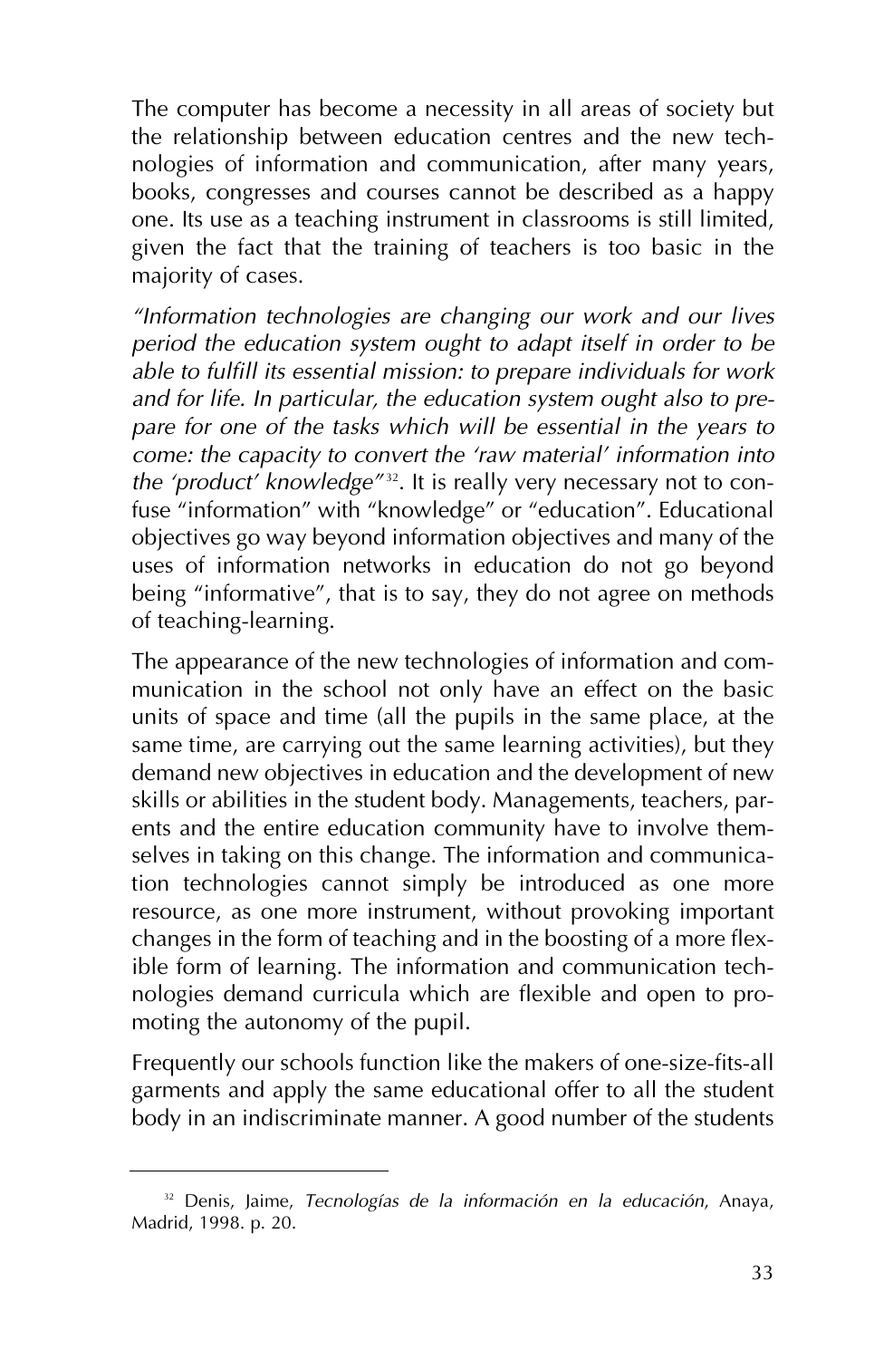The computer has become a necessity in all areas of society but the relationship between education centres and the new technologies of information and communication, after many years, books, congresses and courses cannot be described as a happy one. Its use as a teaching instrument in classrooms is still limited, given the fact that the training of teachers is too basic in the majority of cases.

*"Information technologies are changing our work and our lives period the education system ought to adapt itself in order to be able to fulfill its essential mission: to prepare individuals for work and for life. In particular, the education system ought also to prepare for one of the tasks which will be essential in the years to come: the capacity to convert the 'raw material' information into the 'product' knowledge"*[32]. It is really very necessary not to confuse "information" with "knowledge" or "education". Educational objectives go way beyond information objectives and many of the uses of information networks in education do not go beyond being "informative", that is to say, they do not agree on methods of teaching-learning.

The appearance of the new technologies of information and communication in the school not only have an effect on the basic units of space and time (all the pupils in the same place, at the same time, are carrying out the same learning activities), but they demand new objectives in education and the development of new skills or abilities in the student body. Managements, teachers, parents and the entire education community have to involve themselves in taking on this change. The information and communication technologies cannot simply be introduced as one more resource, as one more instrument, without provoking important changes in the form of teaching and in the boosting of a more flexible form of learning. The information and communication technologies demand curricula which are flexible and open to promoting the autonomy of the pupil.

Frequently our schools function like the makers of one-size-fits-all garments and apply the same educational offer to all the student body in an indiscriminate manner. A good number of the students

---

[32] Denis, Jaime, *Tecnologías de la información en la educación*, Anaya, Madrid, 1998. p. 20.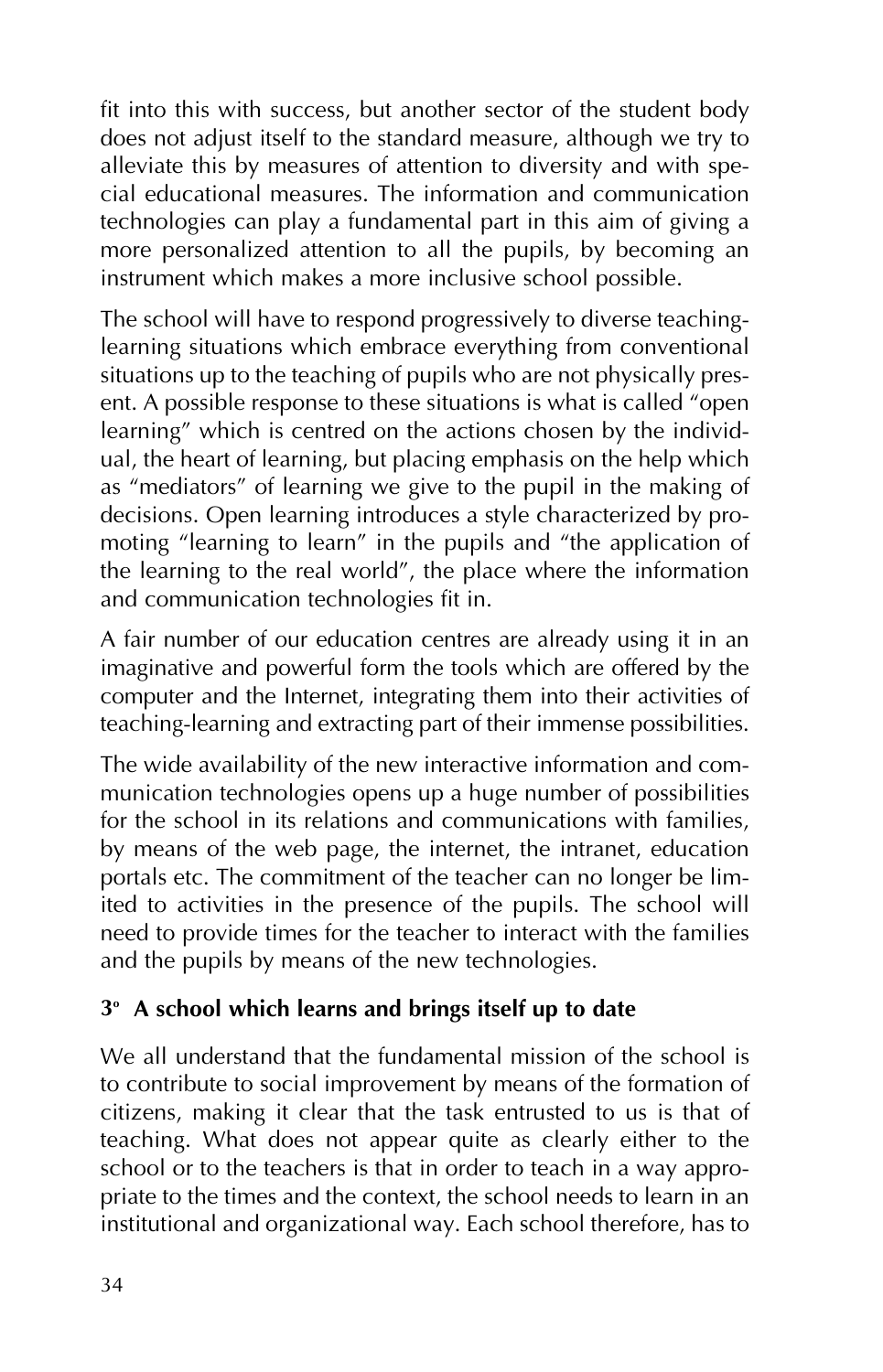fit into this with success, but another sector of the student body does not adjust itself to the standard measure, although we try to alleviate this by measures of attention to diversity and with special educational measures. The information and communication technologies can play a fundamental part in this aim of giving a more personalized attention to all the pupils, by becoming an instrument which makes a more inclusive school possible.

The school will have to respond progressively to diverse teaching-learning situations which embrace everything from conventional situations up to the teaching of pupils who are not physically present. A possible response to these situations is what is called "open learning" which is centred on the actions chosen by the individual, the heart of learning, but placing emphasis on the help which as "mediators" of learning we give to the pupil in the making of decisions. Open learning introduces a style characterized by promoting "learning to learn" in the pupils and "the application of the learning to the real world", the place where the information and communication technologies fit in.

A fair number of our education centres are already using it in an imaginative and powerful form the tools which are offered by the computer and the Internet, integrating them into their activities of teaching-learning and extracting part of their immense possibilities.

The wide availability of the new interactive information and communication technologies opens up a huge number of possibilities for the school in its relations and communications with families, by means of the web page, the internet, the intranet, education portals etc. The commitment of the teacher can no longer be limited to activities in the presence of the pupils. The school will need to provide times for the teacher to interact with the families and the pupils by means of the new technologies.

### 3º A school which learns and brings itself up to date

We all understand that the fundamental mission of the school is to contribute to social improvement by means of the formation of citizens, making it clear that the task entrusted to us is that of teaching. What does not appear quite as clearly either to the school or to the teachers is that in order to teach in a way appropriate to the times and the context, the school needs to learn in an institutional and organizational way. Each school therefore, has to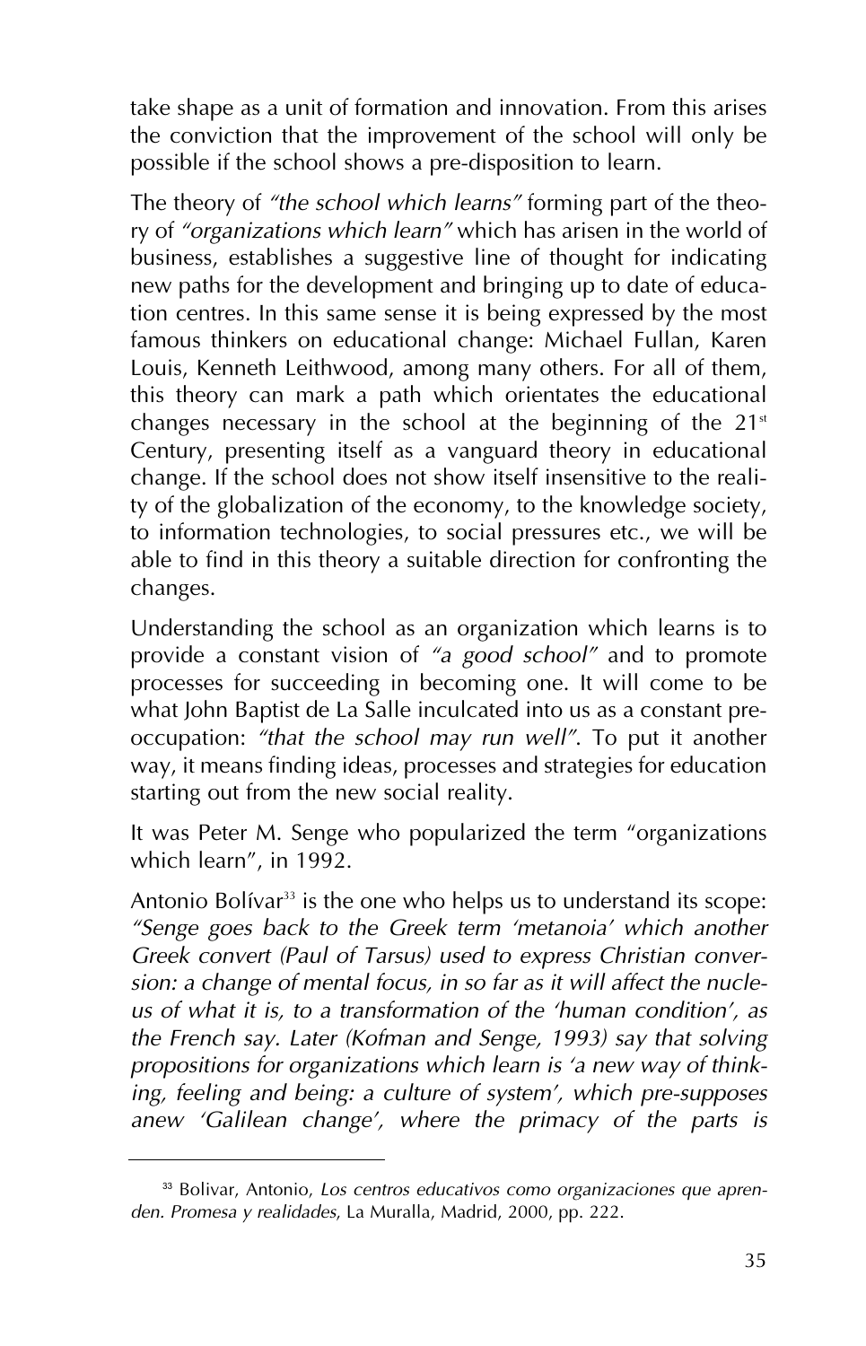take shape as a unit of formation and innovation. From this arises the conviction that the improvement of the school will only be possible if the school shows a pre-disposition to learn.

The theory of *"the school which learns"* forming part of the theory of *"organizations which learn"* which has arisen in the world of business, establishes a suggestive line of thought for indicating new paths for the development and bringing up to date of education centres. In this same sense it is being expressed by the most famous thinkers on educational change: Michael Fullan, Karen Louis, Kenneth Leithwood, among many others. For all of them, this theory can mark a path which orientates the educational changes necessary in the school at the beginning of the 21st Century, presenting itself as a vanguard theory in educational change. If the school does not show itself insensitive to the reality of the globalization of the economy, to the knowledge society, to information technologies, to social pressures etc., we will be able to find in this theory a suitable direction for confronting the changes.

Understanding the school as an organization which learns is to provide a constant vision of *"a good school"* and to promote processes for succeeding in becoming one. It will come to be what John Baptist de La Salle inculcated into us as a constant preoccupation: *"that the school may run well"*. To put it another way, it means finding ideas, processes and strategies for education starting out from the new social reality.

It was Peter M. Senge who popularized the term "organizations which learn", in 1992.

Antonio Bolívar[33] is the one who helps us to understand its scope: *"Senge goes back to the Greek term 'metanoia' which another Greek convert (Paul of Tarsus) used to express Christian conversion: a change of mental focus, in so far as it will affect the nucleus of what it is, to a transformation of the 'human condition', as the French say. Later (Kofman and Senge, 1993) say that solving propositions for organizations which learn is 'a new way of thinking, feeling and being: a culture of system', which pre-supposes anew 'Galilean change', where the primacy of the parts is*

[33] Bolivar, Antonio, *Los centros educativos como organizaciones que aprenden. Promesa y realidades*, La Muralla, Madrid, 2000, pp. 222.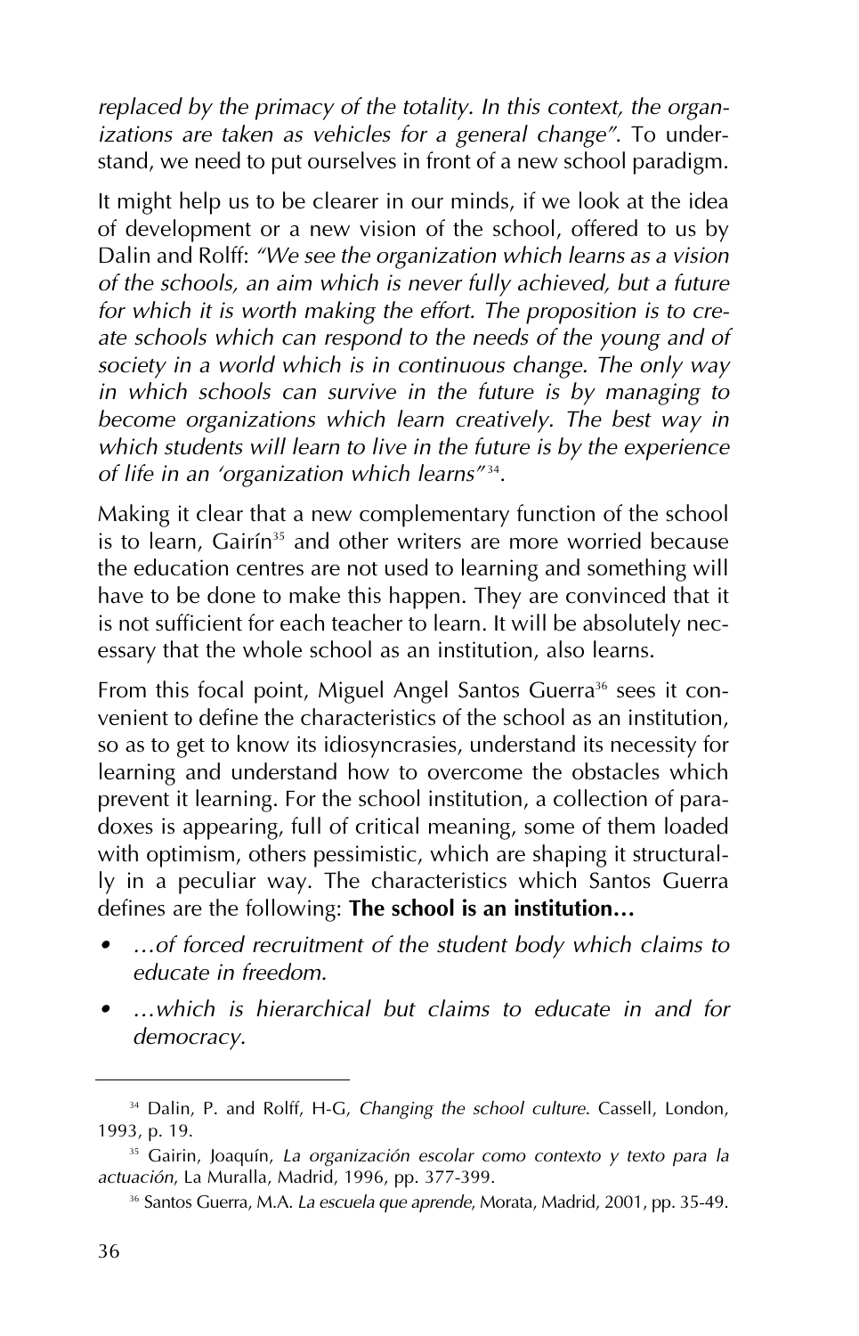*replaced by the primacy of the totality. In this context, the organizations are taken as vehicles for a general change".* To understand, we need to put ourselves in front of a new school paradigm.

It might help us to be clearer in our minds, if we look at the idea of development or a new vision of the school, offered to us by Dalin and Rolff: *"We see the organization which learns as a vision of the schools, an aim which is never fully achieved, but a future for which it is worth making the effort. The proposition is to create schools which can respond to the needs of the young and of society in a world which is in continuous change. The only way in which schools can survive in the future is by managing to become organizations which learn creatively. The best way in which students will learn to live in the future is by the experience of life in an 'organization which learns"*[34].

Making it clear that a new complementary function of the school is to learn, Gairín[35] and other writers are more worried because the education centres are not used to learning and something will have to be done to make this happen. They are convinced that it is not sufficient for each teacher to learn. It will be absolutely necessary that the whole school as an institution, also learns.

From this focal point, Miguel Angel Santos Guerra[36] sees it convenient to define the characteristics of the school as an institution, so as to get to know its idiosyncrasies, understand its necessity for learning and understand how to overcome the obstacles which prevent it learning. For the school institution, a collection of paradoxes is appearing, full of critical meaning, some of them loaded with optimism, others pessimistic, which are shaping it structurally in a peculiar way. The characteristics which Santos Guerra defines are the following: **The school is an institution…**

- *…of forced recruitment of the student body which claims to educate in freedom.*
- *…which is hierarchical but claims to educate in and for democracy.*

---

[34] Dalin, P. and Rolff, H-G, *Changing the school culture*. Cassell, London, 1993, p. 19.

[35] Gairin, Joaquín, *La organización escolar como contexto y texto para la actuación*, La Muralla, Madrid, 1996, pp. 377-399.

[36] Santos Guerra, M.A. *La escuela que aprende*, Morata, Madrid, 2001, pp. 35-49.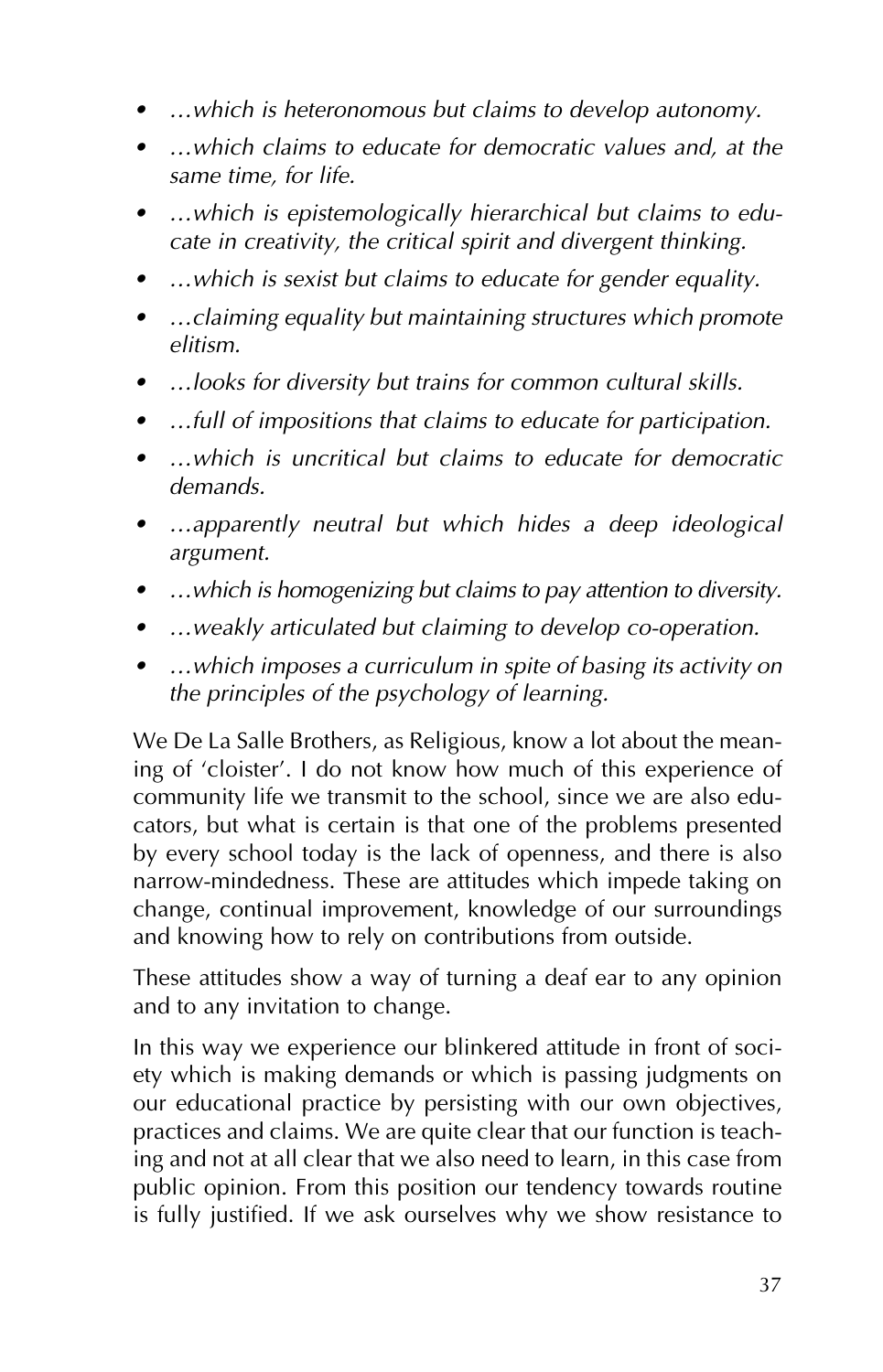- *…which is heteronomous but claims to develop autonomy.*
- *…which claims to educate for democratic values and, at the same time, for life.*
- *…which is epistemologically hierarchical but claims to educate in creativity, the critical spirit and divergent thinking.*
- *…which is sexist but claims to educate for gender equality.*
- *…claiming equality but maintaining structures which promote elitism.*
- *…looks for diversity but trains for common cultural skills.*
- *…full of impositions that claims to educate for participation.*
- *…which is uncritical but claims to educate for democratic demands.*
- *…apparently neutral but which hides a deep ideological argument.*
- *…which is homogenizing but claims to pay attention to diversity.*
- *…weakly articulated but claiming to develop co-operation.*
- *…which imposes a curriculum in spite of basing its activity on the principles of the psychology of learning.*

We De La Salle Brothers, as Religious, know a lot about the meaning of 'cloister'. I do not know how much of this experience of community life we transmit to the school, since we are also educators, but what is certain is that one of the problems presented by every school today is the lack of openness, and there is also narrow-mindedness. These are attitudes which impede taking on change, continual improvement, knowledge of our surroundings and knowing how to rely on contributions from outside.

These attitudes show a way of turning a deaf ear to any opinion and to any invitation to change.

In this way we experience our blinkered attitude in front of society which is making demands or which is passing judgments on our educational practice by persisting with our own objectives, practices and claims. We are quite clear that our function is teaching and not at all clear that we also need to learn, in this case from public opinion. From this position our tendency towards routine is fully justified. If we ask ourselves why we show resistance to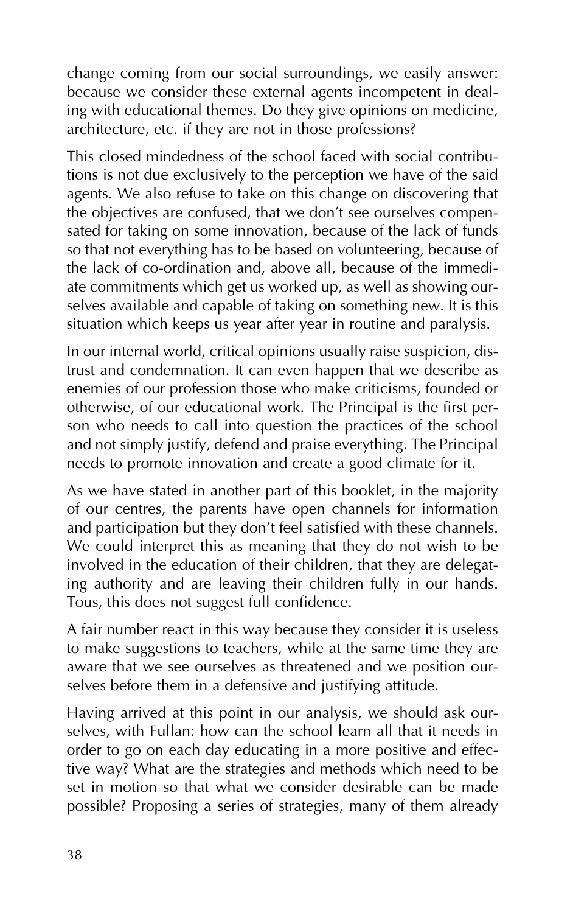change coming from our social surroundings, we easily answer: because we consider these external agents incompetent in dealing with educational themes. Do they give opinions on medicine, architecture, etc. if they are not in those professions?

This closed mindedness of the school faced with social contributions is not due exclusively to the perception we have of the said agents. We also refuse to take on this change on discovering that the objectives are confused, that we don't see ourselves compensated for taking on some innovation, because of the lack of funds so that not everything has to be based on volunteering, because of the lack of co-ordination and, above all, because of the immediate commitments which get us worked up, as well as showing ourselves available and capable of taking on something new. It is this situation which keeps us year after year in routine and paralysis.

In our internal world, critical opinions usually raise suspicion, distrust and condemnation. It can even happen that we describe as enemies of our profession those who make criticisms, founded or otherwise, of our educational work. The Principal is the first person who needs to call into question the practices of the school and not simply justify, defend and praise everything. The Principal needs to promote innovation and create a good climate for it.

As we have stated in another part of this booklet, in the majority of our centres, the parents have open channels for information and participation but they don't feel satisfied with these channels. We could interpret this as meaning that they do not wish to be involved in the education of their children, that they are delegating authority and are leaving their children fully in our hands. Tous, this does not suggest full confidence.

A fair number react in this way because they consider it is useless to make suggestions to teachers, while at the same time they are aware that we see ourselves as threatened and we position ourselves before them in a defensive and justifying attitude.

Having arrived at this point in our analysis, we should ask ourselves, with Fullan: how can the school learn all that it needs in order to go on each day educating in a more positive and effective way? What are the strategies and methods which need to be set in motion so that what we consider desirable can be made possible? Proposing a series of strategies, many of them already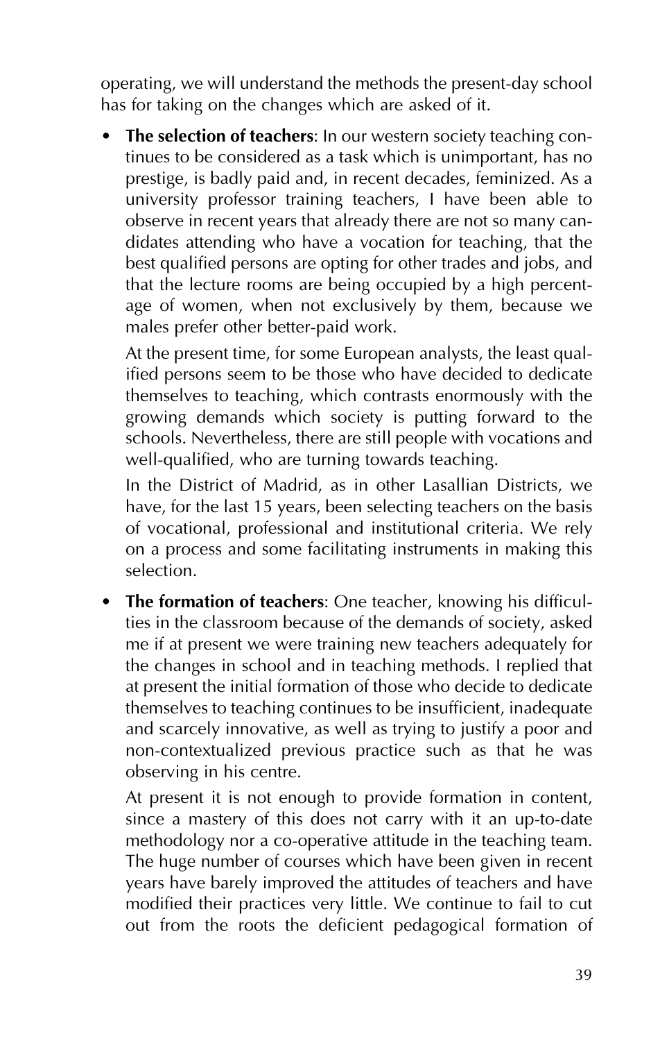operating, we will understand the methods the present-day school has for taking on the changes which are asked of it.

- **The selection of teachers**: In our western society teaching continues to be considered as a task which is unimportant, has no prestige, is badly paid and, in recent decades, feminized. As a university professor training teachers, I have been able to observe in recent years that already there are not so many candidates attending who have a vocation for teaching, that the best qualified persons are opting for other trades and jobs, and that the lecture rooms are being occupied by a high percentage of women, when not exclusively by them, because we males prefer other better-paid work.

  At the present time, for some European analysts, the least qualified persons seem to be those who have decided to dedicate themselves to teaching, which contrasts enormously with the growing demands which society is putting forward to the schools. Nevertheless, there are still people with vocations and well-qualified, who are turning towards teaching.

  In the District of Madrid, as in other Lasallian Districts, we have, for the last 15 years, been selecting teachers on the basis of vocational, professional and institutional criteria. We rely on a process and some facilitating instruments in making this selection.

- **The formation of teachers**: One teacher, knowing his difficulties in the classroom because of the demands of society, asked me if at present we were training new teachers adequately for the changes in school and in teaching methods. I replied that at present the initial formation of those who decide to dedicate themselves to teaching continues to be insufficient, inadequate and scarcely innovative, as well as trying to justify a poor and non-contextualized previous practice such as that he was observing in his centre.

  At present it is not enough to provide formation in content, since a mastery of this does not carry with it an up-to-date methodology nor a co-operative attitude in the teaching team. The huge number of courses which have been given in recent years have barely improved the attitudes of teachers and have modified their practices very little. We continue to fail to cut out from the roots the deficient pedagogical formation of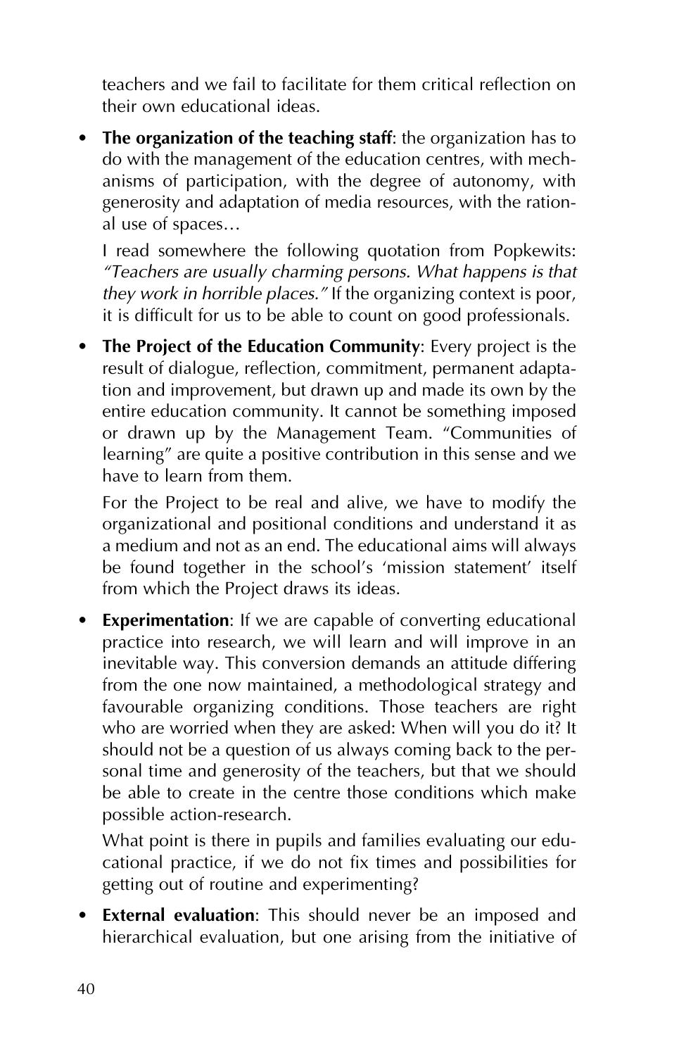teachers and we fail to facilitate for them critical reflection on their own educational ideas.

- **The organization of the teaching staff**: the organization has to do with the management of the education centres, with mechanisms of participation, with the degree of autonomy, with generosity and adaptation of media resources, with the rational use of spaces…

  I read somewhere the following quotation from Popkewits: *"Teachers are usually charming persons. What happens is that they work in horrible places."* If the organizing context is poor, it is difficult for us to be able to count on good professionals.

- **The Project of the Education Community**: Every project is the result of dialogue, reflection, commitment, permanent adaptation and improvement, but drawn up and made its own by the entire education community. It cannot be something imposed or drawn up by the Management Team. "Communities of learning" are quite a positive contribution in this sense and we have to learn from them.

  For the Project to be real and alive, we have to modify the organizational and positional conditions and understand it as a medium and not as an end. The educational aims will always be found together in the school's 'mission statement' itself from which the Project draws its ideas.

- **Experimentation**: If we are capable of converting educational practice into research, we will learn and will improve in an inevitable way. This conversion demands an attitude differing from the one now maintained, a methodological strategy and favourable organizing conditions. Those teachers are right who are worried when they are asked: When will you do it? It should not be a question of us always coming back to the personal time and generosity of the teachers, but that we should be able to create in the centre those conditions which make possible action-research.

  What point is there in pupils and families evaluating our educational practice, if we do not fix times and possibilities for getting out of routine and experimenting?

- **External evaluation**: This should never be an imposed and hierarchical evaluation, but one arising from the initiative of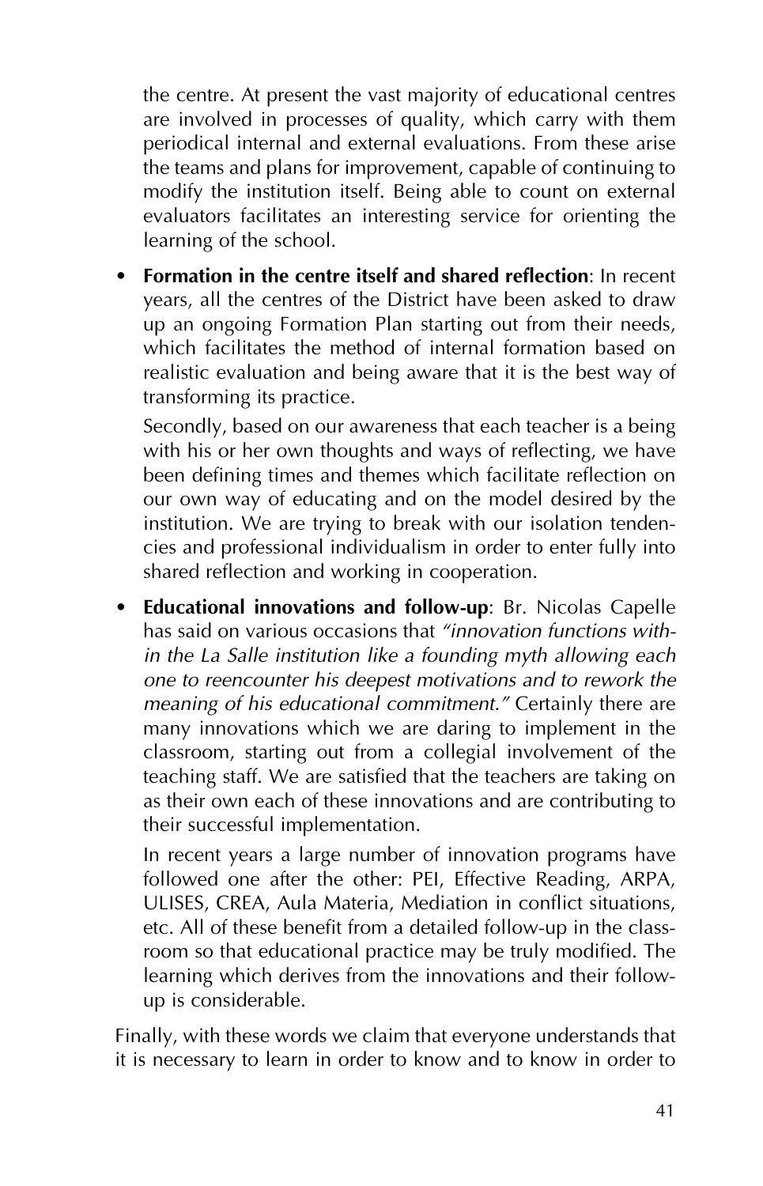the centre. At present the vast majority of educational centres are involved in processes of quality, which carry with them periodical internal and external evaluations. From these arise the teams and plans for improvement, capable of continuing to modify the institution itself. Being able to count on external evaluators facilitates an interesting service for orienting the learning of the school.

- **Formation in the centre itself and shared reflection**: In recent years, all the centres of the District have been asked to draw up an ongoing Formation Plan starting out from their needs, which facilitates the method of internal formation based on realistic evaluation and being aware that it is the best way of transforming its practice.

  Secondly, based on our awareness that each teacher is a being with his or her own thoughts and ways of reflecting, we have been defining times and themes which facilitate reflection on our own way of educating and on the model desired by the institution. We are trying to break with our isolation tendencies and professional individualism in order to enter fully into shared reflection and working in cooperation.

- **Educational innovations and follow-up**: Br. Nicolas Capelle has said on various occasions that *"innovation functions within the La Salle institution like a founding myth allowing each one to reencounter his deepest motivations and to rework the meaning of his educational commitment."* Certainly there are many innovations which we are daring to implement in the classroom, starting out from a collegial involvement of the teaching staff. We are satisfied that the teachers are taking on as their own each of these innovations and are contributing to their successful implementation.

  In recent years a large number of innovation programs have followed one after the other: PEI, Effective Reading, ARPA, ULISES, CREA, Aula Materia, Mediation in conflict situations, etc. All of these benefit from a detailed follow-up in the classroom so that educational practice may be truly modified. The learning which derives from the innovations and their follow-up is considerable.

Finally, with these words we claim that everyone understands that it is necessary to learn in order to know and to know in order to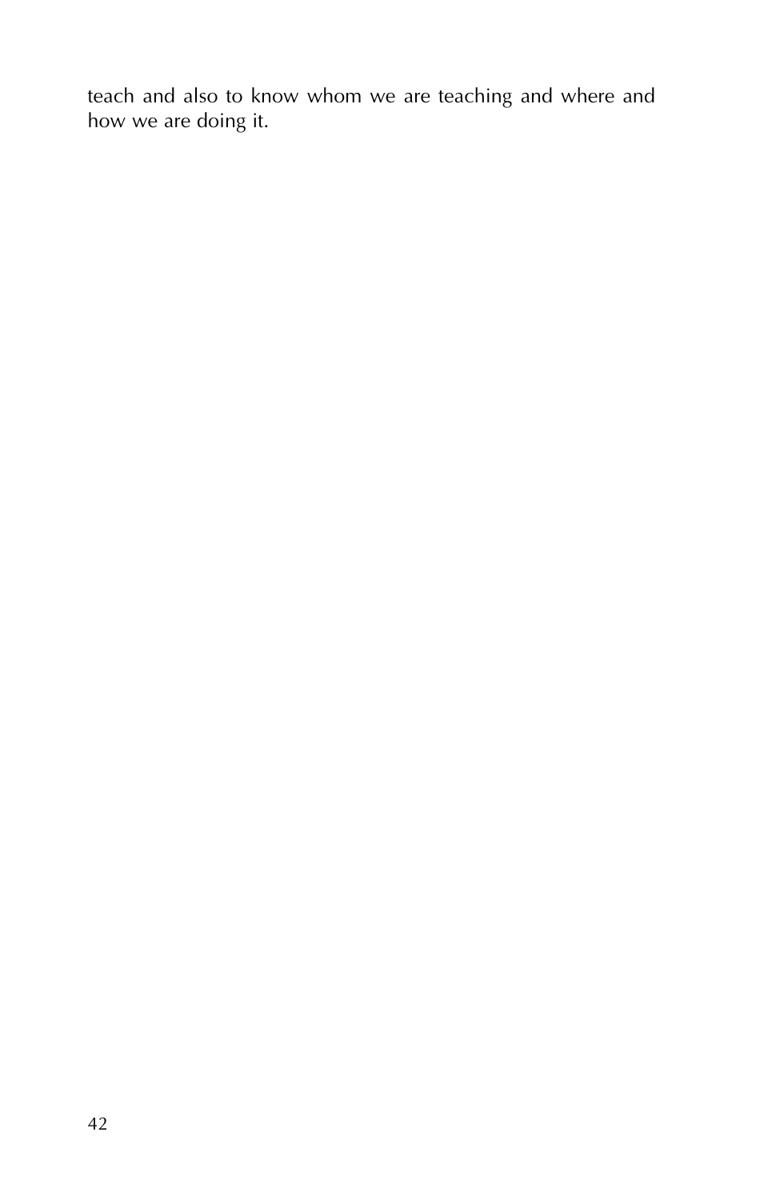teach and also to know whom we are teaching and where and how we are doing it.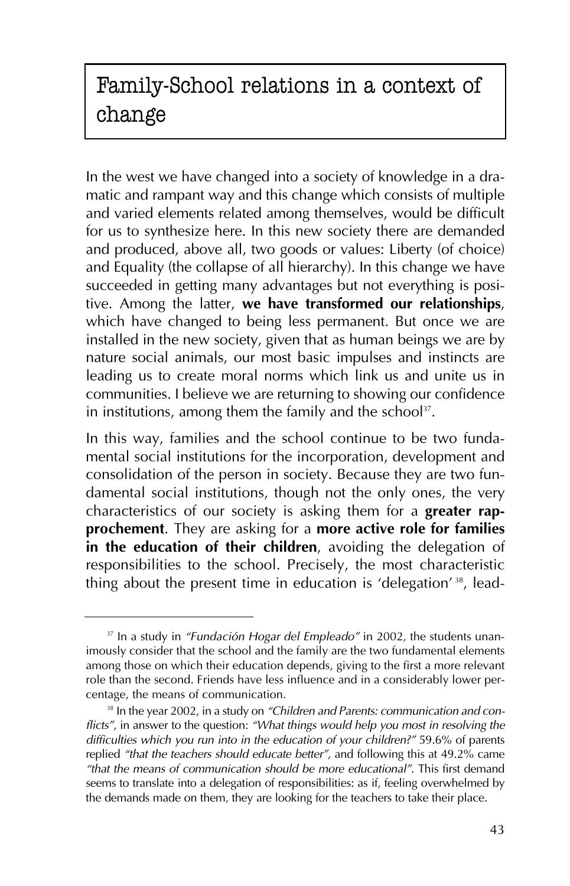# Family-School relations in a context of change

In the west we have changed into a society of knowledge in a dramatic and rampant way and this change which consists of multiple and varied elements related among themselves, would be difficult for us to synthesize here. In this new society there are demanded and produced, above all, two goods or values: Liberty (of choice) and Equality (the collapse of all hierarchy). In this change we have succeeded in getting many advantages but not everything is positive. Among the latter, **we have transformed our relationships**, which have changed to being less permanent. But once we are installed in the new society, given that as human beings we are by nature social animals, our most basic impulses and instincts are leading us to create moral norms which link us and unite us in communities. I believe we are returning to showing our confidence in institutions, among them the family and the school[37].

In this way, families and the school continue to be two fundamental social institutions for the incorporation, development and consolidation of the person in society. Because they are two fundamental social institutions, though not the only ones, the very characteristics of our society is asking them for a **greater rapprochement**. They are asking for a **more active role for families in the education of their children**, avoiding the delegation of responsibilities to the school. Precisely, the most characteristic thing about the present time in education is 'delegation'[38], lead-

---

[37] In a study in *"Fundación Hogar del Empleado"* in 2002, the students unanimously consider that the school and the family are the two fundamental elements among those on which their education depends, giving to the first a more relevant role than the second. Friends have less influence and in a considerably lower percentage, the means of communication.

[38] In the year 2002, in a study on *"Children and Parents: communication and conflicts"*, in answer to the question: *"What things would help you most in resolving the difficulties which you run into in the education of your children?"* 59.6% of parents replied *"that the teachers should educate better"*, and following this at 49.2% came *"that the means of communication should be more educational"*. This first demand seems to translate into a delegation of responsibilities: as if, feeling overwhelmed by the demands made on them, they are looking for the teachers to take their place.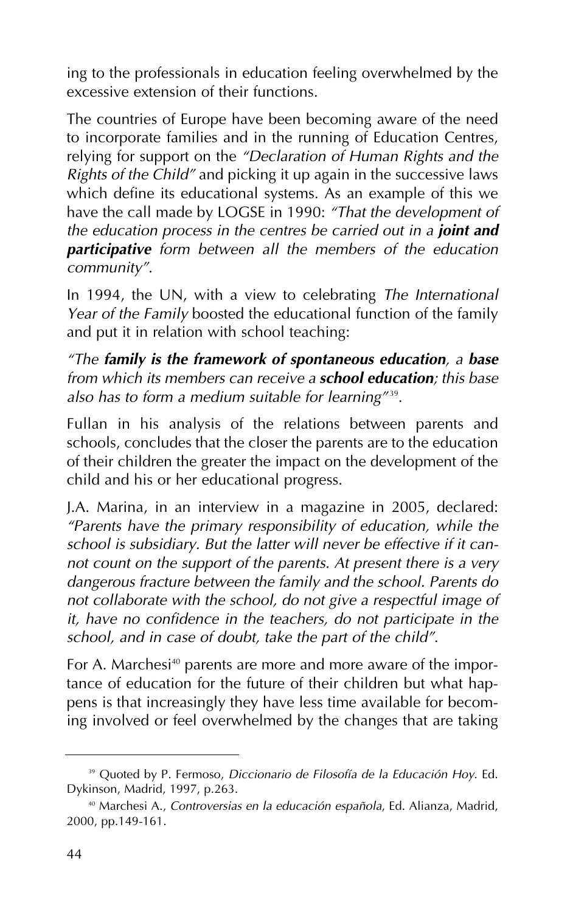ing to the professionals in education feeling overwhelmed by the excessive extension of their functions.

The countries of Europe have been becoming aware of the need to incorporate families and in the running of Education Centres, relying for support on the *"Declaration of Human Rights and the Rights of the Child"* and picking it up again in the successive laws which define its educational systems. As an example of this we have the call made by LOGSE in 1990: *"That the development of the education process in the centres be carried out in a **joint and participative** form between all the members of the education community"*.

In 1994, the UN, with a view to celebrating *The International Year of the Family* boosted the educational function of the family and put it in relation with school teaching:

*"The **family is the framework of spontaneous education**, a **base** from which its members can receive a **school education**; this base also has to form a medium suitable for learning"*[39].

Fullan in his analysis of the relations between parents and schools, concludes that the closer the parents are to the education of their children the greater the impact on the development of the child and his or her educational progress.

J.A. Marina, in an interview in a magazine in 2005, declared: *"Parents have the primary responsibility of education, while the school is subsidiary. But the latter will never be effective if it cannot count on the support of the parents. At present there is a very dangerous fracture between the family and the school. Parents do not collaborate with the school, do not give a respectful image of it, have no confidence in the teachers, do not participate in the school, and in case of doubt, take the part of the child"*.

For A. Marchesi[40] parents are more and more aware of the importance of education for the future of their children but what happens is that increasingly they have less time available for becoming involved or feel overwhelmed by the changes that are taking

---

[39] Quoted by P. Fermoso, *Diccionario de Filosofía de la Educación Hoy*. Ed. Dykinson, Madrid, 1997, p.263.

[40] Marchesi A., *Controversias en la educación española*, Ed. Alianza, Madrid, 2000, pp.149-161.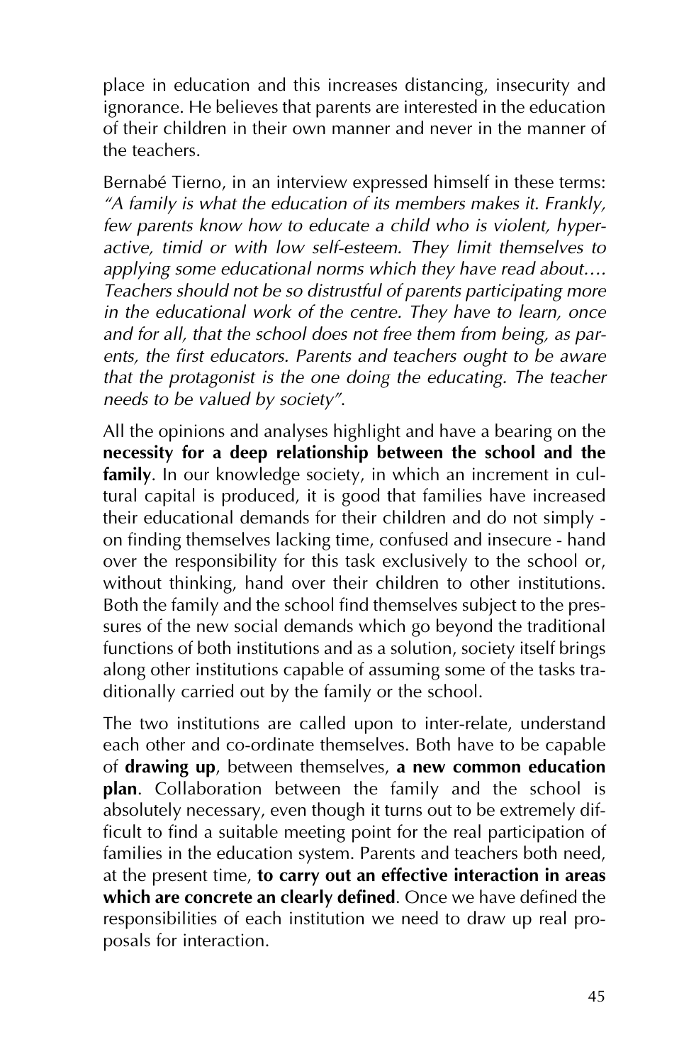place in education and this increases distancing, insecurity and ignorance. He believes that parents are interested in the education of their children in their own manner and never in the manner of the teachers.

Bernabé Tierno, in an interview expressed himself in these terms: *"A family is what the education of its members makes it. Frankly, few parents know how to educate a child who is violent, hyperactive, timid or with low self-esteem. They limit themselves to applying some educational norms which they have read about…. Teachers should not be so distrustful of parents participating more in the educational work of the centre. They have to learn, once and for all, that the school does not free them from being, as parents, the first educators. Parents and teachers ought to be aware that the protagonist is the one doing the educating. The teacher needs to be valued by society"*.

All the opinions and analyses highlight and have a bearing on the **necessity for a deep relationship between the school and the family**. In our knowledge society, in which an increment in cultural capital is produced, it is good that families have increased their educational demands for their children and do not simply - on finding themselves lacking time, confused and insecure - hand over the responsibility for this task exclusively to the school or, without thinking, hand over their children to other institutions. Both the family and the school find themselves subject to the pressures of the new social demands which go beyond the traditional functions of both institutions and as a solution, society itself brings along other institutions capable of assuming some of the tasks traditionally carried out by the family or the school.

The two institutions are called upon to inter-relate, understand each other and co-ordinate themselves. Both have to be capable of **drawing up**, between themselves, **a new common education plan**. Collaboration between the family and the school is absolutely necessary, even though it turns out to be extremely difficult to find a suitable meeting point for the real participation of families in the education system. Parents and teachers both need, at the present time, **to carry out an effective interaction in areas which are concrete an clearly defined**. Once we have defined the responsibilities of each institution we need to draw up real proposals for interaction.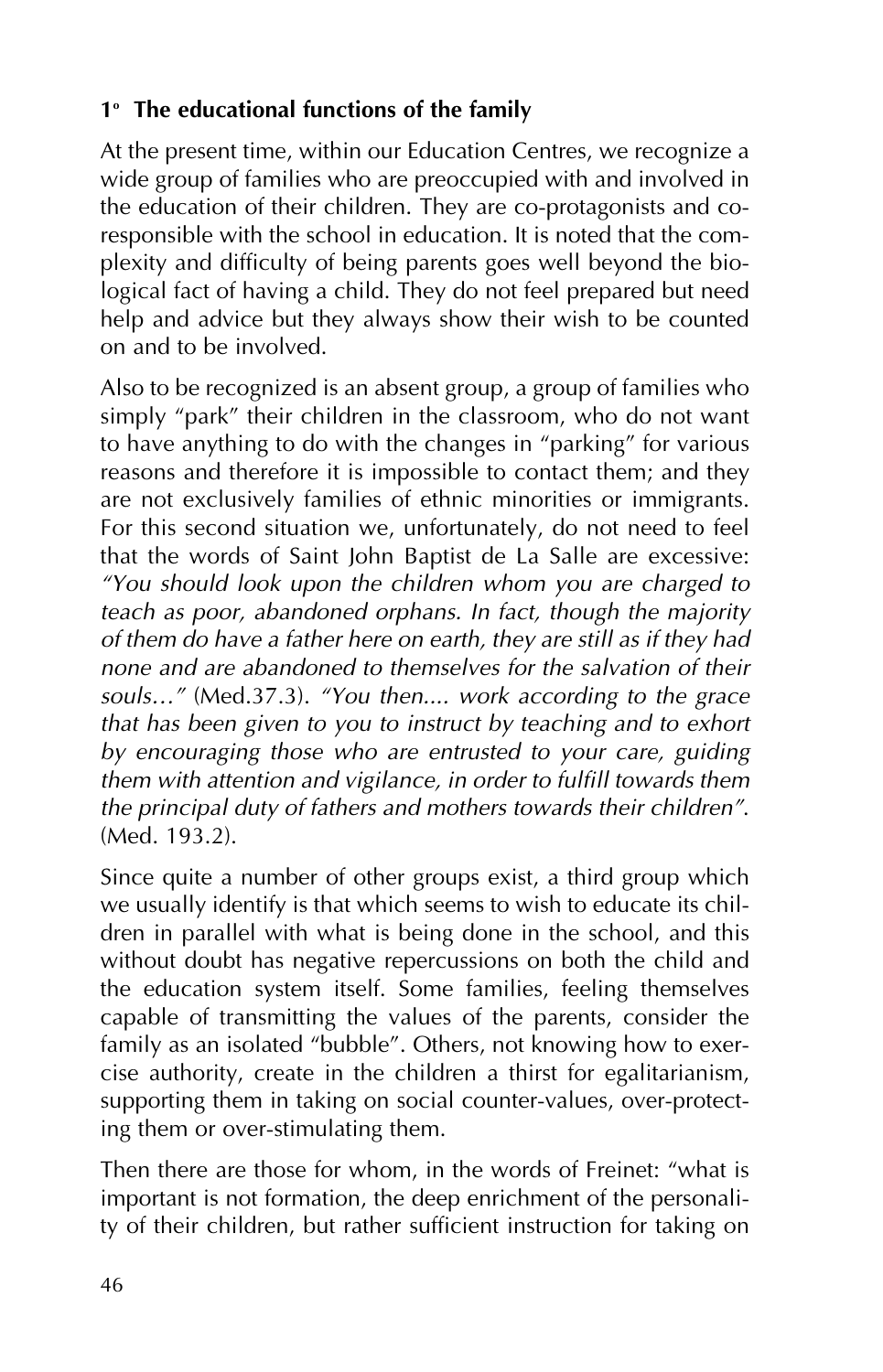### 1º The educational functions of the family

At the present time, within our Education Centres, we recognize a wide group of families who are preoccupied with and involved in the education of their children. They are co-protagonists and co-responsible with the school in education. It is noted that the complexity and difficulty of being parents goes well beyond the biological fact of having a child. They do not feel prepared but need help and advice but they always show their wish to be counted on and to be involved.

Also to be recognized is an absent group, a group of families who simply "park" their children in the classroom, who do not want to have anything to do with the changes in "parking" for various reasons and therefore it is impossible to contact them; and they are not exclusively families of ethnic minorities or immigrants. For this second situation we, unfortunately, do not need to feel that the words of Saint John Baptist de La Salle are excessive: *"You should look upon the children whom you are charged to teach as poor, abandoned orphans. In fact, though the majority of them do have a father here on earth, they are still as if they had none and are abandoned to themselves for the salvation of their souls…"* (Med.37.3). *"You then.... work according to the grace that has been given to you to instruct by teaching and to exhort by encouraging those who are entrusted to your care, guiding them with attention and vigilance, in order to fulfill towards them the principal duty of fathers and mothers towards their children".* (Med. 193.2).

Since quite a number of other groups exist, a third group which we usually identify is that which seems to wish to educate its children in parallel with what is being done in the school, and this without doubt has negative repercussions on both the child and the education system itself. Some families, feeling themselves capable of transmitting the values of the parents, consider the family as an isolated "bubble". Others, not knowing how to exercise authority, create in the children a thirst for egalitarianism, supporting them in taking on social counter-values, over-protecting them or over-stimulating them.

Then there are those for whom, in the words of Freinet: "what is important is not formation, the deep enrichment of the personality of their children, but rather sufficient instruction for taking on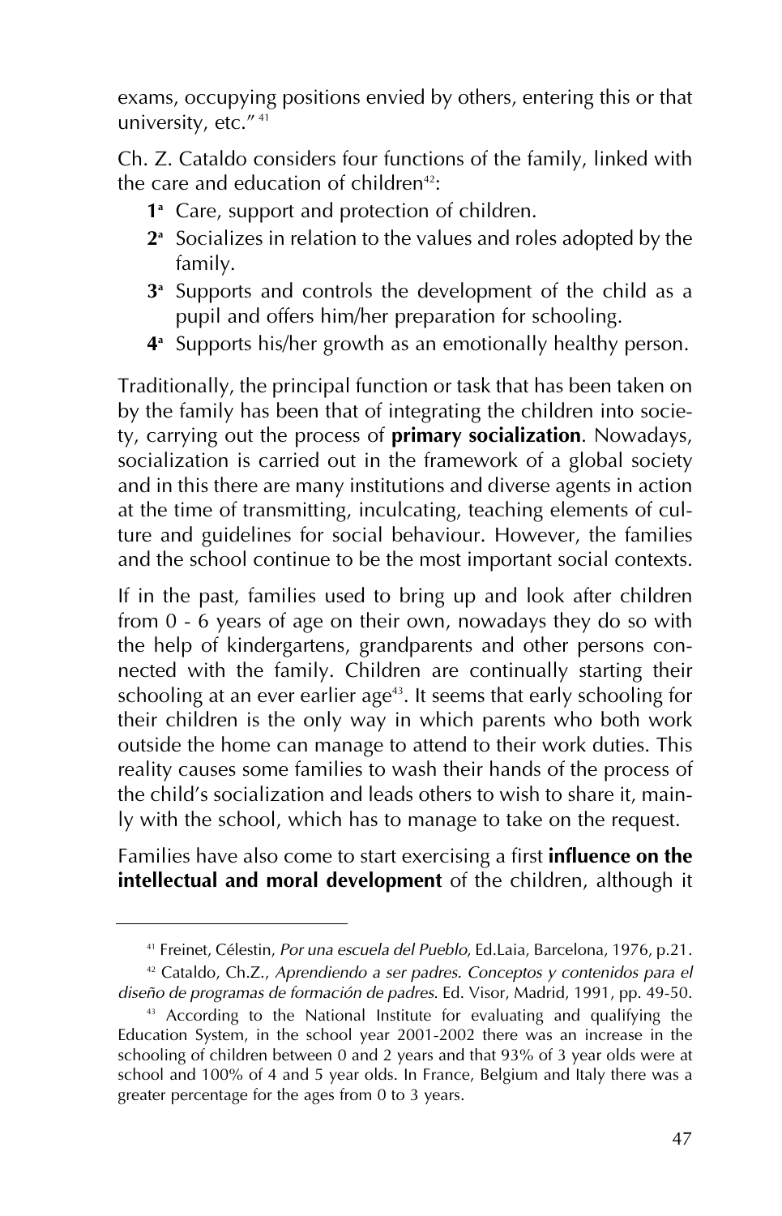exams, occupying positions envied by others, entering this or that university, etc."[41]

Ch. Z. Cataldo considers four functions of the family, linked with the care and education of children[42]:

**1ª** Care, support and protection of children.

**2ª** Socializes in relation to the values and roles adopted by the family.

**3ª** Supports and controls the development of the child as a pupil and offers him/her preparation for schooling.

**4ª** Supports his/her growth as an emotionally healthy person.

Traditionally, the principal function or task that has been taken on by the family has been that of integrating the children into society, carrying out the process of **primary socialization**. Nowadays, socialization is carried out in the framework of a global society and in this there are many institutions and diverse agents in action at the time of transmitting, inculcating, teaching elements of culture and guidelines for social behaviour. However, the families and the school continue to be the most important social contexts.

If in the past, families used to bring up and look after children from 0 - 6 years of age on their own, nowadays they do so with the help of kindergartens, grandparents and other persons connected with the family. Children are continually starting their schooling at an ever earlier age[43]. It seems that early schooling for their children is the only way in which parents who both work outside the home can manage to attend to their work duties. This reality causes some families to wash their hands of the process of the child's socialization and leads others to wish to share it, mainly with the school, which has to manage to take on the request.

Families have also come to start exercising a first **influence on the intellectual and moral development** of the children, although it

---

[41] Freinet, Célestin, *Por una escuela del Pueblo*, Ed.Laia, Barcelona, 1976, p.21.

[42] Cataldo, Ch.Z., *Aprendiendo a ser padres. Conceptos y contenidos para el diseño de programas de formación de padres*. Ed. Visor, Madrid, 1991, pp. 49-50.

[43] According to the National Institute for evaluating and qualifying the Education System, in the school year 2001-2002 there was an increase in the schooling of children between 0 and 2 years and that 93% of 3 year olds were at school and 100% of 4 and 5 year olds. In France, Belgium and Italy there was a greater percentage for the ages from 0 to 3 years.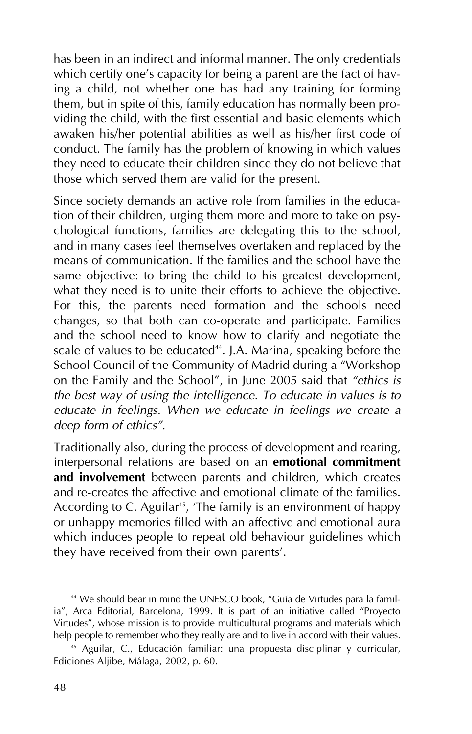has been in an indirect and informal manner. The only credentials which certify one's capacity for being a parent are the fact of having a child, not whether one has had any training for forming them, but in spite of this, family education has normally been providing the child, with the first essential and basic elements which awaken his/her potential abilities as well as his/her first code of conduct. The family has the problem of knowing in which values they need to educate their children since they do not believe that those which served them are valid for the present.

Since society demands an active role from families in the education of their children, urging them more and more to take on psychological functions, families are delegating this to the school, and in many cases feel themselves overtaken and replaced by the means of communication. If the families and the school have the same objective: to bring the child to his greatest development, what they need is to unite their efforts to achieve the objective. For this, the parents need formation and the schools need changes, so that both can co-operate and participate. Families and the school need to know how to clarify and negotiate the scale of values to be educated[44]. J.A. Marina, speaking before the School Council of the Community of Madrid during a "Workshop on the Family and the School", in June 2005 said that *"ethics is the best way of using the intelligence. To educate in values is to educate in feelings. When we educate in feelings we create a deep form of ethics"*.

Traditionally also, during the process of development and rearing, interpersonal relations are based on an **emotional commitment and involvement** between parents and children, which creates and re-creates the affective and emotional climate of the families. According to C. Aguilar[45], 'The family is an environment of happy or unhappy memories filled with an affective and emotional aura which induces people to repeat old behaviour guidelines which they have received from their own parents'.

---

[44] We should bear in mind the UNESCO book, "Guía de Virtudes para la familia", Arca Editorial, Barcelona, 1999. It is part of an initiative called "Proyecto Virtudes", whose mission is to provide multicultural programs and materials which help people to remember who they really are and to live in accord with their values.

[45] Aguilar, C., Educación familiar: una propuesta disciplinar y curricular, Ediciones Aljibe, Málaga, 2002, p. 60.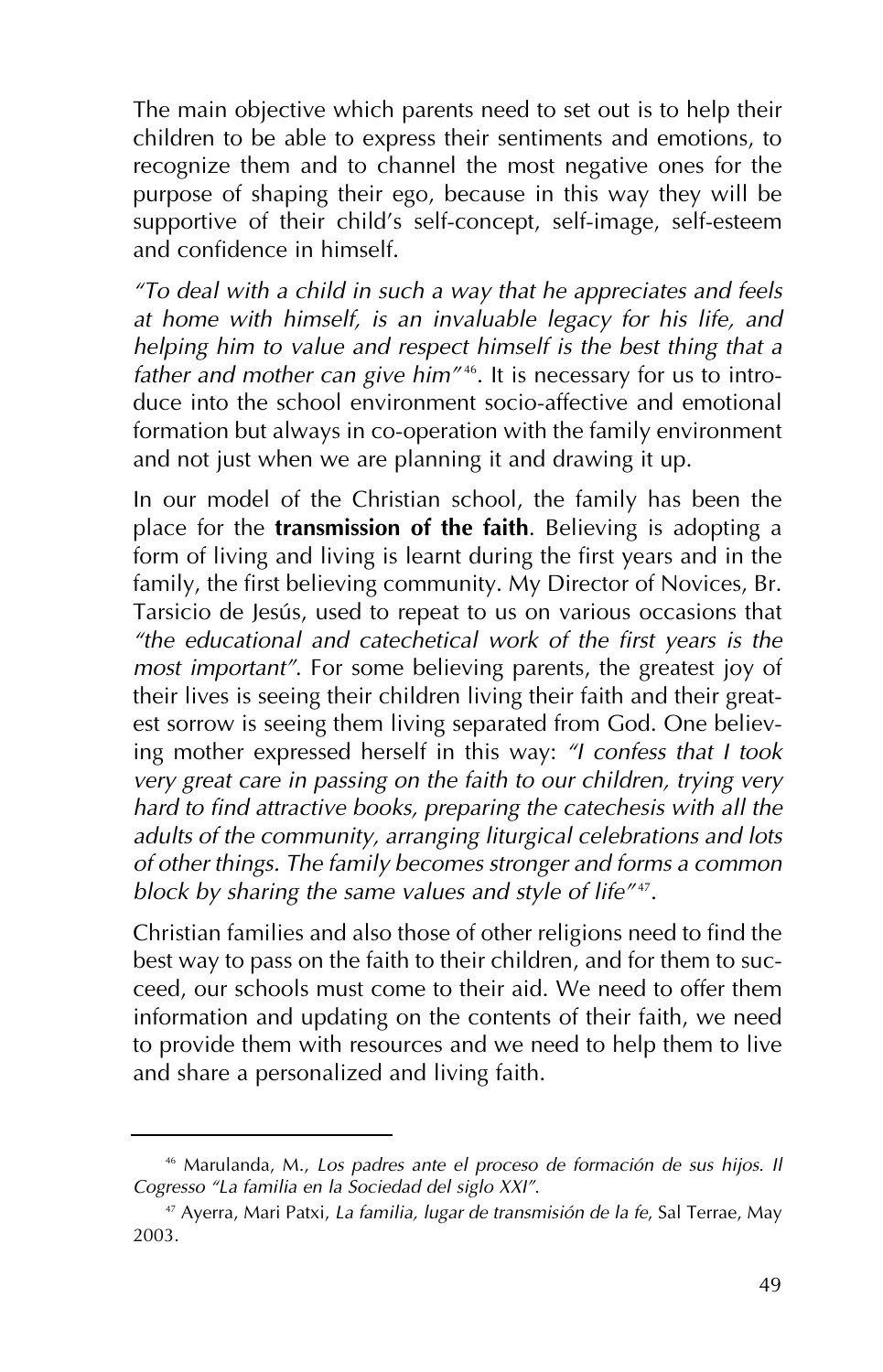The main objective which parents need to set out is to help their children to be able to express their sentiments and emotions, to recognize them and to channel the most negative ones for the purpose of shaping their ego, because in this way they will be supportive of their child's self-concept, self-image, self-esteem and confidence in himself.

*"To deal with a child in such a way that he appreciates and feels at home with himself, is an invaluable legacy for his life, and helping him to value and respect himself is the best thing that a father and mother can give him"*[46]. It is necessary for us to introduce into the school environment socio-affective and emotional formation but always in co-operation with the family environment and not just when we are planning it and drawing it up.

In our model of the Christian school, the family has been the place for the **transmission of the faith**. Believing is adopting a form of living and living is learnt during the first years and in the family, the first believing community. My Director of Novices, Br. Tarsicio de Jesús, used to repeat to us on various occasions that *"the educational and catechetical work of the first years is the most important"*. For some believing parents, the greatest joy of their lives is seeing their children living their faith and their greatest sorrow is seeing them living separated from God. One believing mother expressed herself in this way: *"I confess that I took very great care in passing on the faith to our children, trying very hard to find attractive books, preparing the catechesis with all the adults of the community, arranging liturgical celebrations and lots of other things. The family becomes stronger and forms a common block by sharing the same values and style of life"*[47].

Christian families and also those of other religions need to find the best way to pass on the faith to their children, and for them to succeed, our schools must come to their aid. We need to offer them information and updating on the contents of their faith, we need to provide them with resources and we need to help them to live and share a personalized and living faith.

---

[46] Marulanda, M., *Los padres ante el proceso de formación de sus hijos. II Cogresso "La familia en la Sociedad del siglo XXI".*

[47] Ayerra, Mari Patxi, *La familia, lugar de transmisión de la fe*, Sal Terrae, May 2003.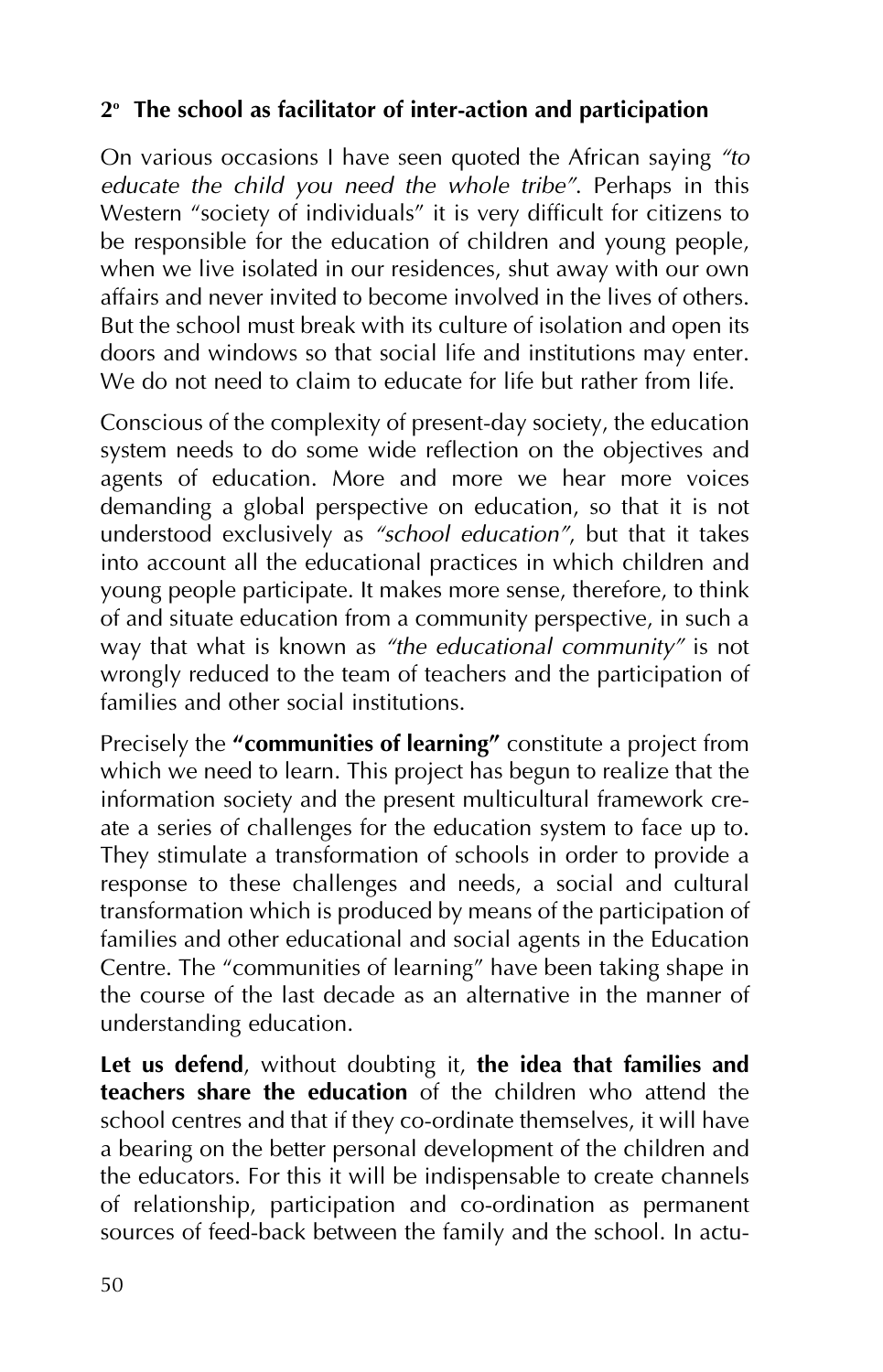### 2º The school as facilitator of inter-action and participation

On various occasions I have seen quoted the African saying *"to educate the child you need the whole tribe"*. Perhaps in this Western "society of individuals" it is very difficult for citizens to be responsible for the education of children and young people, when we live isolated in our residences, shut away with our own affairs and never invited to become involved in the lives of others. But the school must break with its culture of isolation and open its doors and windows so that social life and institutions may enter. We do not need to claim to educate for life but rather from life.

Conscious of the complexity of present-day society, the education system needs to do some wide reflection on the objectives and agents of education. More and more we hear more voices demanding a global perspective on education, so that it is not understood exclusively as *"school education"*, but that it takes into account all the educational practices in which children and young people participate. It makes more sense, therefore, to think of and situate education from a community perspective, in such a way that what is known as *"the educational community"* is not wrongly reduced to the team of teachers and the participation of families and other social institutions.

Precisely the **"communities of learning"** constitute a project from which we need to learn. This project has begun to realize that the information society and the present multicultural framework create a series of challenges for the education system to face up to. They stimulate a transformation of schools in order to provide a response to these challenges and needs, a social and cultural transformation which is produced by means of the participation of families and other educational and social agents in the Education Centre. The "communities of learning" have been taking shape in the course of the last decade as an alternative in the manner of understanding education.

**Let us defend**, without doubting it, **the idea that families and teachers share the education** of the children who attend the school centres and that if they co-ordinate themselves, it will have a bearing on the better personal development of the children and the educators. For this it will be indispensable to create channels of relationship, participation and co-ordination as permanent sources of feed-back between the family and the school. In actu-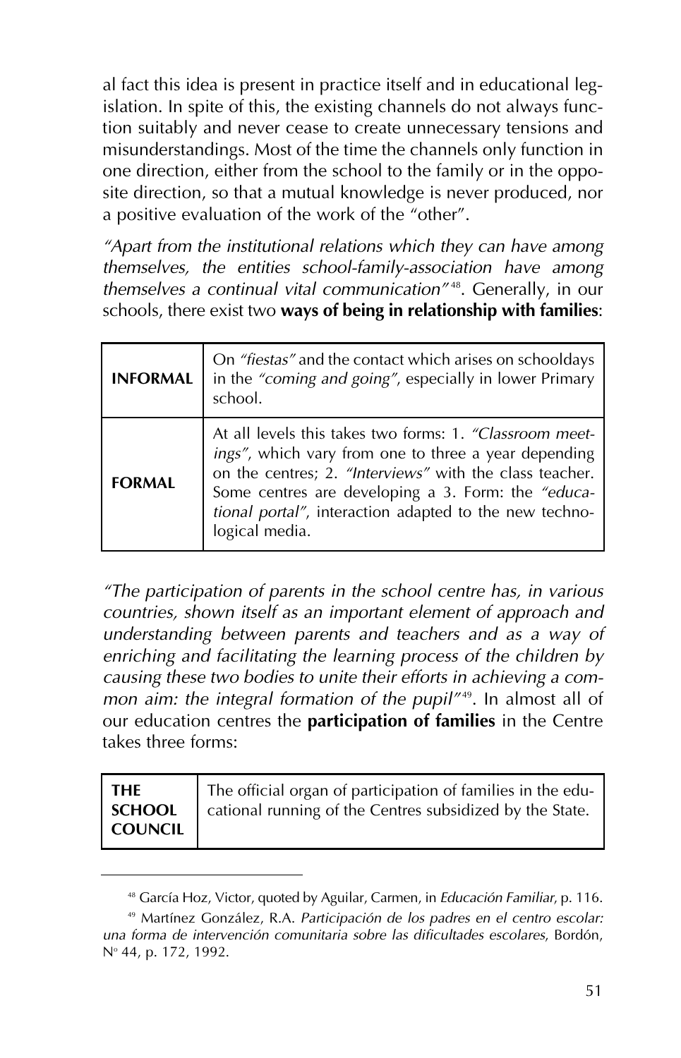al fact this idea is present in practice itself and in educational legislation. In spite of this, the existing channels do not always function suitably and never cease to create unnecessary tensions and misunderstandings. Most of the time the channels only function in one direction, either from the school to the family or in the opposite direction, so that a mutual knowledge is never produced, nor a positive evaluation of the work of the "other".

*"Apart from the institutional relations which they can have among themselves, the entities school-family-association have among themselves a continual vital communication"*[48]. Generally, in our schools, there exist two **ways of being in relationship with families**:

| | |
|---|---|
| **INFORMAL** | On *"fiestas"* and the contact which arises on schooldays in the *"coming and going"*, especially in lower Primary school. |
| **FORMAL** | At all levels this takes two forms: 1. *"Classroom meetings"*, which vary from one to three a year depending on the centres; 2. *"Interviews"* with the class teacher. Some centres are developing a 3. Form: the *"educational portal"*, interaction adapted to the new technological media. |

*"The participation of parents in the school centre has, in various countries, shown itself as an important element of approach and understanding between parents and teachers and as a way of enriching and facilitating the learning process of the children by causing these two bodies to unite their efforts in achieving a common aim: the integral formation of the pupil"*[49]. In almost all of our education centres the **participation of families** in the Centre takes three forms:

| | |
|---|---|
| **THE SCHOOL COUNCIL** | The official organ of participation of families in the educational running of the Centres subsidized by the State. |

[48] García Hoz, Victor, quoted by Aguilar, Carmen, in *Educación Familiar*, p. 116.

[49] Martínez González, R.A. *Participación de los padres en el centro escolar: una forma de intervención comunitaria sobre las dificultades escolares*, Bordón, Nº 44, p. 172, 1992.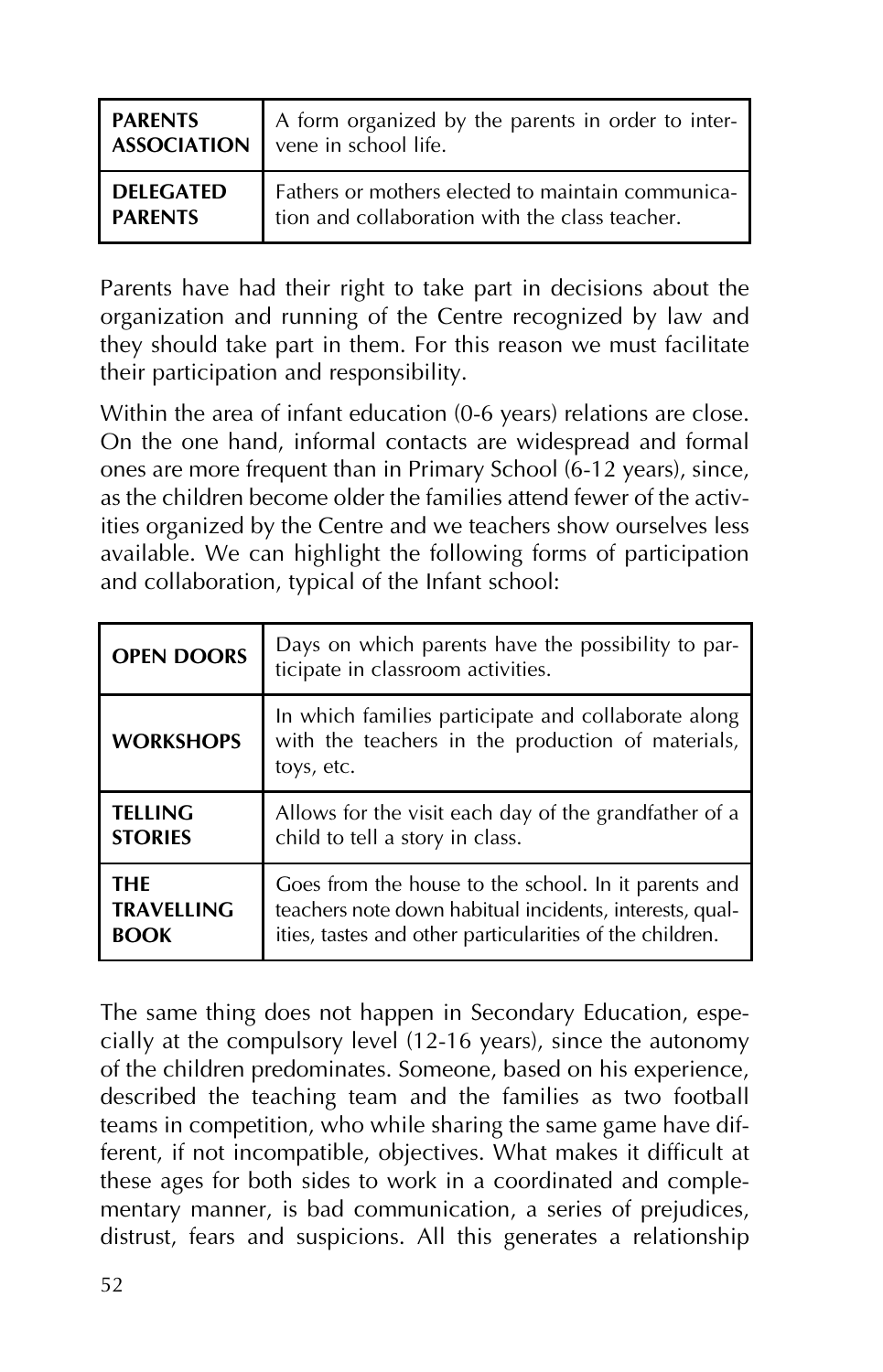| | |
|---|---|
| **PARENTS ASSOCIATION** | A form organized by the parents in order to intervene in school life. |
| **DELEGATED PARENTS** | Fathers or mothers elected to maintain communication and collaboration with the class teacher. |

Parents have had their right to take part in decisions about the organization and running of the Centre recognized by law and they should take part in them. For this reason we must facilitate their participation and responsibility.

Within the area of infant education (0-6 years) relations are close. On the one hand, informal contacts are widespread and formal ones are more frequent than in Primary School (6-12 years), since, as the children become older the families attend fewer of the activities organized by the Centre and we teachers show ourselves less available. We can highlight the following forms of participation and collaboration, typical of the Infant school:

| | |
|---|---|
| **OPEN DOORS** | Days on which parents have the possibility to participate in classroom activities. |
| **WORKSHOPS** | In which families participate and collaborate along with the teachers in the production of materials, toys, etc. |
| **TELLING STORIES** | Allows for the visit each day of the grandfather of a child to tell a story in class. |
| **THE TRAVELLING BOOK** | Goes from the house to the school. In it parents and teachers note down habitual incidents, interests, qualities, tastes and other particularities of the children. |

The same thing does not happen in Secondary Education, especially at the compulsory level (12-16 years), since the autonomy of the children predominates. Someone, based on his experience, described the teaching team and the families as two football teams in competition, who while sharing the same game have different, if not incompatible, objectives. What makes it difficult at these ages for both sides to work in a coordinated and complementary manner, is bad communication, a series of prejudices, distrust, fears and suspicions. All this generates a relationship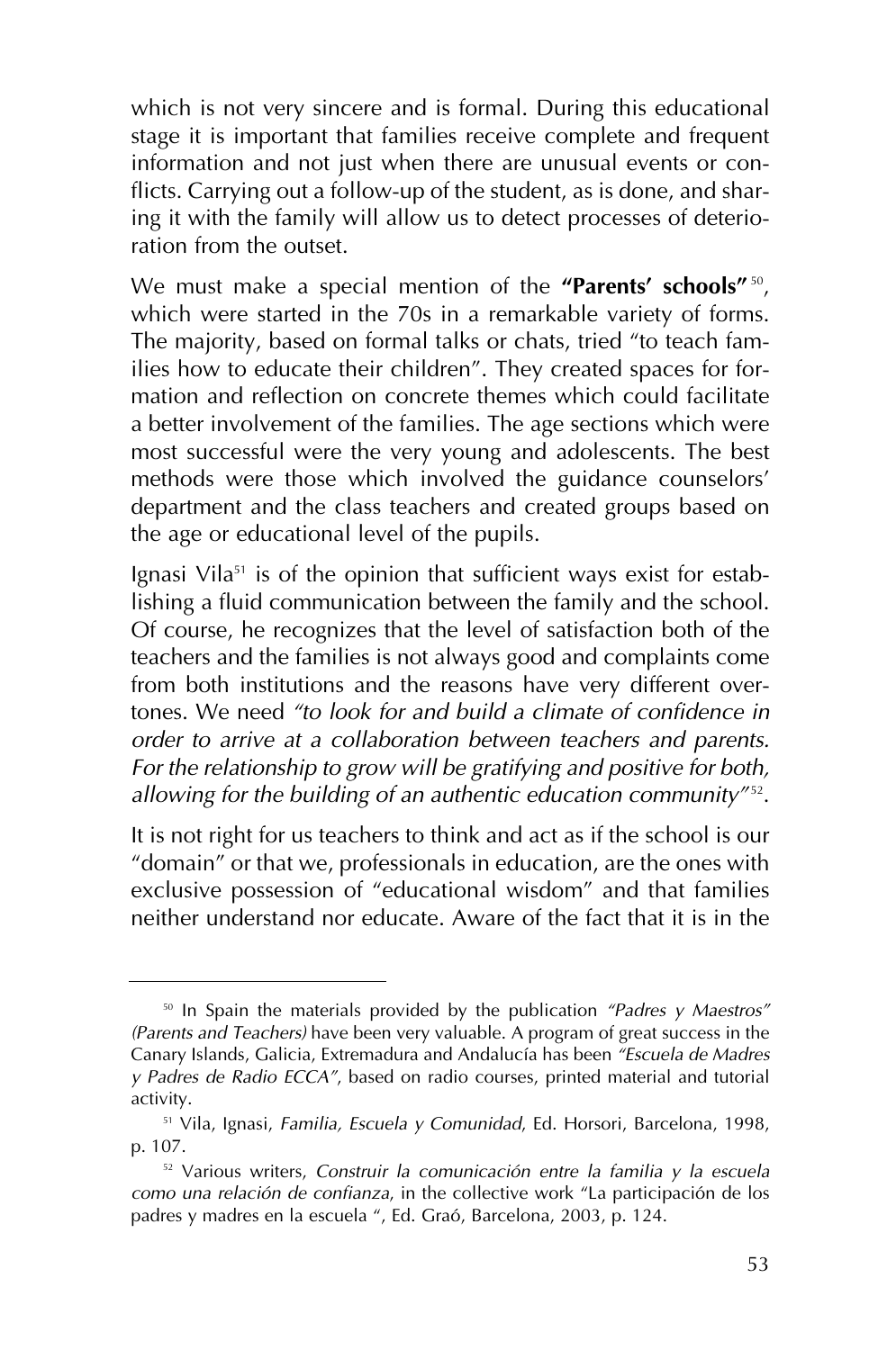which is not very sincere and is formal. During this educational stage it is important that families receive complete and frequent information and not just when there are unusual events or conflicts. Carrying out a follow-up of the student, as is done, and sharing it with the family will allow us to detect processes of deterioration from the outset.

We must make a special mention of the **"Parents' schools"**[50], which were started in the 70s in a remarkable variety of forms. The majority, based on formal talks or chats, tried "to teach families how to educate their children". They created spaces for formation and reflection on concrete themes which could facilitate a better involvement of the families. The age sections which were most successful were the very young and adolescents. The best methods were those which involved the guidance counselors' department and the class teachers and created groups based on the age or educational level of the pupils.

Ignasi Vila[51] is of the opinion that sufficient ways exist for establishing a fluid communication between the family and the school. Of course, he recognizes that the level of satisfaction both of the teachers and the families is not always good and complaints come from both institutions and the reasons have very different overtones. We need *"to look for and build a climate of confidence in order to arrive at a collaboration between teachers and parents. For the relationship to grow will be gratifying and positive for both, allowing for the building of an authentic education community"*[52].

It is not right for us teachers to think and act as if the school is our "domain" or that we, professionals in education, are the ones with exclusive possession of "educational wisdom" and that families neither understand nor educate. Aware of the fact that it is in the

---

[50] In Spain the materials provided by the publication *"Padres y Maestros" (Parents and Teachers)* have been very valuable. A program of great success in the Canary Islands, Galicia, Extremadura and Andalucía has been *"Escuela de Madres y Padres de Radio ECCA"*, based on radio courses, printed material and tutorial activity.

[51] Vila, Ignasi, *Familia, Escuela y Comunidad*, Ed. Horsori, Barcelona, 1998, p. 107.

[52] Various writers, *Construir la comunicación entre la familia y la escuela como una relación de confianza*, in the collective work "La participación de los padres y madres en la escuela ", Ed. Graó, Barcelona, 2003, p. 124.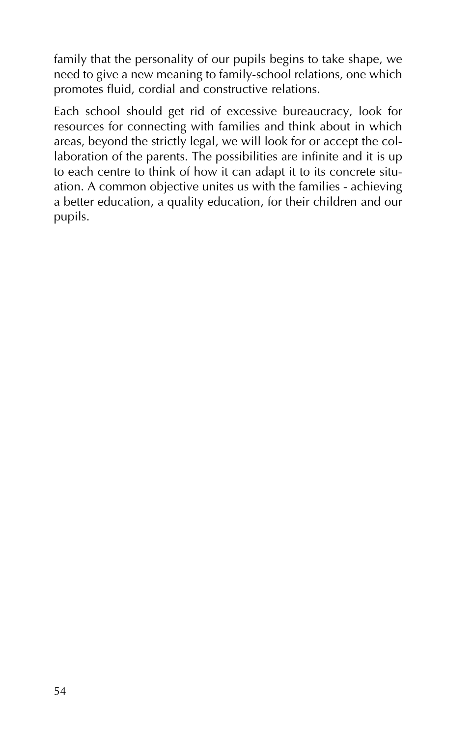family that the personality of our pupils begins to take shape, we need to give a new meaning to family-school relations, one which promotes fluid, cordial and constructive relations.

Each school should get rid of excessive bureaucracy, look for resources for connecting with families and think about in which areas, beyond the strictly legal, we will look for or accept the collaboration of the parents. The possibilities are infinite and it is up to each centre to think of how it can adapt it to its concrete situation. A common objective unites us with the families - achieving a better education, a quality education, for their children and our pupils.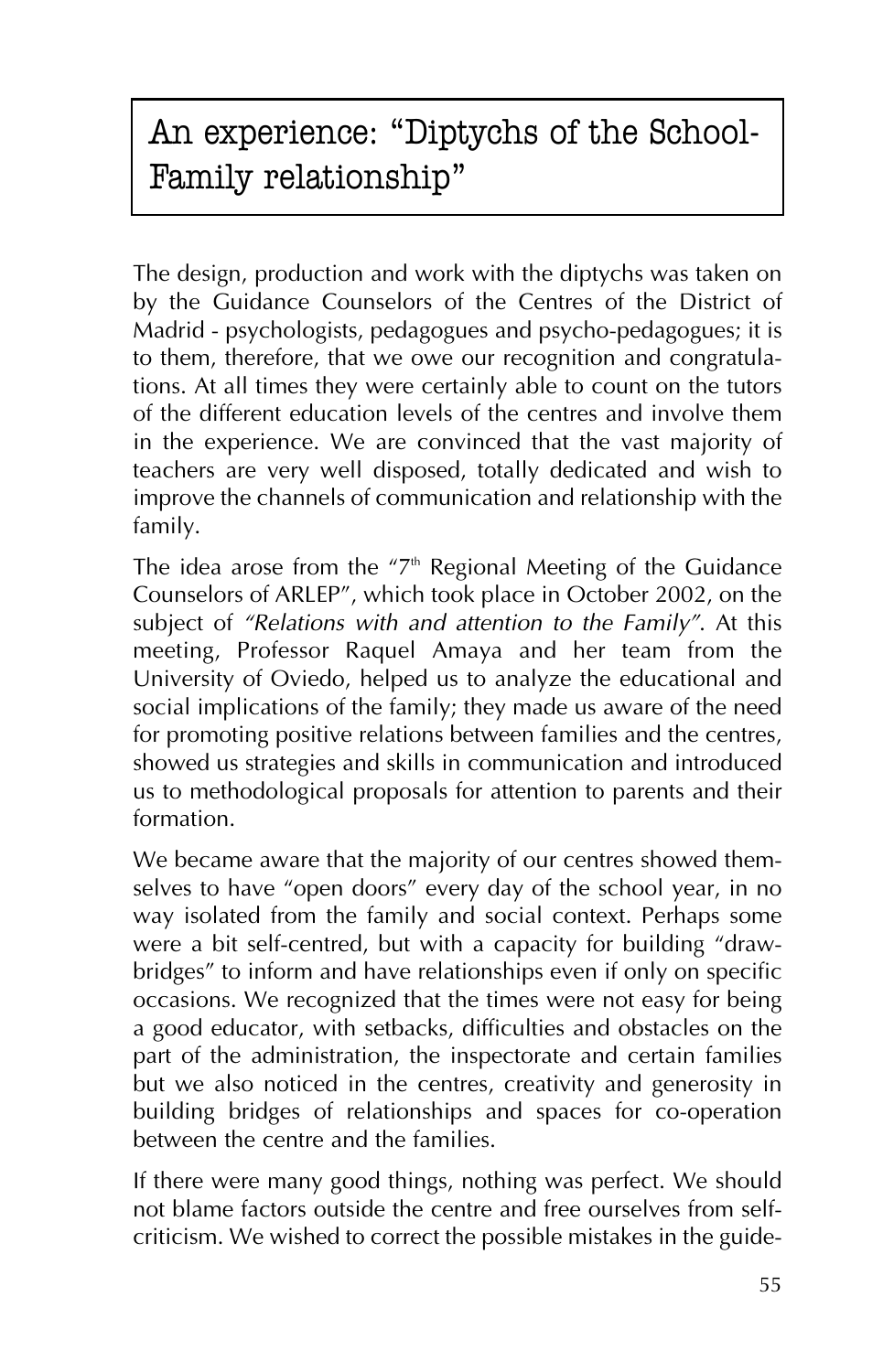# An experience: "Diptychs of the School-Family relationship"

The design, production and work with the diptychs was taken on by the Guidance Counselors of the Centres of the District of Madrid - psychologists, pedagogues and psycho-pedagogues; it is to them, therefore, that we owe our recognition and congratulations. At all times they were certainly able to count on the tutors of the different education levels of the centres and involve them in the experience. We are convinced that the vast majority of teachers are very well disposed, totally dedicated and wish to improve the channels of communication and relationship with the family.

The idea arose from the "7th Regional Meeting of the Guidance Counselors of ARLEP", which took place in October 2002, on the subject of *"Relations with and attention to the Family"*. At this meeting, Professor Raquel Amaya and her team from the University of Oviedo, helped us to analyze the educational and social implications of the family; they made us aware of the need for promoting positive relations between families and the centres, showed us strategies and skills in communication and introduced us to methodological proposals for attention to parents and their formation.

We became aware that the majority of our centres showed themselves to have "open doors" every day of the school year, in no way isolated from the family and social context. Perhaps some were a bit self-centred, but with a capacity for building "drawbridges" to inform and have relationships even if only on specific occasions. We recognized that the times were not easy for being a good educator, with setbacks, difficulties and obstacles on the part of the administration, the inspectorate and certain families but we also noticed in the centres, creativity and generosity in building bridges of relationships and spaces for co-operation between the centre and the families.

If there were many good things, nothing was perfect. We should not blame factors outside the centre and free ourselves from self-criticism. We wished to correct the possible mistakes in the guide-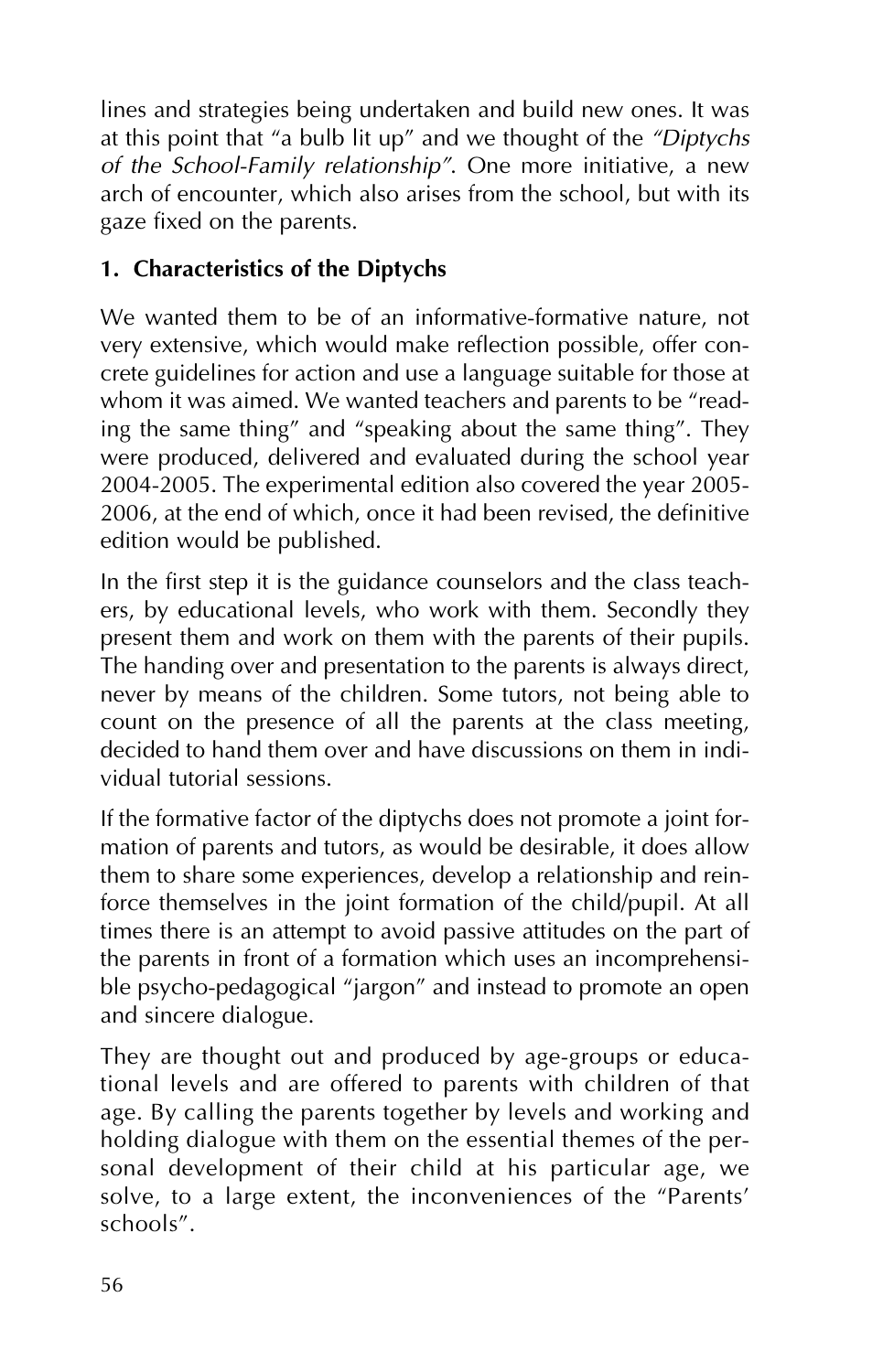lines and strategies being undertaken and build new ones. It was at this point that "a bulb lit up" and we thought of the *"Diptychs of the School-Family relationship"*. One more initiative, a new arch of encounter, which also arises from the school, but with its gaze fixed on the parents.

## 1. Characteristics of the Diptychs

We wanted them to be of an informative-formative nature, not very extensive, which would make reflection possible, offer concrete guidelines for action and use a language suitable for those at whom it was aimed. We wanted teachers and parents to be "reading the same thing" and "speaking about the same thing". They were produced, delivered and evaluated during the school year 2004-2005. The experimental edition also covered the year 2005-2006, at the end of which, once it had been revised, the definitive edition would be published.

In the first step it is the guidance counselors and the class teachers, by educational levels, who work with them. Secondly they present them and work on them with the parents of their pupils. The handing over and presentation to the parents is always direct, never by means of the children. Some tutors, not being able to count on the presence of all the parents at the class meeting, decided to hand them over and have discussions on them in individual tutorial sessions.

If the formative factor of the diptychs does not promote a joint formation of parents and tutors, as would be desirable, it does allow them to share some experiences, develop a relationship and reinforce themselves in the joint formation of the child/pupil. At all times there is an attempt to avoid passive attitudes on the part of the parents in front of a formation which uses an incomprehensible psycho-pedagogical "jargon" and instead to promote an open and sincere dialogue.

They are thought out and produced by age-groups or educational levels and are offered to parents with children of that age. By calling the parents together by levels and working and holding dialogue with them on the essential themes of the personal development of their child at his particular age, we solve, to a large extent, the inconveniences of the "Parents' schools".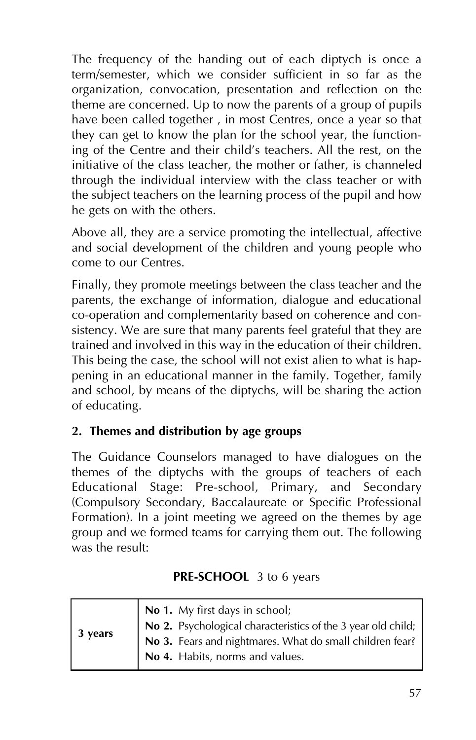The frequency of the handing out of each diptych is once a term/semester, which we consider sufficient in so far as the organization, convocation, presentation and reflection on the theme are concerned. Up to now the parents of a group of pupils have been called together , in most Centres, once a year so that they can get to know the plan for the school year, the functioning of the Centre and their child's teachers. All the rest, on the initiative of the class teacher, the mother or father, is channeled through the individual interview with the class teacher or with the subject teachers on the learning process of the pupil and how he gets on with the others.

Above all, they are a service promoting the intellectual, affective and social development of the children and young people who come to our Centres.

Finally, they promote meetings between the class teacher and the parents, the exchange of information, dialogue and educational co-operation and complementarity based on coherence and consistency. We are sure that many parents feel grateful that they are trained and involved in this way in the education of their children. This being the case, the school will not exist alien to what is happening in an educational manner in the family. Together, family and school, by means of the diptychs, will be sharing the action of educating.

## 2. Themes and distribution by age groups

The Guidance Counselors managed to have dialogues on the themes of the diptychs with the groups of teachers of each Educational Stage: Pre-school, Primary, and Secondary (Compulsory Secondary, Baccalaureate or Specific Professional Formation). In a joint meeting we agreed on the themes by age group and we formed teams for carrying them out. The following was the result:

**PRE-SCHOOL** 3 to 6 years

| | |
|---|---|
| **3 years** | **No 1.** My first days in school;<br>**No 2.** Psychological characteristics of the 3 year old child;<br>**No 3.** Fears and nightmares. What do small children fear?<br>**No 4.** Habits, norms and values. |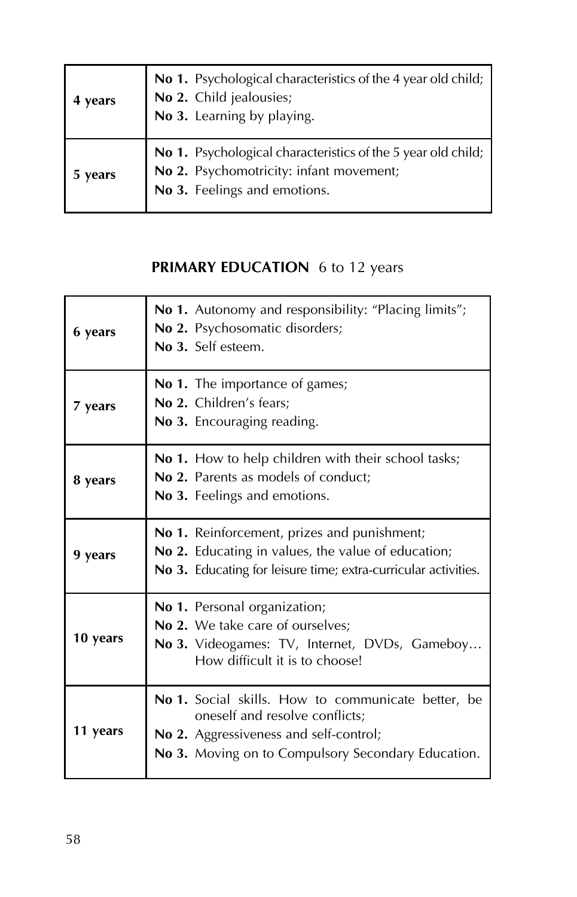| | |
|---|---|
| **4 years** | **No 1.** Psychological characteristics of the 4 year old child;<br>**No 2.** Child jealousies;<br>**No 3.** Learning by playing. |
| **5 years** | **No 1.** Psychological characteristics of the 5 year old child;<br>**No 2.** Psychomotricity: infant movement;<br>**No 3.** Feelings and emotions. |

## PRIMARY EDUCATION 6 to 12 years

| | |
|---|---|
| **6 years** | **No 1.** Autonomy and responsibility: "Placing limits";<br>**No 2.** Psychosomatic disorders;<br>**No 3.** Self esteem. |
| **7 years** | **No 1.** The importance of games;<br>**No 2.** Children's fears;<br>**No 3.** Encouraging reading. |
| **8 years** | **No 1.** How to help children with their school tasks;<br>**No 2.** Parents as models of conduct;<br>**No 3.** Feelings and emotions. |
| **9 years** | **No 1.** Reinforcement, prizes and punishment;<br>**No 2.** Educating in values, the value of education;<br>**No 3.** Educating for leisure time; extra-curricular activities. |
| **10 years** | **No 1.** Personal organization;<br>**No 2.** We take care of ourselves;<br>**No 3.** Videogames: TV, Internet, DVDs, Gameboy… How difficult it is to choose! |
| **11 years** | **No 1.** Social skills. How to communicate better, be oneself and resolve conflicts;<br>**No 2.** Aggressiveness and self-control;<br>**No 3.** Moving on to Compulsory Secondary Education. |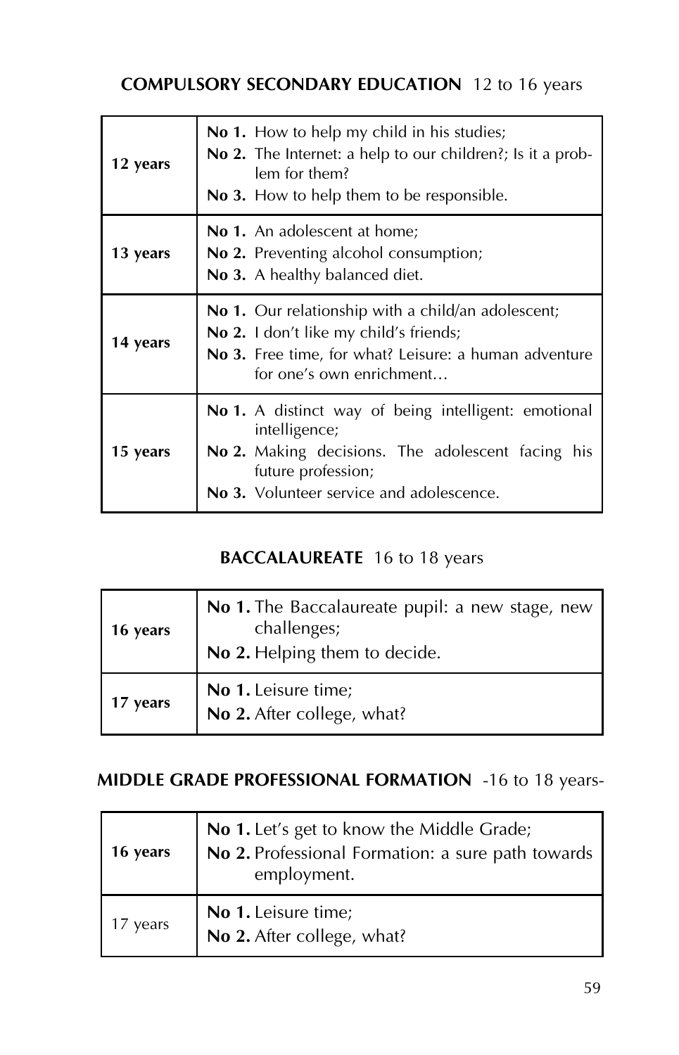**COMPULSORY SECONDARY EDUCATION** 12 to 16 years

| | |
|---|---|
| **12 years** | **No 1.** How to help my child in his studies;<br>**No 2.** The Internet: a help to our children?; Is it a problem for them?<br>**No 3.** How to help them to be responsible. |
| **13 years** | **No 1.** An adolescent at home;<br>**No 2.** Preventing alcohol consumption;<br>**No 3.** A healthy balanced diet. |
| **14 years** | **No 1.** Our relationship with a child/an adolescent;<br>**No 2.** I don't like my child's friends;<br>**No 3.** Free time, for what? Leisure: a human adventure for one's own enrichment… |
| **15 years** | **No 1.** A distinct way of being intelligent: emotional intelligence;<br>**No 2.** Making decisions. The adolescent facing his future profession;<br>**No 3.** Volunteer service and adolescence. |

**BACCALAUREATE** 16 to 18 years

| | |
|---|---|
| **16 years** | **No 1.** The Baccalaureate pupil: a new stage, new challenges;<br>**No 2.** Helping them to decide. |
| **17 years** | **No 1.** Leisure time;<br>**No 2.** After college, what? |

**MIDDLE GRADE PROFESSIONAL FORMATION** -16 to 18 years-

| | |
|---|---|
| **16 years** | **No 1.** Let's get to know the Middle Grade;<br>**No 2.** Professional Formation: a sure path towards employment. |
| 17 years | **No 1.** Leisure time;<br>**No 2.** After college, what? |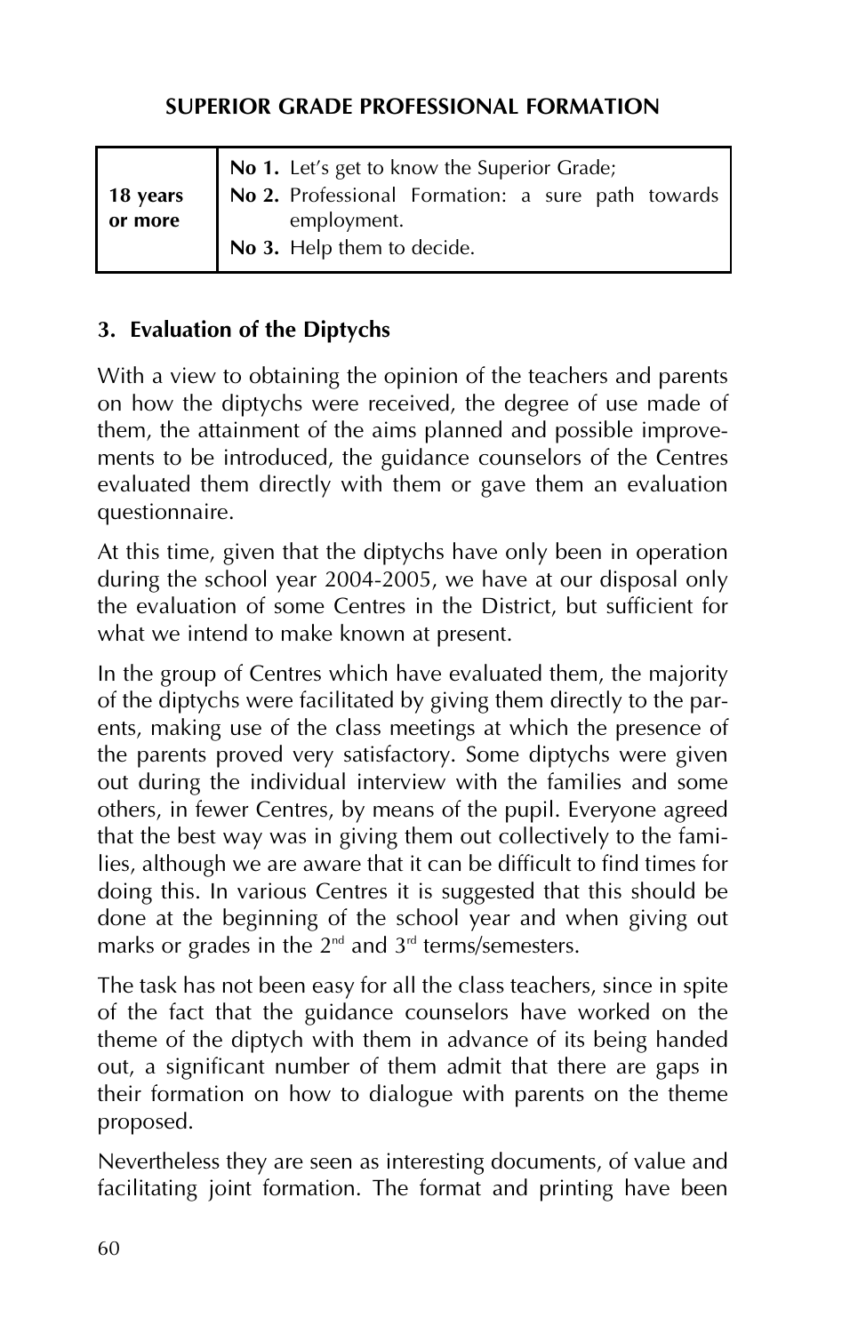**SUPERIOR GRADE PROFESSIONAL FORMATION**

| | |
|---|---|
| **18 years or more** | **No 1.** Let's get to know the Superior Grade;<br>**No 2.** Professional Formation: a sure path towards employment.<br>**No 3.** Help them to decide. |

### 3. Evaluation of the Diptychs

With a view to obtaining the opinion of the teachers and parents on how the diptychs were received, the degree of use made of them, the attainment of the aims planned and possible improvements to be introduced, the guidance counselors of the Centres evaluated them directly with them or gave them an evaluation questionnaire.

At this time, given that the diptychs have only been in operation during the school year 2004-2005, we have at our disposal only the evaluation of some Centres in the District, but sufficient for what we intend to make known at present.

In the group of Centres which have evaluated them, the majority of the diptychs were facilitated by giving them directly to the parents, making use of the class meetings at which the presence of the parents proved very satisfactory. Some diptychs were given out during the individual interview with the families and some others, in fewer Centres, by means of the pupil. Everyone agreed that the best way was in giving them out collectively to the families, although we are aware that it can be difficult to find times for doing this. In various Centres it is suggested that this should be done at the beginning of the school year and when giving out marks or grades in the 2nd and 3rd terms/semesters.

The task has not been easy for all the class teachers, since in spite of the fact that the guidance counselors have worked on the theme of the diptych with them in advance of its being handed out, a significant number of them admit that there are gaps in their formation on how to dialogue with parents on the theme proposed.

Nevertheless they are seen as interesting documents, of value and facilitating joint formation. The format and printing have been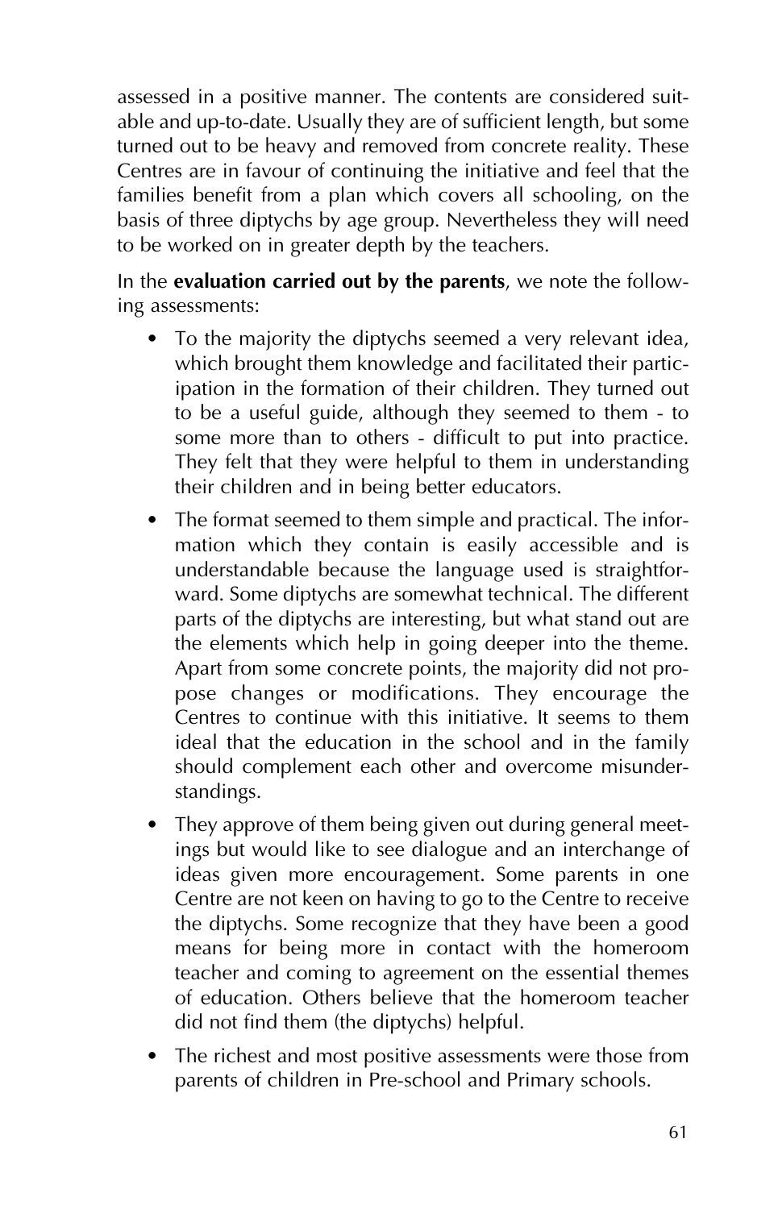assessed in a positive manner. The contents are considered suitable and up-to-date. Usually they are of sufficient length, but some turned out to be heavy and removed from concrete reality. These Centres are in favour of continuing the initiative and feel that the families benefit from a plan which covers all schooling, on the basis of three diptychs by age group. Nevertheless they will need to be worked on in greater depth by the teachers.

In the **evaluation carried out by the parents**, we note the following assessments:

- To the majority the diptychs seemed a very relevant idea, which brought them knowledge and facilitated their participation in the formation of their children. They turned out to be a useful guide, although they seemed to them - to some more than to others - difficult to put into practice. They felt that they were helpful to them in understanding their children and in being better educators.
- The format seemed to them simple and practical. The information which they contain is easily accessible and is understandable because the language used is straightforward. Some diptychs are somewhat technical. The different parts of the diptychs are interesting, but what stand out are the elements which help in going deeper into the theme. Apart from some concrete points, the majority did not propose changes or modifications. They encourage the Centres to continue with this initiative. It seems to them ideal that the education in the school and in the family should complement each other and overcome misunderstandings.
- They approve of them being given out during general meetings but would like to see dialogue and an interchange of ideas given more encouragement. Some parents in one Centre are not keen on having to go to the Centre to receive the diptychs. Some recognize that they have been a good means for being more in contact with the homeroom teacher and coming to agreement on the essential themes of education. Others believe that the homeroom teacher did not find them (the diptychs) helpful.
- The richest and most positive assessments were those from parents of children in Pre-school and Primary schools.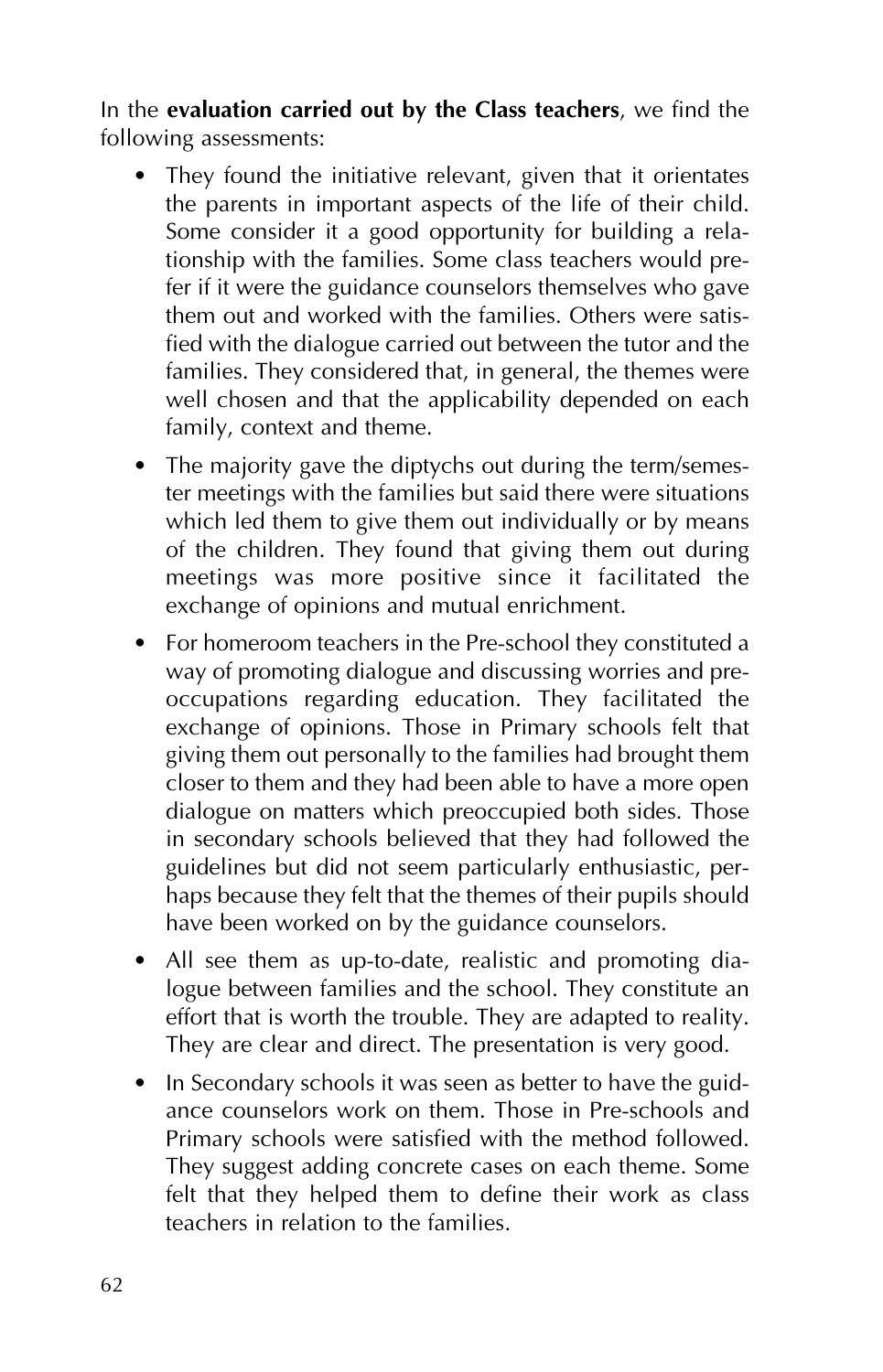In the **evaluation carried out by the Class teachers**, we find the following assessments:

- They found the initiative relevant, given that it orientates the parents in important aspects of the life of their child. Some consider it a good opportunity for building a relationship with the families. Some class teachers would prefer if it were the guidance counselors themselves who gave them out and worked with the families. Others were satisfied with the dialogue carried out between the tutor and the families. They considered that, in general, the themes were well chosen and that the applicability depended on each family, context and theme.
- The majority gave the diptychs out during the term/semester meetings with the families but said there were situations which led them to give them out individually or by means of the children. They found that giving them out during meetings was more positive since it facilitated the exchange of opinions and mutual enrichment.
- For homeroom teachers in the Pre-school they constituted a way of promoting dialogue and discussing worries and preoccupations regarding education. They facilitated the exchange of opinions. Those in Primary schools felt that giving them out personally to the families had brought them closer to them and they had been able to have a more open dialogue on matters which preoccupied both sides. Those in secondary schools believed that they had followed the guidelines but did not seem particularly enthusiastic, perhaps because they felt that the themes of their pupils should have been worked on by the guidance counselors.
- All see them as up-to-date, realistic and promoting dialogue between families and the school. They constitute an effort that is worth the trouble. They are adapted to reality. They are clear and direct. The presentation is very good.
- In Secondary schools it was seen as better to have the guidance counselors work on them. Those in Pre-schools and Primary schools were satisfied with the method followed. They suggest adding concrete cases on each theme. Some felt that they helped them to define their work as class teachers in relation to the families.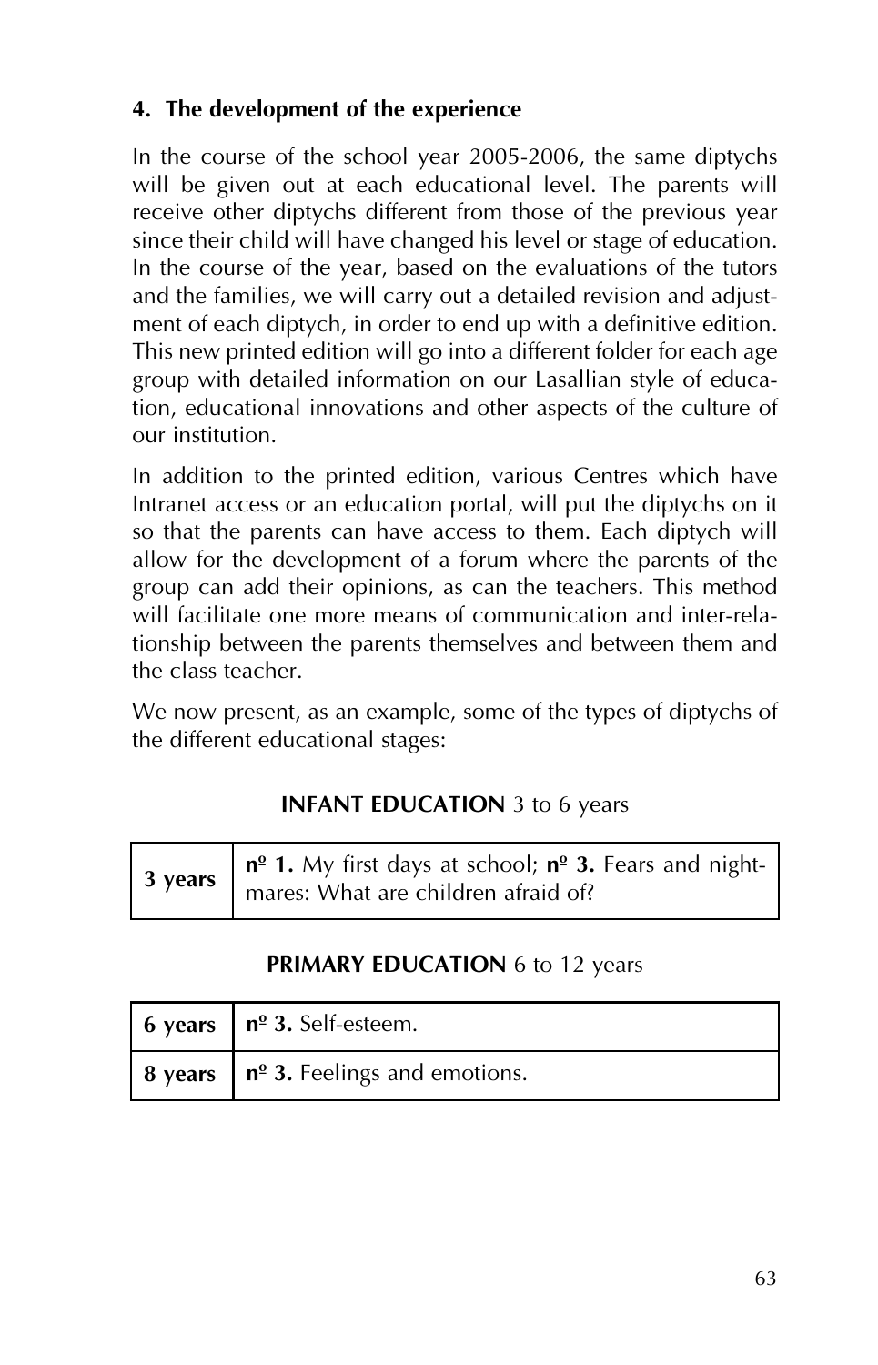### 4. The development of the experience

In the course of the school year 2005-2006, the same diptychs will be given out at each educational level. The parents will receive other diptychs different from those of the previous year since their child will have changed his level or stage of education. In the course of the year, based on the evaluations of the tutors and the families, we will carry out a detailed revision and adjustment of each diptych, in order to end up with a definitive edition. This new printed edition will go into a different folder for each age group with detailed information on our Lasallian style of education, educational innovations and other aspects of the culture of our institution.

In addition to the printed edition, various Centres which have Intranet access or an education portal, will put the diptychs on it so that the parents can have access to them. Each diptych will allow for the development of a forum where the parents of the group can add their opinions, as can the teachers. This method will facilitate one more means of communication and inter-relationship between the parents themselves and between them and the class teacher.

We now present, as an example, some of the types of diptychs of the different educational stages:

**INFANT EDUCATION** 3 to 6 years

| | |
|---|---|
| **3 years** | **nº 1.** My first days at school; **nº 3.** Fears and nightmares: What are children afraid of? |

**PRIMARY EDUCATION** 6 to 12 years

| | |
|---|---|
| **6 years** | **nº 3.** Self-esteem. |
| **8 years** | **nº 3.** Feelings and emotions. |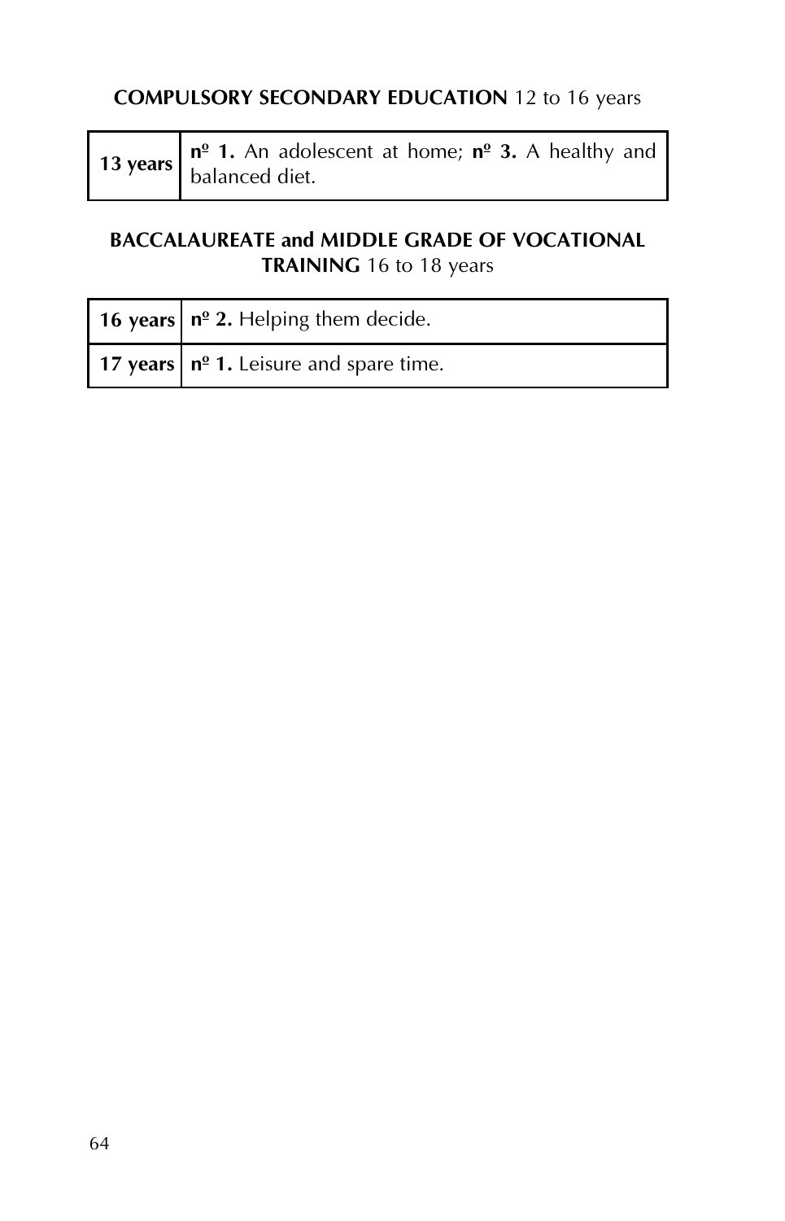**COMPULSORY SECONDARY EDUCATION** 12 to 16 years

| | |
|---|---|
| **13 years** | **nº 1.** An adolescent at home; **nº 3.** A healthy and balanced diet. |

**BACCALAUREATE and MIDDLE GRADE OF VOCATIONAL TRAINING** 16 to 18 years

| | |
|---|---|
| **16 years** | **nº 2.** Helping them decide. |
| **17 years** | **nº 1.** Leisure and spare time. |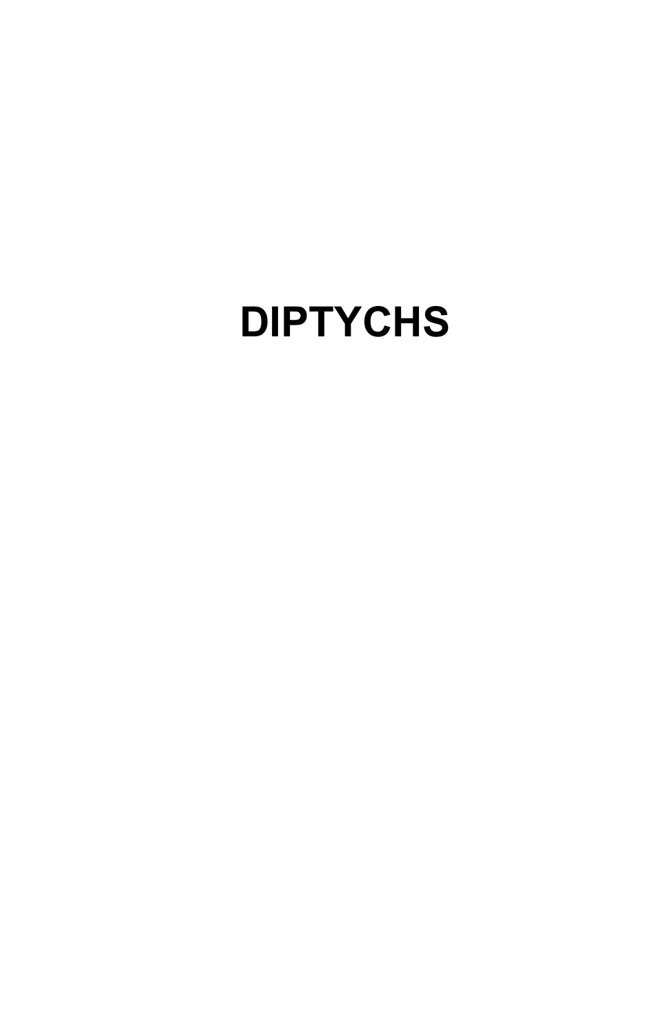# DIPTYCHS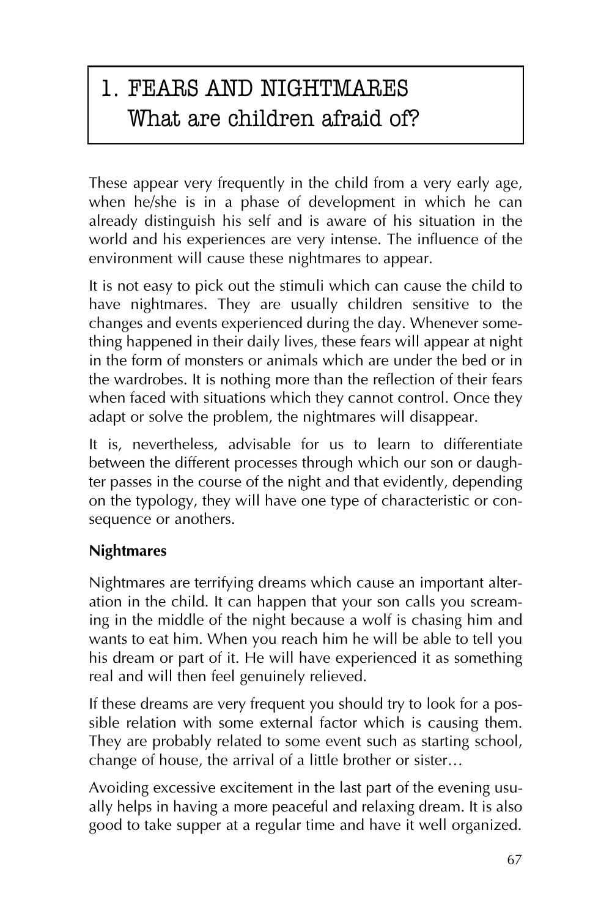# 1. FEARS AND NIGHTMARES
# What are children afraid of?

These appear very frequently in the child from a very early age, when he/she is in a phase of development in which he can already distinguish his self and is aware of his situation in the world and his experiences are very intense. The influence of the environment will cause these nightmares to appear.

It is not easy to pick out the stimuli which can cause the child to have nightmares. They are usually children sensitive to the changes and events experienced during the day. Whenever something happened in their daily lives, these fears will appear at night in the form of monsters or animals which are under the bed or in the wardrobes. It is nothing more than the reflection of their fears when faced with situations which they cannot control. Once they adapt or solve the problem, the nightmares will disappear.

It is, nevertheless, advisable for us to learn to differentiate between the different processes through which our son or daughter passes in the course of the night and that evidently, depending on the typology, they will have one type of characteristic or consequence or anothers.

**Nightmares**

Nightmares are terrifying dreams which cause an important alteration in the child. It can happen that your son calls you screaming in the middle of the night because a wolf is chasing him and wants to eat him. When you reach him he will be able to tell you his dream or part of it. He will have experienced it as something real and will then feel genuinely relieved.

If these dreams are very frequent you should try to look for a possible relation with some external factor which is causing them. They are probably related to some event such as starting school, change of house, the arrival of a little brother or sister…

Avoiding excessive excitement in the last part of the evening usually helps in having a more peaceful and relaxing dream. It is also good to take supper at a regular time and have it well organized.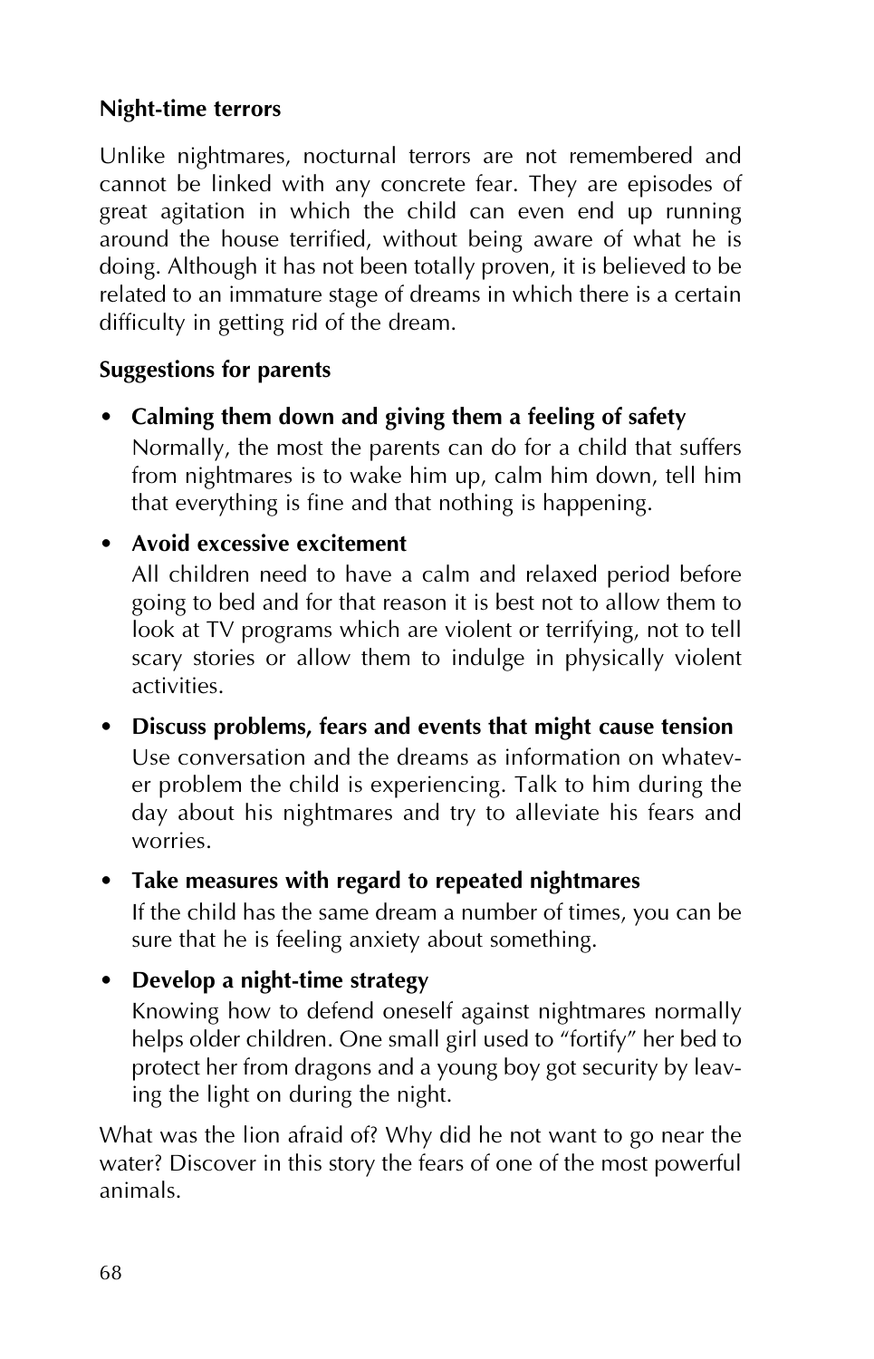**Night-time terrors**

Unlike nightmares, nocturnal terrors are not remembered and cannot be linked with any concrete fear. They are episodes of great agitation in which the child can even end up running around the house terrified, without being aware of what he is doing. Although it has not been totally proven, it is believed to be related to an immature stage of dreams in which there is a certain difficulty in getting rid of the dream.

**Suggestions for parents**

- **Calming them down and giving them a feeling of safety**
  Normally, the most the parents can do for a child that suffers from nightmares is to wake him up, calm him down, tell him that everything is fine and that nothing is happening.
- **Avoid excessive excitement**
  All children need to have a calm and relaxed period before going to bed and for that reason it is best not to allow them to look at TV programs which are violent or terrifying, not to tell scary stories or allow them to indulge in physically violent activities.
- **Discuss problems, fears and events that might cause tension**
  Use conversation and the dreams as information on whatever problem the child is experiencing. Talk to him during the day about his nightmares and try to alleviate his fears and worries.
- **Take measures with regard to repeated nightmares**
  If the child has the same dream a number of times, you can be sure that he is feeling anxiety about something.
- **Develop a night-time strategy**
  Knowing how to defend oneself against nightmares normally helps older children. One small girl used to "fortify" her bed to protect her from dragons and a young boy got security by leaving the light on during the night.

What was the lion afraid of? Why did he not want to go near the water? Discover in this story the fears of one of the most powerful animals.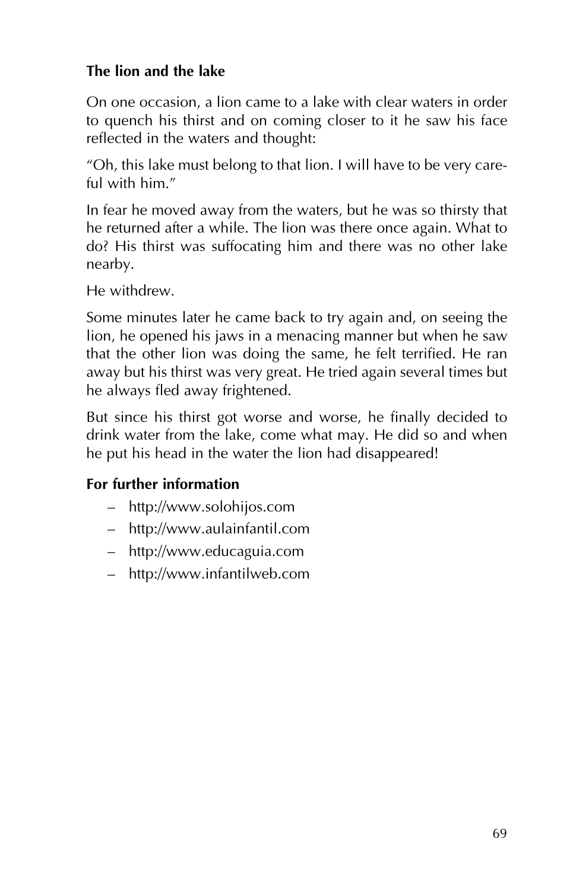**The lion and the lake**

On one occasion, a lion came to a lake with clear waters in order to quench his thirst and on coming closer to it he saw his face reflected in the waters and thought:

"Oh, this lake must belong to that lion. I will have to be very careful with him."

In fear he moved away from the waters, but he was so thirsty that he returned after a while. The lion was there once again. What to do? His thirst was suffocating him and there was no other lake nearby.

He withdrew.

Some minutes later he came back to try again and, on seeing the lion, he opened his jaws in a menacing manner but when he saw that the other lion was doing the same, he felt terrified. He ran away but his thirst was very great. He tried again several times but he always fled away frightened.

But since his thirst got worse and worse, he finally decided to drink water from the lake, come what may. He did so and when he put his head in the water the lion had disappeared!

**For further information**

- http://www.solohijos.com
- http://www.aulainfantil.com
- http://www.educaguia.com
- http://www.infantilweb.com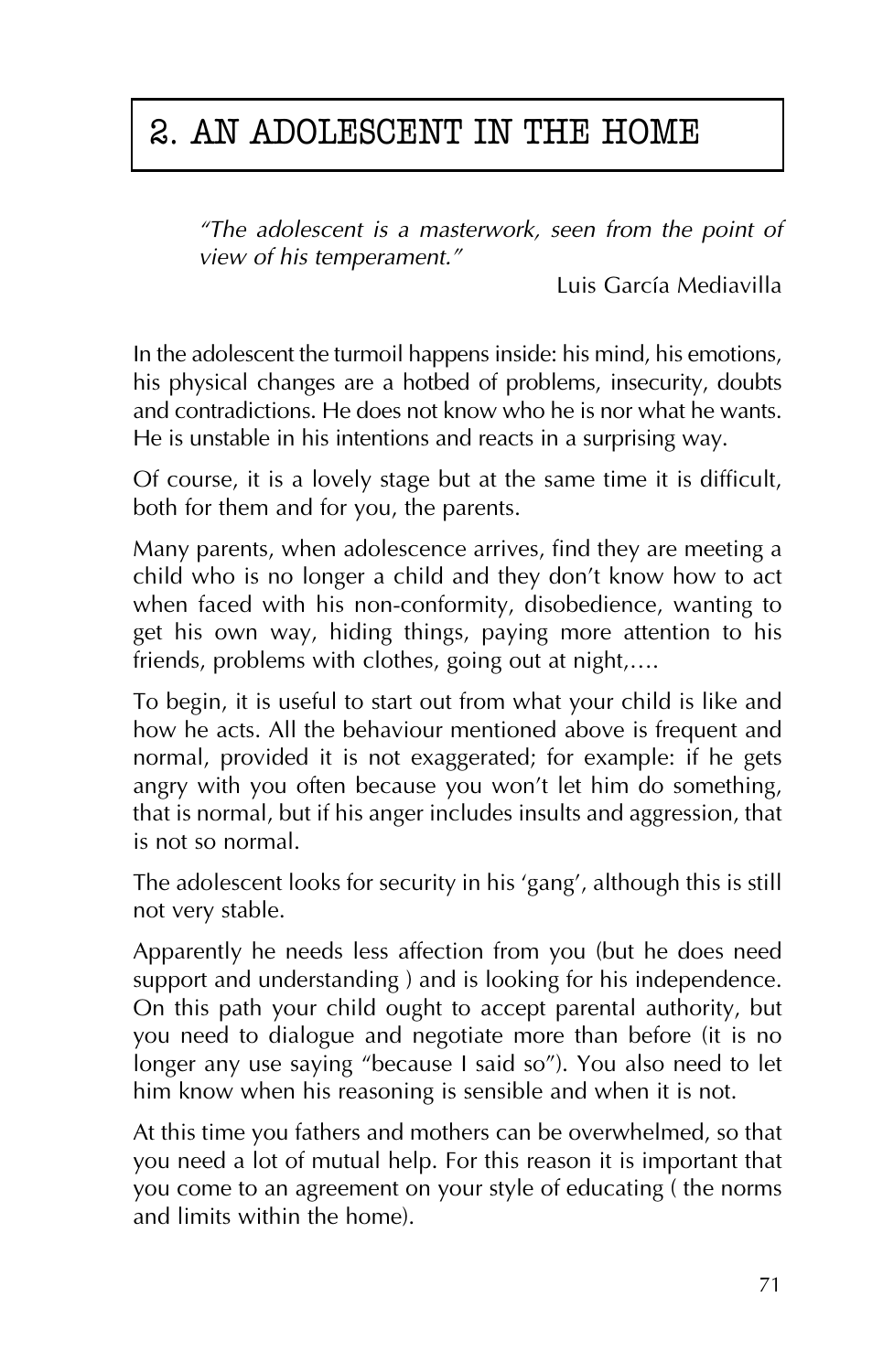# 2. AN ADOLESCENT IN THE HOME

> *"The adolescent is a masterwork, seen from the point of view of his temperament."*
>
> Luis García Mediavilla

In the adolescent the turmoil happens inside: his mind, his emotions, his physical changes are a hotbed of problems, insecurity, doubts and contradictions. He does not know who he is nor what he wants. He is unstable in his intentions and reacts in a surprising way.

Of course, it is a lovely stage but at the same time it is difficult, both for them and for you, the parents.

Many parents, when adolescence arrives, find they are meeting a child who is no longer a child and they don't know how to act when faced with his non-conformity, disobedience, wanting to get his own way, hiding things, paying more attention to his friends, problems with clothes, going out at night,….

To begin, it is useful to start out from what your child is like and how he acts. All the behaviour mentioned above is frequent and normal, provided it is not exaggerated; for example: if he gets angry with you often because you won't let him do something, that is normal, but if his anger includes insults and aggression, that is not so normal.

The adolescent looks for security in his 'gang', although this is still not very stable.

Apparently he needs less affection from you (but he does need support and understanding ) and is looking for his independence. On this path your child ought to accept parental authority, but you need to dialogue and negotiate more than before (it is no longer any use saying "because I said so"). You also need to let him know when his reasoning is sensible and when it is not.

At this time you fathers and mothers can be overwhelmed, so that you need a lot of mutual help. For this reason it is important that you come to an agreement on your style of educating ( the norms and limits within the home).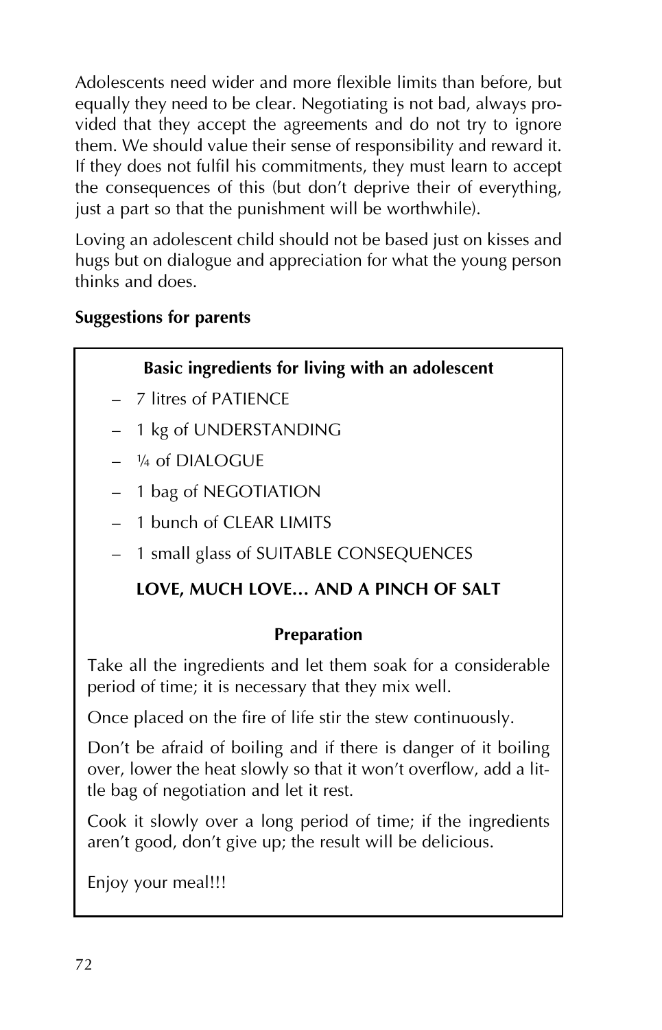Adolescents need wider and more flexible limits than before, but equally they need to be clear. Negotiating is not bad, always provided that they accept the agreements and do not try to ignore them. We should value their sense of responsibility and reward it. If they does not fulfil his commitments, they must learn to accept the consequences of this (but don't deprive their of everything, just a part so that the punishment will be worthwhile).

Loving an adolescent child should not be based just on kisses and hugs but on dialogue and appreciation for what the young person thinks and does.

**Suggestions for parents**

**Basic ingredients for living with an adolescent**

- 7 litres of PATIENCE
- 1 kg of UNDERSTANDING
- ¼ of DIALOGUE
- 1 bag of NEGOTIATION
- 1 bunch of CLEAR LIMITS
- 1 small glass of SUITABLE CONSEQUENCES

**LOVE, MUCH LOVE… AND A PINCH OF SALT**

**Preparation**

Take all the ingredients and let them soak for a considerable period of time; it is necessary that they mix well.

Once placed on the fire of life stir the stew continuously.

Don't be afraid of boiling and if there is danger of it boiling over, lower the heat slowly so that it won't overflow, add a little bag of negotiation and let it rest.

Cook it slowly over a long period of time; if the ingredients aren't good, don't give up; the result will be delicious.

Enjoy your meal!!!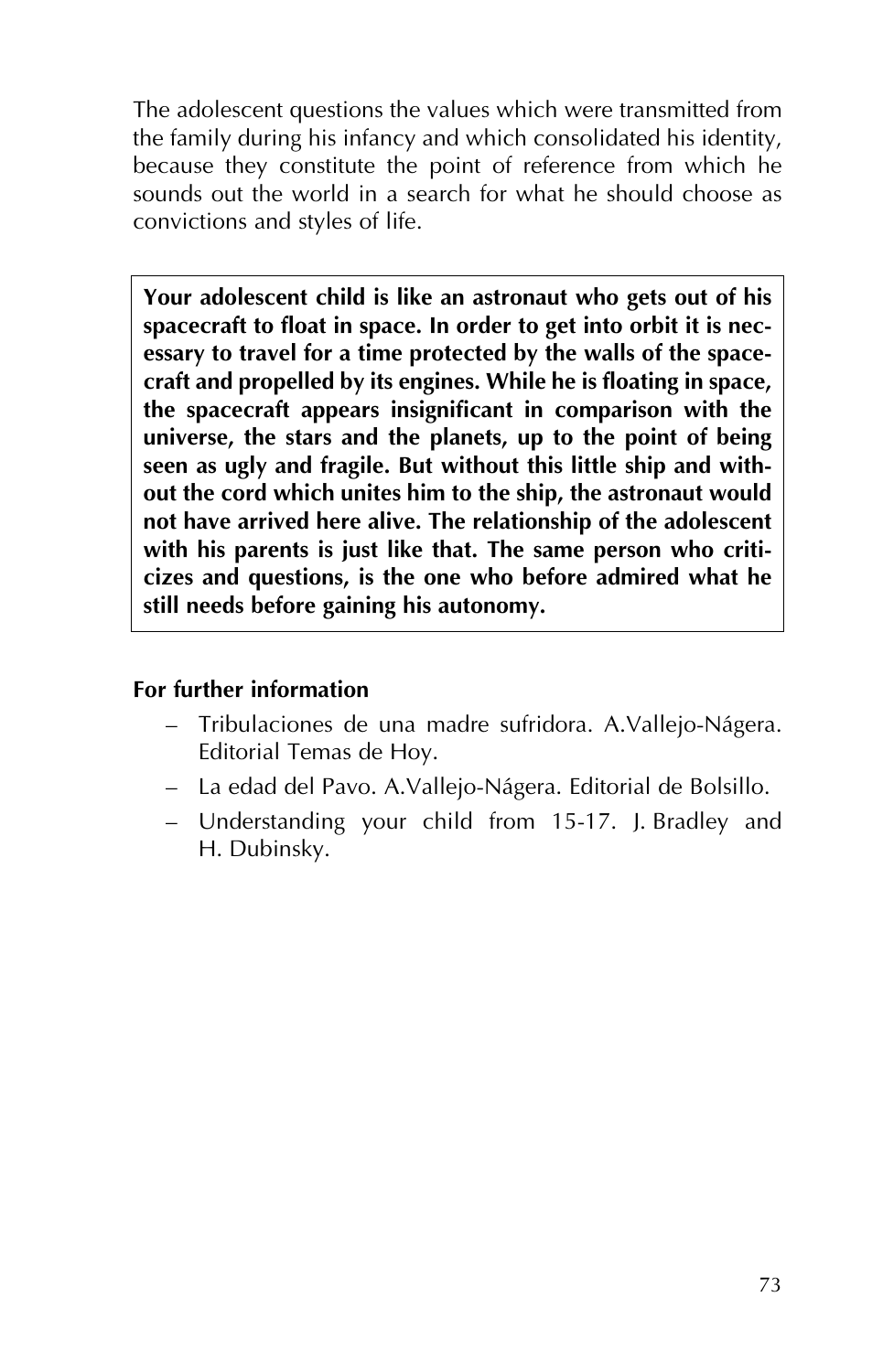The adolescent questions the values which were transmitted from the family during his infancy and which consolidated his identity, because they constitute the point of reference from which he sounds out the world in a search for what he should choose as convictions and styles of life.

**Your adolescent child is like an astronaut who gets out of his spacecraft to float in space. In order to get into orbit it is necessary to travel for a time protected by the walls of the spacecraft and propelled by its engines. While he is floating in space, the spacecraft appears insignificant in comparison with the universe, the stars and the planets, up to the point of being seen as ugly and fragile. But without this little ship and without the cord which unites him to the ship, the astronaut would not have arrived here alive. The relationship of the adolescent with his parents is just like that. The same person who criticizes and questions, is the one who before admired what he still needs before gaining his autonomy.**

**For further information**

- Tribulaciones de una madre sufridora. A.Vallejo-Nágera. Editorial Temas de Hoy.
- La edad del Pavo. A.Vallejo-Nágera. Editorial de Bolsillo.
- Understanding your child from 15-17. J. Bradley and H. Dubinsky.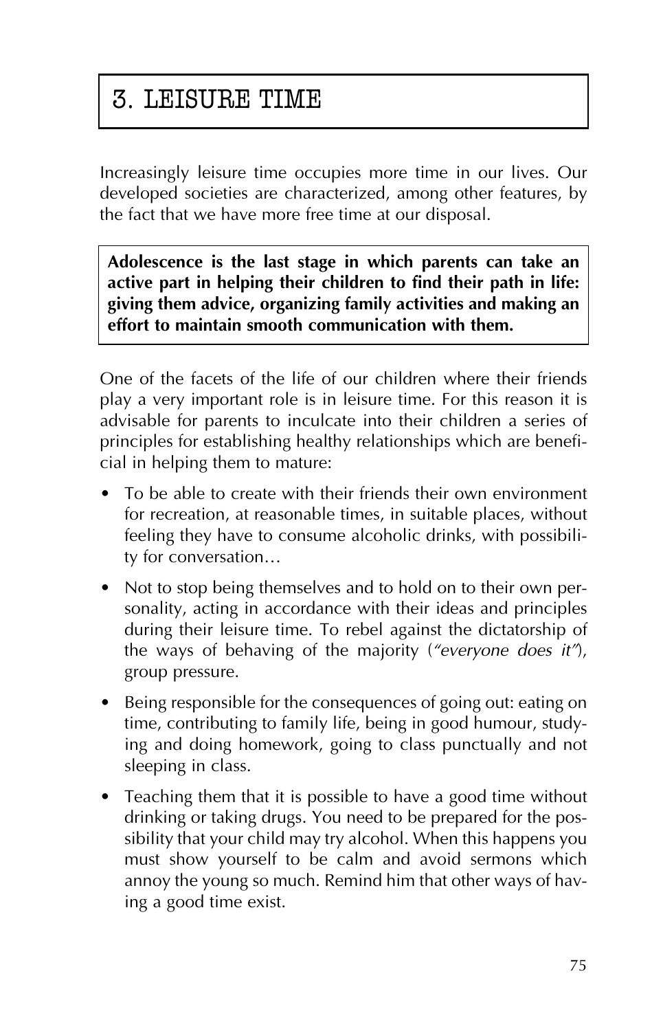# 3. LEISURE TIME

Increasingly leisure time occupies more time in our lives. Our developed societies are characterized, among other features, by the fact that we have more free time at our disposal.

> **Adolescence is the last stage in which parents can take an active part in helping their children to find their path in life: giving them advice, organizing family activities and making an effort to maintain smooth communication with them.**

One of the facets of the life of our children where their friends play a very important role is in leisure time. For this reason it is advisable for parents to inculcate into their children a series of principles for establishing healthy relationships which are beneficial in helping them to mature:

- To be able to create with their friends their own environment for recreation, at reasonable times, in suitable places, without feeling they have to consume alcoholic drinks, with possibility for conversation…
- Not to stop being themselves and to hold on to their own personality, acting in accordance with their ideas and principles during their leisure time. To rebel against the dictatorship of the ways of behaving of the majority (*"everyone does it"*), group pressure.
- Being responsible for the consequences of going out: eating on time, contributing to family life, being in good humour, studying and doing homework, going to class punctually and not sleeping in class.
- Teaching them that it is possible to have a good time without drinking or taking drugs. You need to be prepared for the possibility that your child may try alcohol. When this happens you must show yourself to be calm and avoid sermons which annoy the young so much. Remind him that other ways of having a good time exist.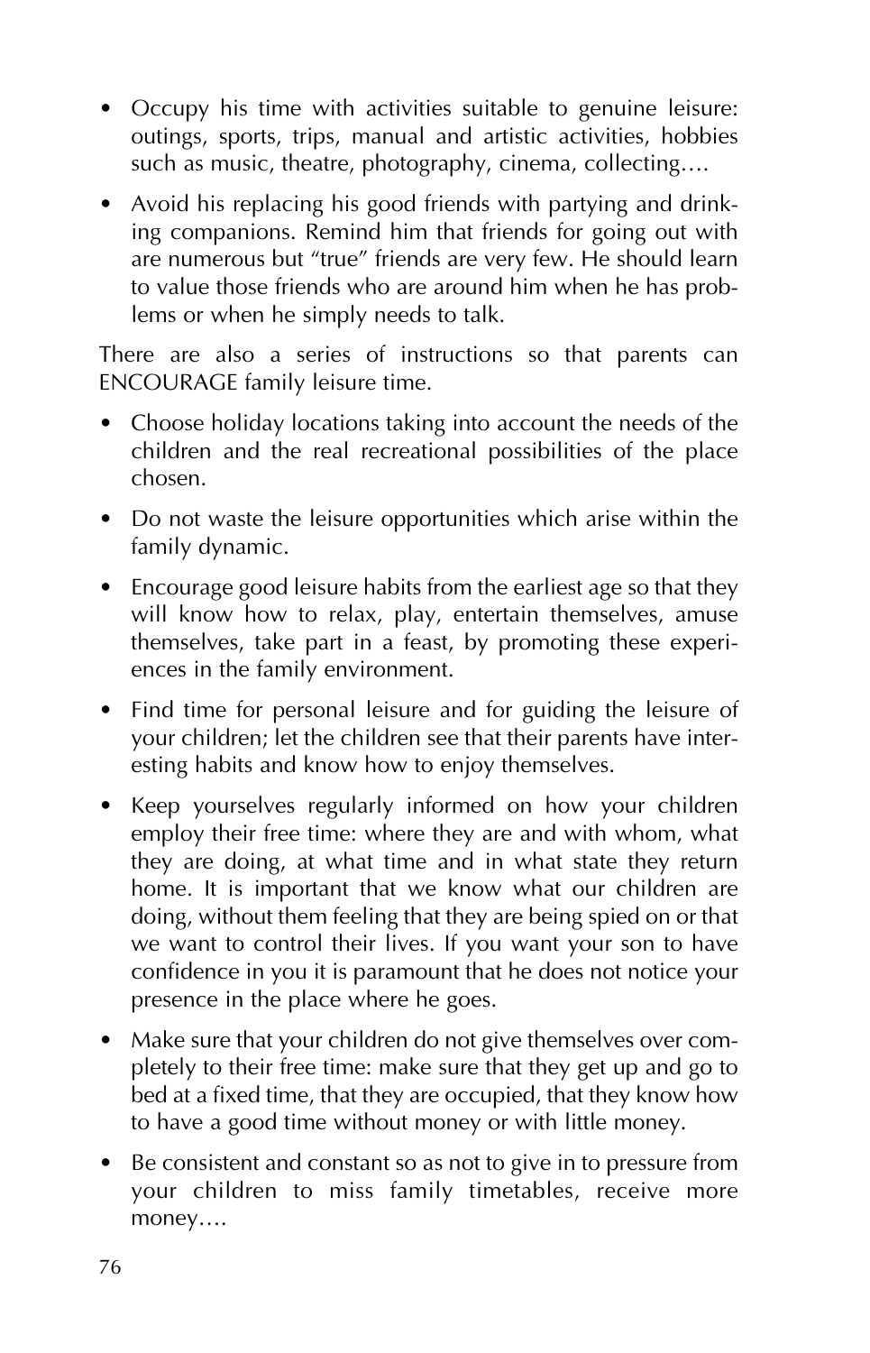- Occupy his time with activities suitable to genuine leisure: outings, sports, trips, manual and artistic activities, hobbies such as music, theatre, photography, cinema, collecting….
- Avoid his replacing his good friends with partying and drinking companions. Remind him that friends for going out with are numerous but "true" friends are very few. He should learn to value those friends who are around him when he has problems or when he simply needs to talk.

There are also a series of instructions so that parents can ENCOURAGE family leisure time.

- Choose holiday locations taking into account the needs of the children and the real recreational possibilities of the place chosen.
- Do not waste the leisure opportunities which arise within the family dynamic.
- Encourage good leisure habits from the earliest age so that they will know how to relax, play, entertain themselves, amuse themselves, take part in a feast, by promoting these experiences in the family environment.
- Find time for personal leisure and for guiding the leisure of your children; let the children see that their parents have interesting habits and know how to enjoy themselves.
- Keep yourselves regularly informed on how your children employ their free time: where they are and with whom, what they are doing, at what time and in what state they return home. It is important that we know what our children are doing, without them feeling that they are being spied on or that we want to control their lives. If you want your son to have confidence in you it is paramount that he does not notice your presence in the place where he goes.
- Make sure that your children do not give themselves over completely to their free time: make sure that they get up and go to bed at a fixed time, that they are occupied, that they know how to have a good time without money or with little money.
- Be consistent and constant so as not to give in to pressure from your children to miss family timetables, receive more money….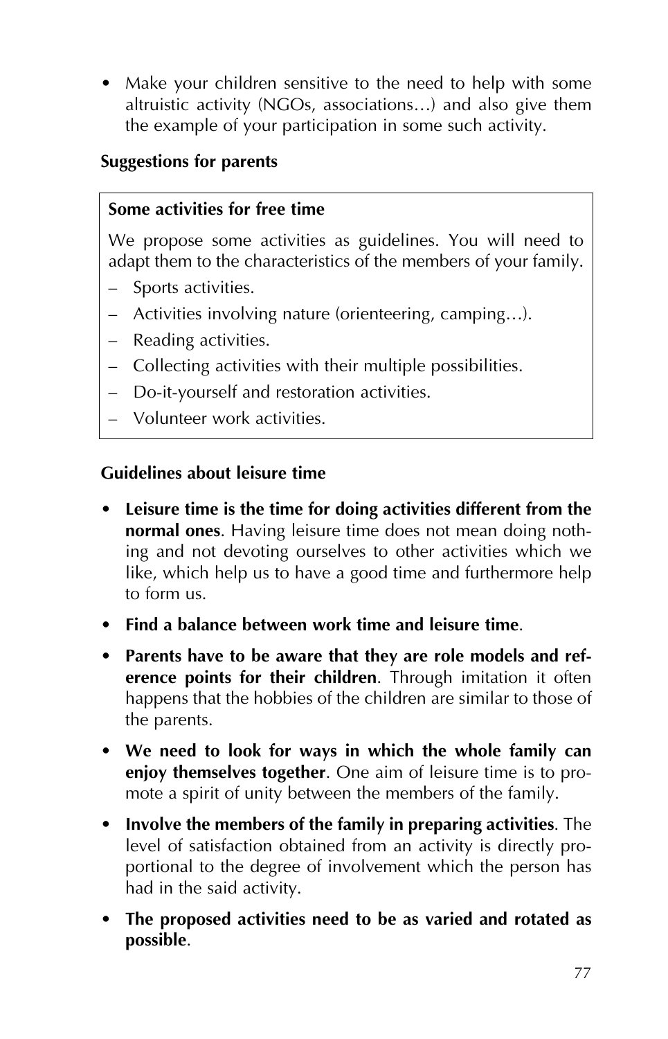- Make your children sensitive to the need to help with some altruistic activity (NGOs, associations…) and also give them the example of your participation in some such activity.

**Suggestions for parents**

**Some activities for free time**

We propose some activities as guidelines. You will need to adapt them to the characteristics of the members of your family.

- Sports activities.
- Activities involving nature (orienteering, camping…).
- Reading activities.
- Collecting activities with their multiple possibilities.
- Do-it-yourself and restoration activities.
- Volunteer work activities.

**Guidelines about leisure time**

- **Leisure time is the time for doing activities different from the normal ones**. Having leisure time does not mean doing nothing and not devoting ourselves to other activities which we like, which help us to have a good time and furthermore help to form us.
- **Find a balance between work time and leisure time**.
- **Parents have to be aware that they are role models and reference points for their children**. Through imitation it often happens that the hobbies of the children are similar to those of the parents.
- **We need to look for ways in which the whole family can enjoy themselves together**. One aim of leisure time is to promote a spirit of unity between the members of the family.
- **Involve the members of the family in preparing activities**. The level of satisfaction obtained from an activity is directly proportional to the degree of involvement which the person has had in the said activity.
- **The proposed activities need to be as varied and rotated as possible**.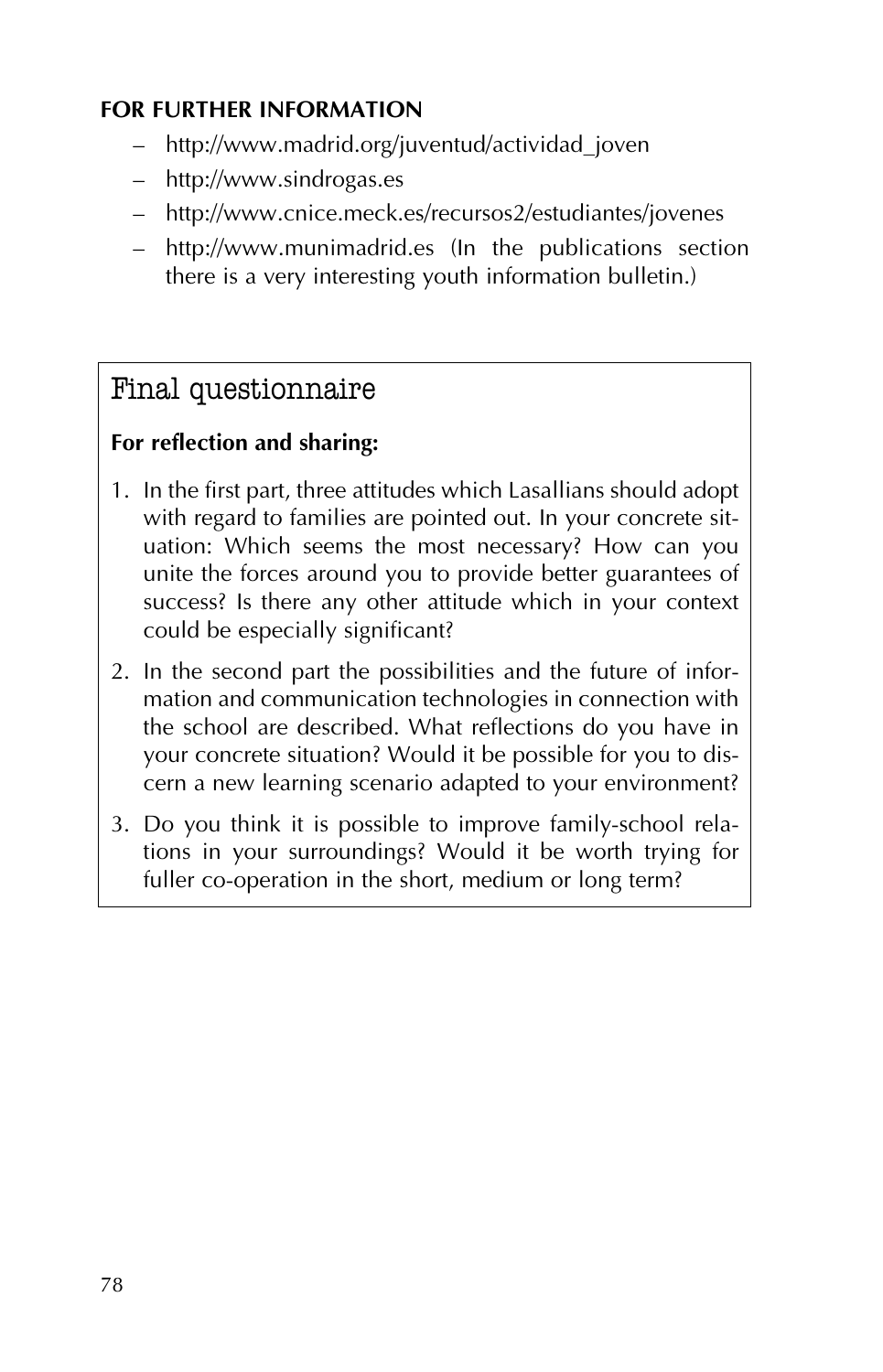**FOR FURTHER INFORMATION**

- http://www.madrid.org/juventud/actividad_joven
- http://www.sindrogas.es
- http://www.cnice.meck.es/recursos2/estudiantes/jovenes
- http://www.munimadrid.es (In the publications section there is a very interesting youth information bulletin.)

## Final questionnaire

**For reflection and sharing:**

1. In the first part, three attitudes which Lasallians should adopt with regard to families are pointed out. In your concrete situation: Which seems the most necessary? How can you unite the forces around you to provide better guarantees of success? Is there any other attitude which in your context could be especially significant?
2. In the second part the possibilities and the future of information and communication technologies in connection with the school are described. What reflections do you have in your concrete situation? Would it be possible for you to discern a new learning scenario adapted to your environment?
3. Do you think it is possible to improve family-school relations in your surroundings? Would it be worth trying for fuller co-operation in the short, medium or long term?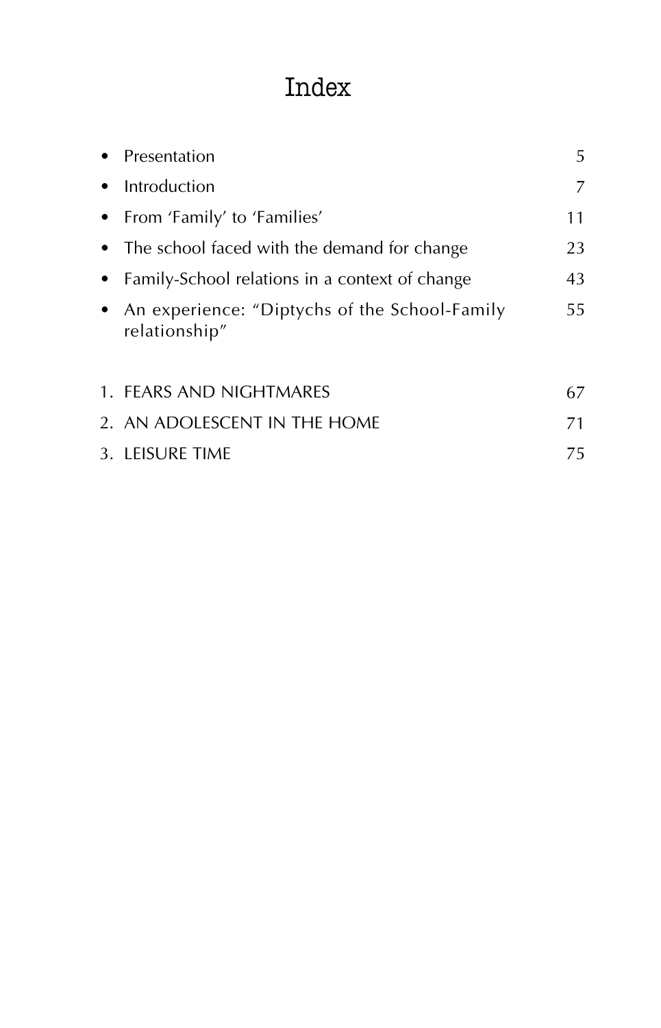# Index

- Presentation 5
- Introduction 7
- From 'Family' to 'Families' 11
- The school faced with the demand for change 23
- Family-School relations in a context of change 43
- An experience: "Diptychs of the School-Family relationship" 55

1. FEARS AND NIGHTMARES 67
2. AN ADOLESCENT IN THE HOME 71
3. LEISURE TIME 75